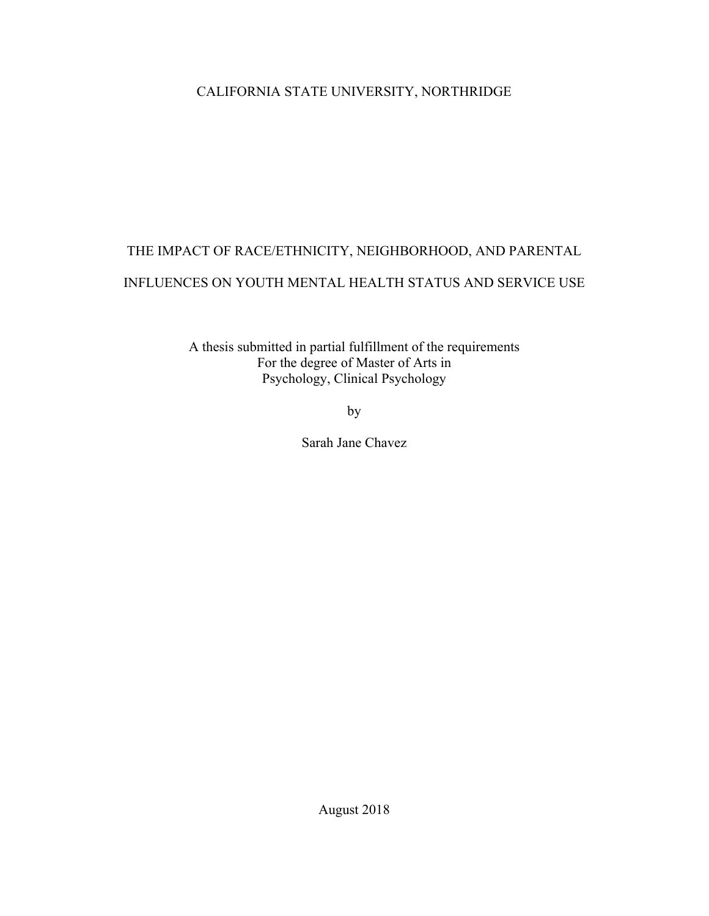CALIFORNIA STATE UNIVERSITY, NORTHRIDGE

# THE IMPACT OF RACE/ETHNICITY, NEIGHBORHOOD, AND PARENTAL INFLUENCES ON YOUTH MENTAL HEALTH STATUS AND SERVICE USE

A thesis submitted in partial fulfillment of the requirements
For the degree of Master of Arts in
Psychology, Clinical Psychology

by

Sarah Jane Chavez

August 2018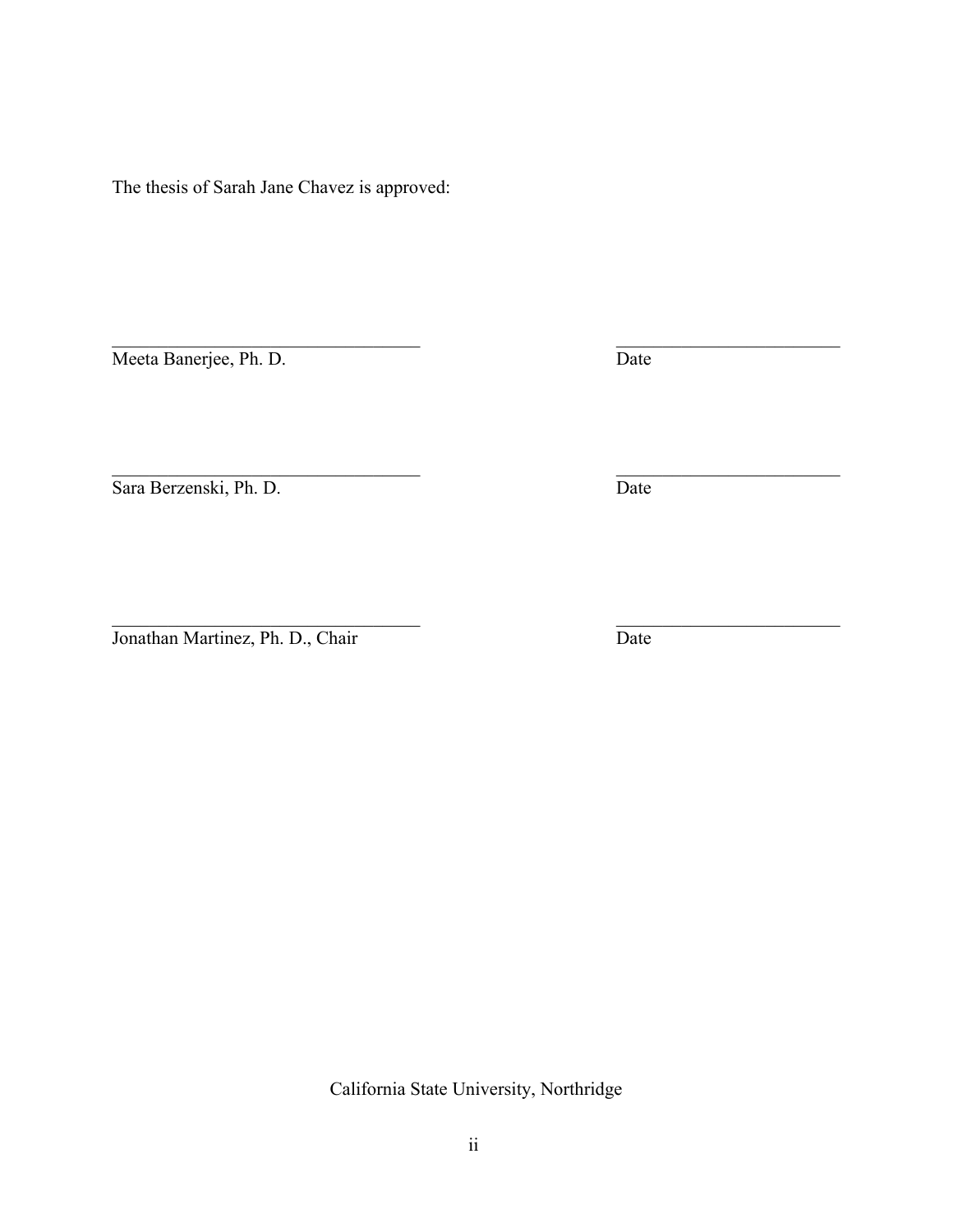The thesis of Sarah Jane Chavez is approved:

\_\_\_\_\_\_\_\_\_\_\_\_\_\_\_\_\_\_\_\_\_\_\_\_\_\_\_\_\_\_\_\_\_\_ \_\_\_\_\_\_\_\_\_\_\_\_\_\_\_\_\_\_\_\_\_\_\_\_

Meeta Banerjee, Ph. D. Date

\_\_\_\_\_\_\_\_\_\_\_\_\_\_\_\_\_\_\_\_\_\_\_\_\_\_\_\_\_\_\_\_\_\_ \_\_\_\_\_\_\_\_\_\_\_\_\_\_\_\_\_\_\_\_\_\_\_\_

Sara Berzenski, Ph. D. Date

\_\_\_\_\_\_\_\_\_\_\_\_\_\_\_\_\_\_\_\_\_\_\_\_\_\_\_\_\_\_\_\_\_\_ \_\_\_\_\_\_\_\_\_\_\_\_\_\_\_\_\_\_\_\_\_\_\_\_

Jonathan Martinez, Ph. D., Chair Date

California State University, Northridge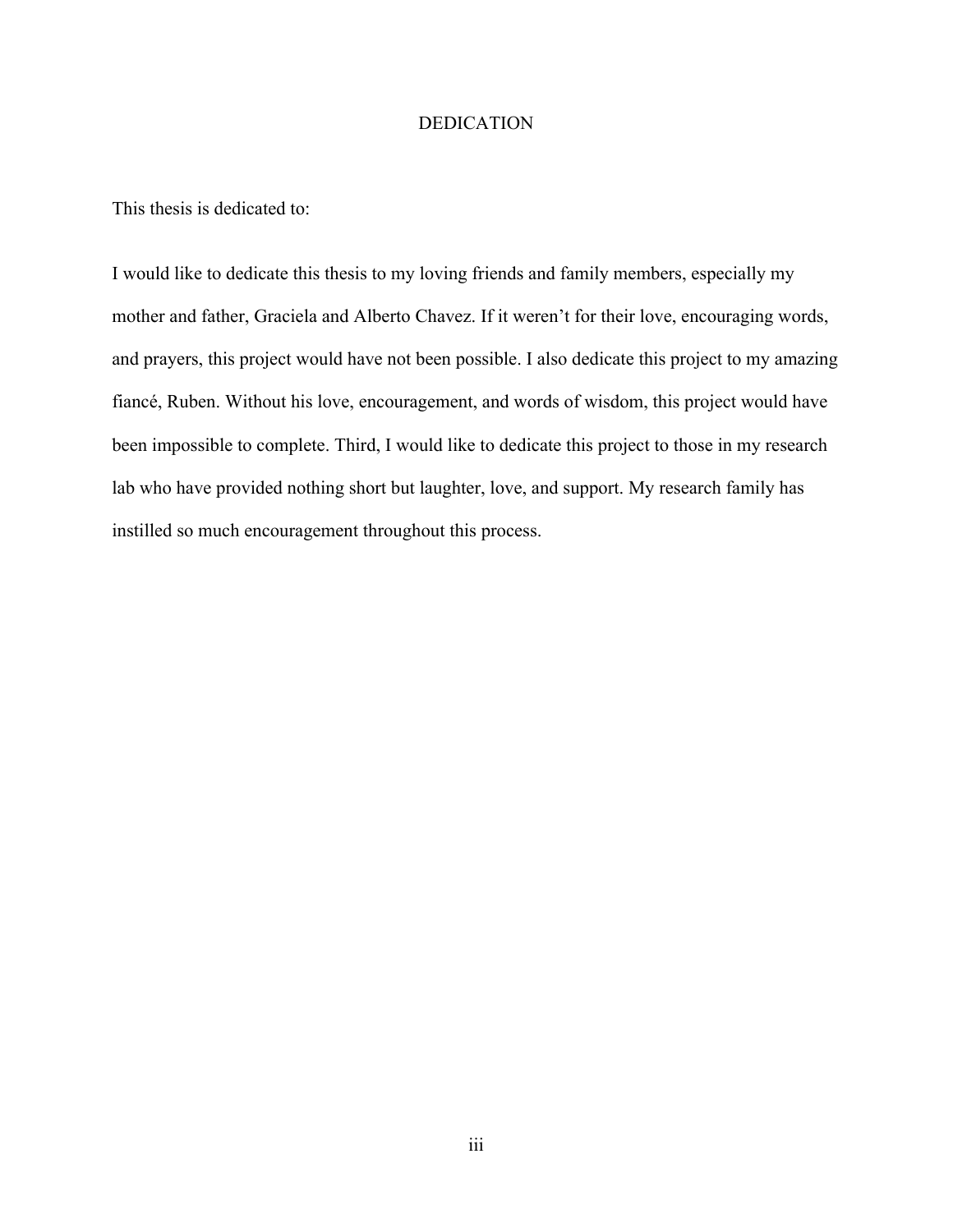# DEDICATION

This thesis is dedicated to:

I would like to dedicate this thesis to my loving friends and family members, especially my mother and father, Graciela and Alberto Chavez. If it weren't for their love, encouraging words, and prayers, this project would have not been possible. I also dedicate this project to my amazing fiancé, Ruben. Without his love, encouragement, and words of wisdom, this project would have been impossible to complete. Third, I would like to dedicate this project to those in my research lab who have provided nothing short but laughter, love, and support. My research family has instilled so much encouragement throughout this process.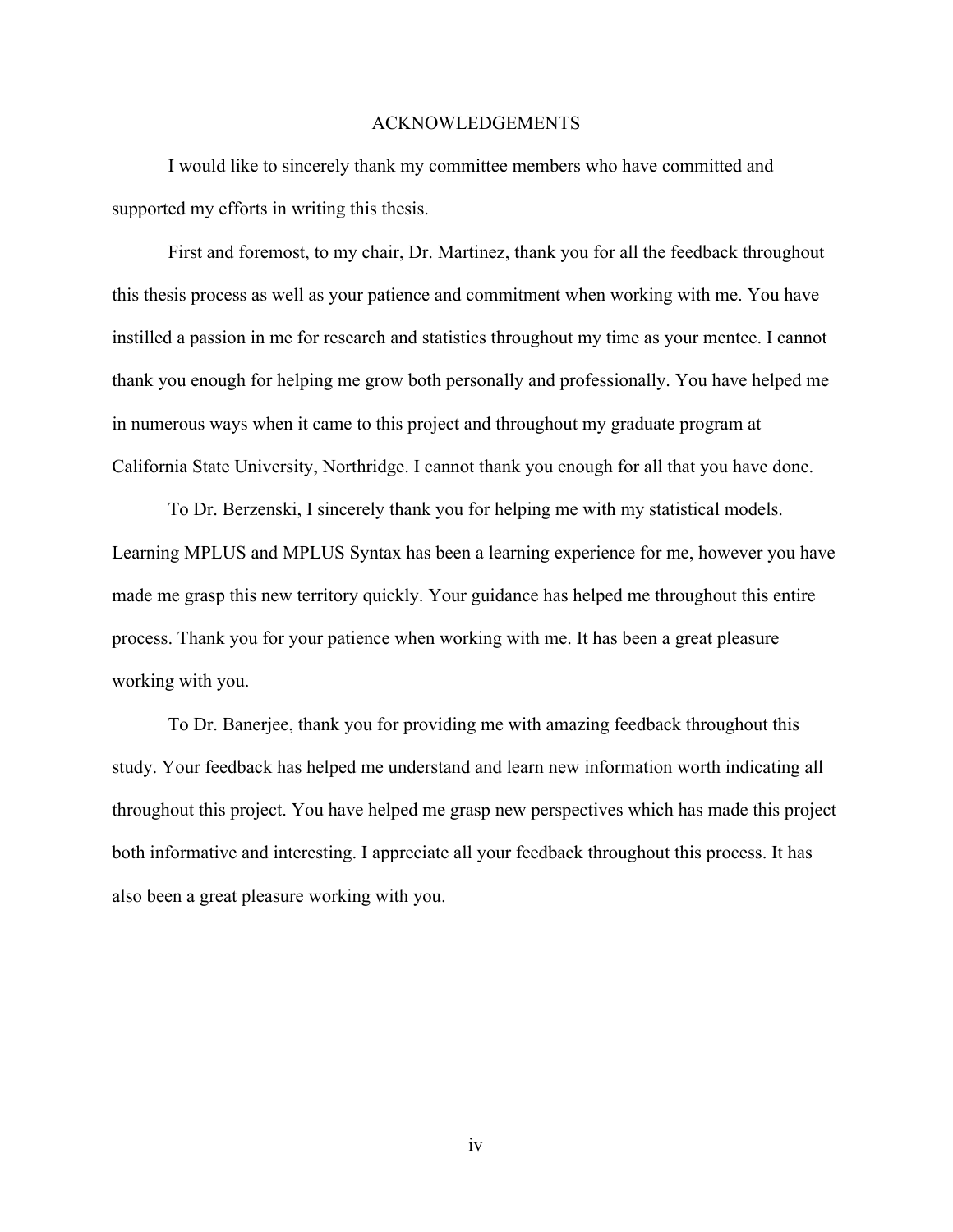# ACKNOWLEDGEMENTS

I would like to sincerely thank my committee members who have committed and supported my efforts in writing this thesis.

First and foremost, to my chair, Dr. Martinez, thank you for all the feedback throughout this thesis process as well as your patience and commitment when working with me. You have instilled a passion in me for research and statistics throughout my time as your mentee. I cannot thank you enough for helping me grow both personally and professionally. You have helped me in numerous ways when it came to this project and throughout my graduate program at California State University, Northridge. I cannot thank you enough for all that you have done.

To Dr. Berzenski, I sincerely thank you for helping me with my statistical models. Learning MPLUS and MPLUS Syntax has been a learning experience for me, however you have made me grasp this new territory quickly. Your guidance has helped me throughout this entire process. Thank you for your patience when working with me. It has been a great pleasure working with you.

To Dr. Banerjee, thank you for providing me with amazing feedback throughout this study. Your feedback has helped me understand and learn new information worth indicating all throughout this project. You have helped me grasp new perspectives which has made this project both informative and interesting. I appreciate all your feedback throughout this process. It has also been a great pleasure working with you.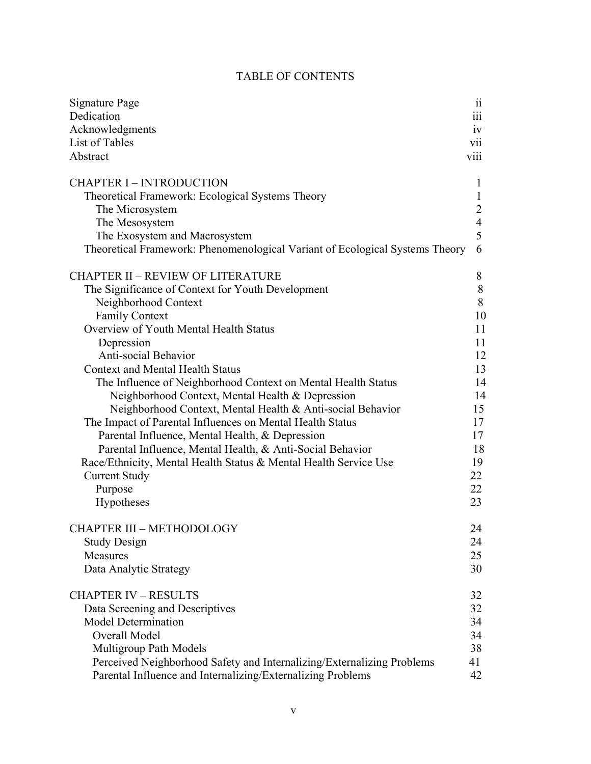# TABLE OF CONTENTS

| | |
|---|---|
| Signature Page | ii |
| Dedication | iii |
| Acknowledgments | iv |
| List of Tables | vii |
| Abstract | viii |
| | |
| CHAPTER I – INTRODUCTION | 1 |
| Theoretical Framework: Ecological Systems Theory | 1 |
| The Microsystem | 2 |
| The Mesosystem | 4 |
| The Exosystem and Macrosystem | 5 |
| Theoretical Framework: Phenomenological Variant of Ecological Systems Theory | 6 |
| | |
| CHAPTER II – REVIEW OF LITERATURE | 8 |
| The Significance of Context for Youth Development | 8 |
| Neighborhood Context | 8 |
| Family Context | 10 |
| Overview of Youth Mental Health Status | 11 |
| Depression | 11 |
| Anti-social Behavior | 12 |
| Context and Mental Health Status | 13 |
| The Influence of Neighborhood Context on Mental Health Status | 14 |
| Neighborhood Context, Mental Health & Depression | 14 |
| Neighborhood Context, Mental Health & Anti-social Behavior | 15 |
| The Impact of Parental Influences on Mental Health Status | 17 |
| Parental Influence, Mental Health, & Depression | 17 |
| Parental Influence, Mental Health, & Anti-Social Behavior | 18 |
| Race/Ethnicity, Mental Health Status & Mental Health Service Use | 19 |
| Current Study | 22 |
| Purpose | 22 |
| Hypotheses | 23 |
| | |
| CHAPTER III – METHODOLOGY | 24 |
| Study Design | 24 |
| Measures | 25 |
| Data Analytic Strategy | 30 |
| | |
| CHAPTER IV – RESULTS | 32 |
| Data Screening and Descriptives | 32 |
| Model Determination | 34 |
| Overall Model | 34 |
| Multigroup Path Models | 38 |
| Perceived Neighborhood Safety and Internalizing/Externalizing Problems | 41 |
| Parental Influence and Internalizing/Externalizing Problems | 42 |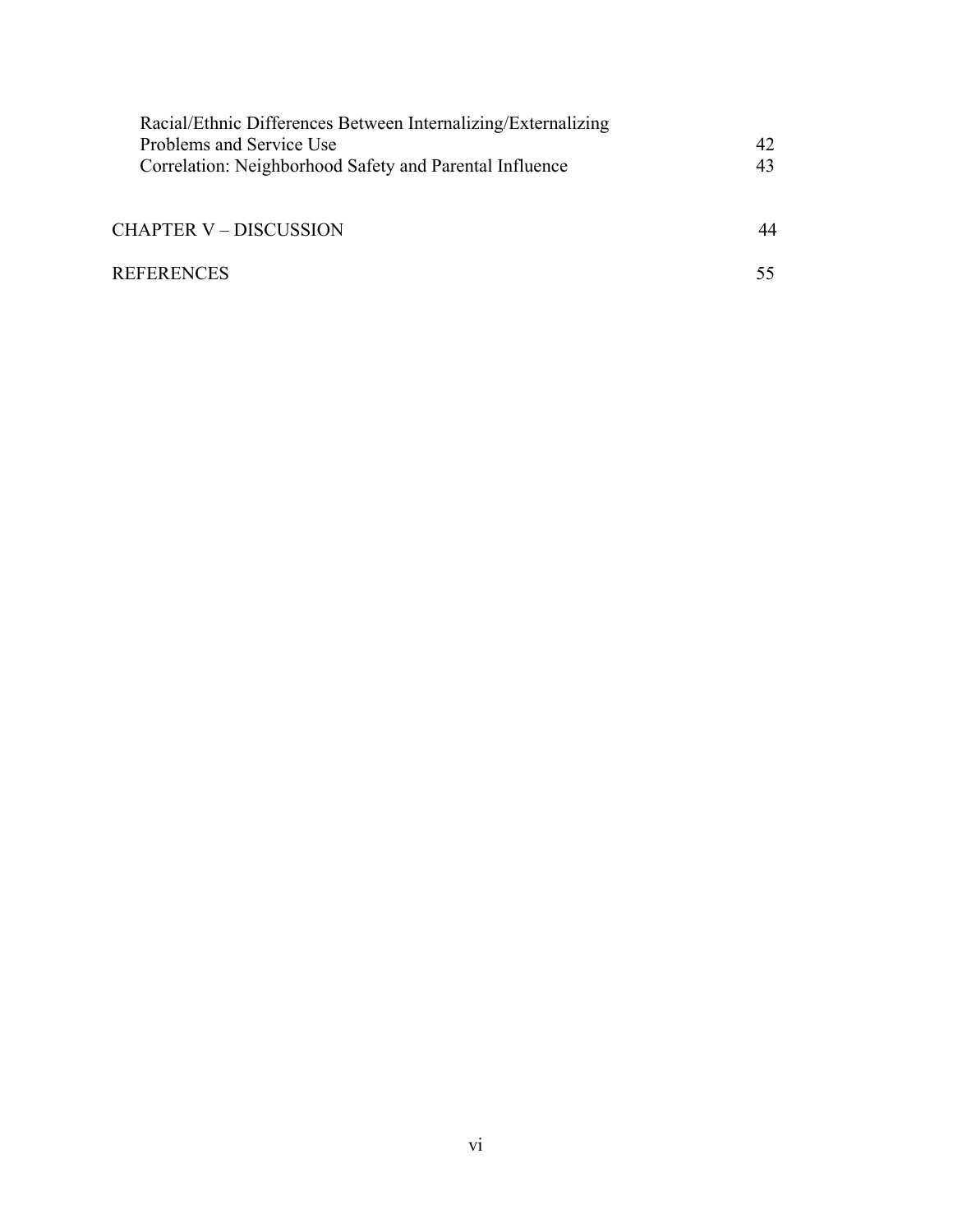Racial/Ethnic Differences Between Internalizing/Externalizing Problems and Service Use 42

Correlation: Neighborhood Safety and Parental Influence 43

CHAPTER V – DISCUSSION 44

REFERENCES 55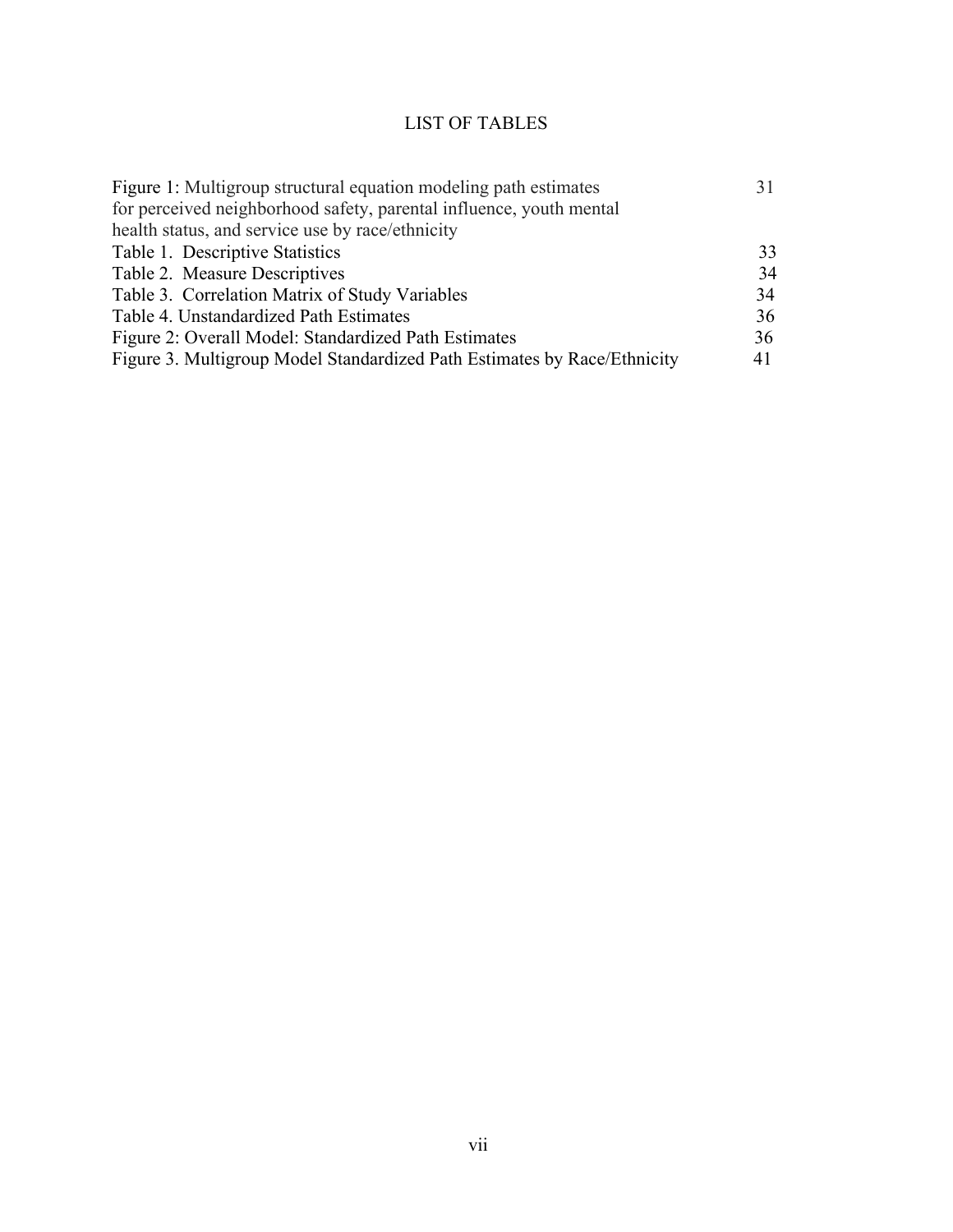# LIST OF TABLES

| | |
|---|---|
| Figure 1: Multigroup structural equation modeling path estimates for perceived neighborhood safety, parental influence, youth mental health status, and service use by race/ethnicity | 31 |
| Table 1. Descriptive Statistics | 33 |
| Table 2. Measure Descriptives | 34 |
| Table 3. Correlation Matrix of Study Variables | 34 |
| Table 4. Unstandardized Path Estimates | 36 |
| Figure 2: Overall Model: Standardized Path Estimates | 36 |
| Figure 3. Multigroup Model Standardized Path Estimates by Race/Ethnicity | 41 |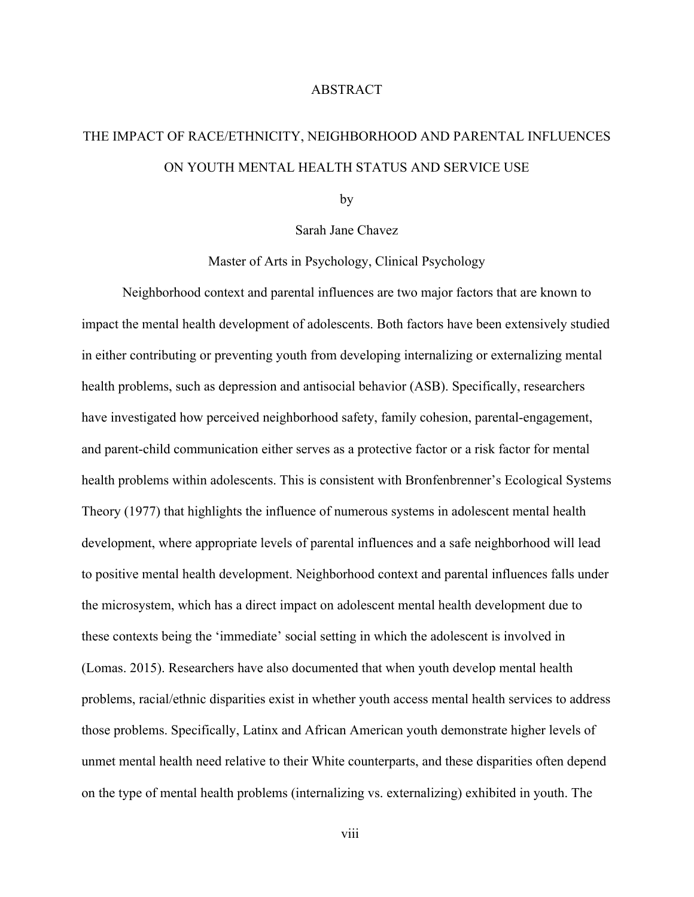# ABSTRACT

## THE IMPACT OF RACE/ETHNICITY, NEIGHBORHOOD AND PARENTAL INFLUENCES ON YOUTH MENTAL HEALTH STATUS AND SERVICE USE

by

Sarah Jane Chavez

Master of Arts in Psychology, Clinical Psychology

Neighborhood context and parental influences are two major factors that are known to impact the mental health development of adolescents. Both factors have been extensively studied in either contributing or preventing youth from developing internalizing or externalizing mental health problems, such as depression and antisocial behavior (ASB). Specifically, researchers have investigated how perceived neighborhood safety, family cohesion, parental-engagement, and parent-child communication either serves as a protective factor or a risk factor for mental health problems within adolescents. This is consistent with Bronfenbrenner's Ecological Systems Theory (1977) that highlights the influence of numerous systems in adolescent mental health development, where appropriate levels of parental influences and a safe neighborhood will lead to positive mental health development. Neighborhood context and parental influences falls under the microsystem, which has a direct impact on adolescent mental health development due to these contexts being the 'immediate' social setting in which the adolescent is involved in (Lomas. 2015). Researchers have also documented that when youth develop mental health problems, racial/ethnic disparities exist in whether youth access mental health services to address those problems. Specifically, Latinx and African American youth demonstrate higher levels of unmet mental health need relative to their White counterparts, and these disparities often depend on the type of mental health problems (internalizing vs. externalizing) exhibited in youth. The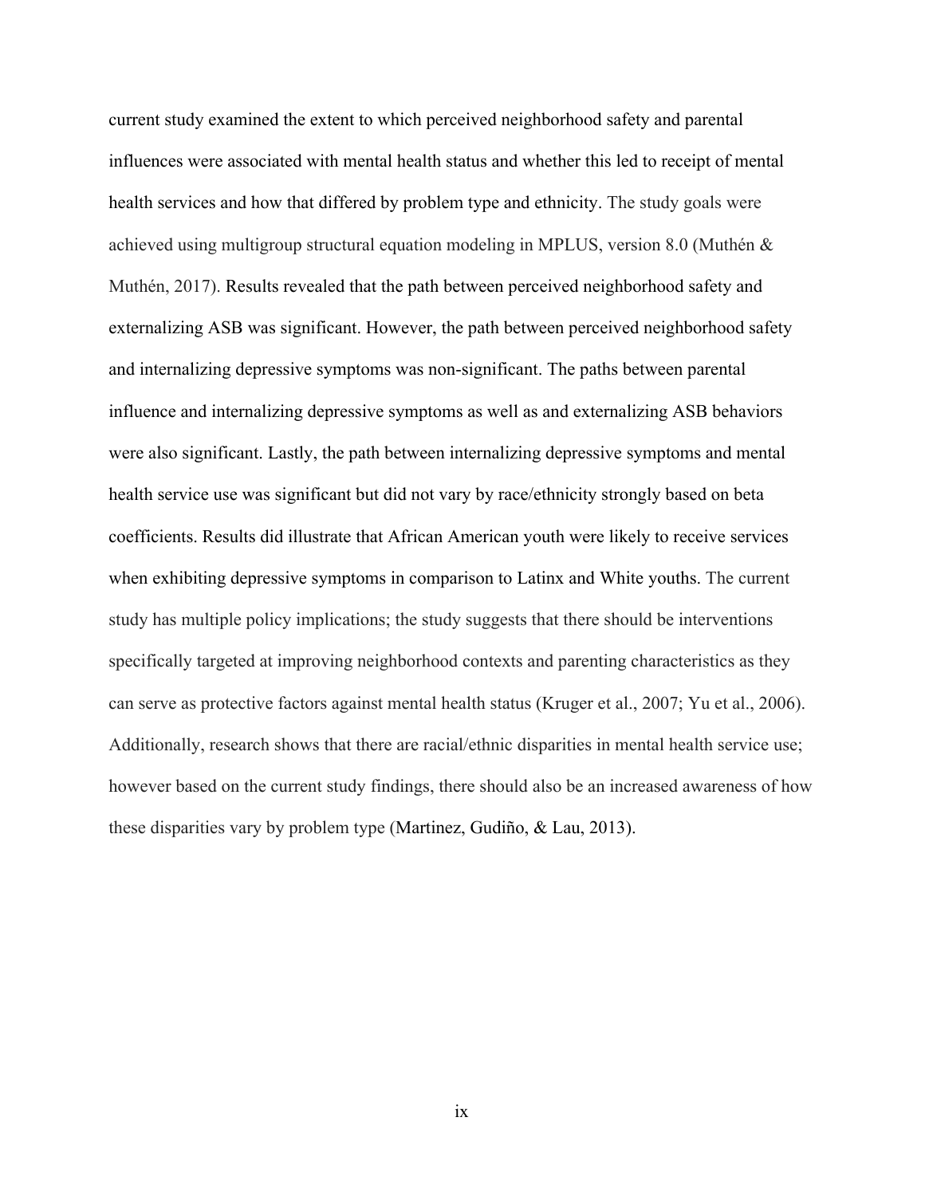current study examined the extent to which perceived neighborhood safety and parental influences were associated with mental health status and whether this led to receipt of mental health services and how that differed by problem type and ethnicity. The study goals were achieved using multigroup structural equation modeling in MPLUS, version 8.0 (Muthén & Muthén, 2017). Results revealed that the path between perceived neighborhood safety and externalizing ASB was significant. However, the path between perceived neighborhood safety and internalizing depressive symptoms was non-significant. The paths between parental influence and internalizing depressive symptoms as well as and externalizing ASB behaviors were also significant. Lastly, the path between internalizing depressive symptoms and mental health service use was significant but did not vary by race/ethnicity strongly based on beta coefficients. Results did illustrate that African American youth were likely to receive services when exhibiting depressive symptoms in comparison to Latinx and White youths. The current study has multiple policy implications; the study suggests that there should be interventions specifically targeted at improving neighborhood contexts and parenting characteristics as they can serve as protective factors against mental health status (Kruger et al., 2007; Yu et al., 2006). Additionally, research shows that there are racial/ethnic disparities in mental health service use; however based on the current study findings, there should also be an increased awareness of how these disparities vary by problem type (Martinez, Gudiño, & Lau, 2013).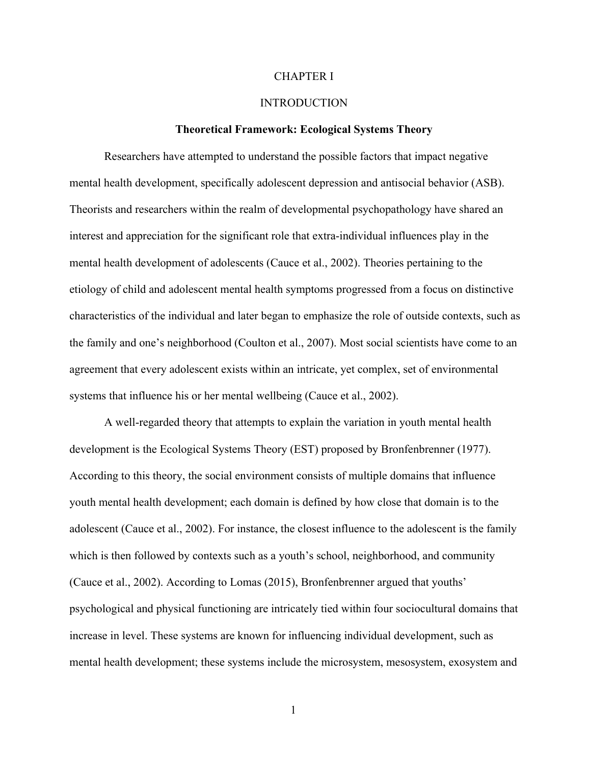# CHAPTER I

# INTRODUCTION

## Theoretical Framework: Ecological Systems Theory

Researchers have attempted to understand the possible factors that impact negative mental health development, specifically adolescent depression and antisocial behavior (ASB). Theorists and researchers within the realm of developmental psychopathology have shared an interest and appreciation for the significant role that extra-individual influences play in the mental health development of adolescents (Cauce et al., 2002). Theories pertaining to the etiology of child and adolescent mental health symptoms progressed from a focus on distinctive characteristics of the individual and later began to emphasize the role of outside contexts, such as the family and one's neighborhood (Coulton et al., 2007). Most social scientists have come to an agreement that every adolescent exists within an intricate, yet complex, set of environmental systems that influence his or her mental wellbeing (Cauce et al., 2002).

A well-regarded theory that attempts to explain the variation in youth mental health development is the Ecological Systems Theory (EST) proposed by Bronfenbrenner (1977). According to this theory, the social environment consists of multiple domains that influence youth mental health development; each domain is defined by how close that domain is to the adolescent (Cauce et al., 2002). For instance, the closest influence to the adolescent is the family which is then followed by contexts such as a youth's school, neighborhood, and community (Cauce et al., 2002). According to Lomas (2015), Bronfenbrenner argued that youths' psychological and physical functioning are intricately tied within four sociocultural domains that increase in level. These systems are known for influencing individual development, such as mental health development; these systems include the microsystem, mesosystem, exosystem and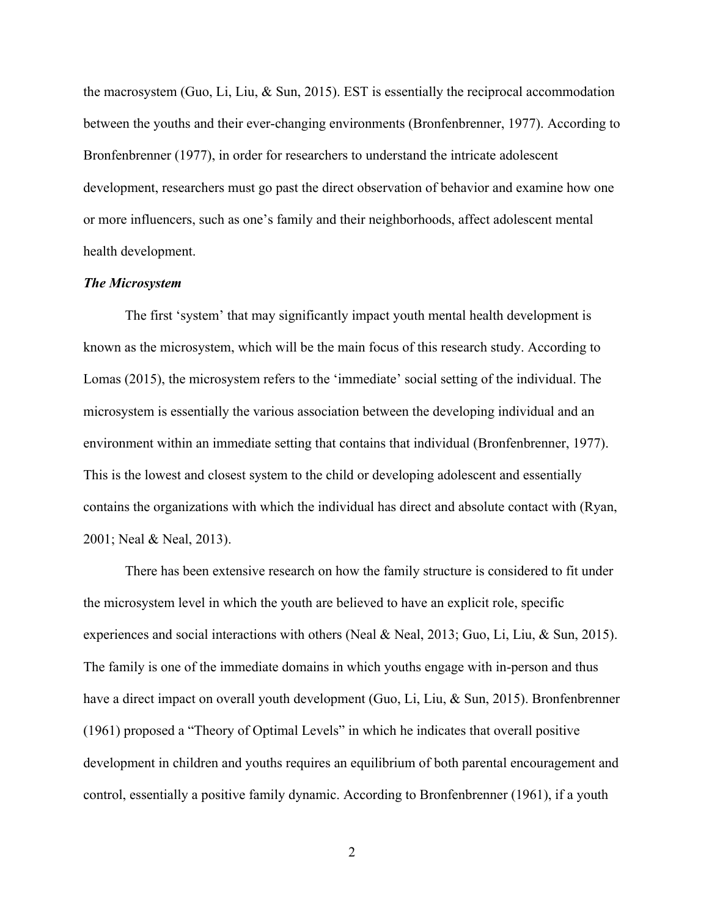the macrosystem (Guo, Li, Liu, & Sun, 2015). EST is essentially the reciprocal accommodation between the youths and their ever-changing environments (Bronfenbrenner, 1977). According to Bronfenbrenner (1977), in order for researchers to understand the intricate adolescent development, researchers must go past the direct observation of behavior and examine how one or more influencers, such as one's family and their neighborhoods, affect adolescent mental health development.

### *The Microsystem*

The first 'system' that may significantly impact youth mental health development is known as the microsystem, which will be the main focus of this research study. According to Lomas (2015), the microsystem refers to the 'immediate' social setting of the individual. The microsystem is essentially the various association between the developing individual and an environment within an immediate setting that contains that individual (Bronfenbrenner, 1977). This is the lowest and closest system to the child or developing adolescent and essentially contains the organizations with which the individual has direct and absolute contact with (Ryan, 2001; Neal & Neal, 2013).

There has been extensive research on how the family structure is considered to fit under the microsystem level in which the youth are believed to have an explicit role, specific experiences and social interactions with others (Neal & Neal, 2013; Guo, Li, Liu, & Sun, 2015). The family is one of the immediate domains in which youths engage with in-person and thus have a direct impact on overall youth development (Guo, Li, Liu, & Sun, 2015). Bronfenbrenner (1961) proposed a "Theory of Optimal Levels" in which he indicates that overall positive development in children and youths requires an equilibrium of both parental encouragement and control, essentially a positive family dynamic. According to Bronfenbrenner (1961), if a youth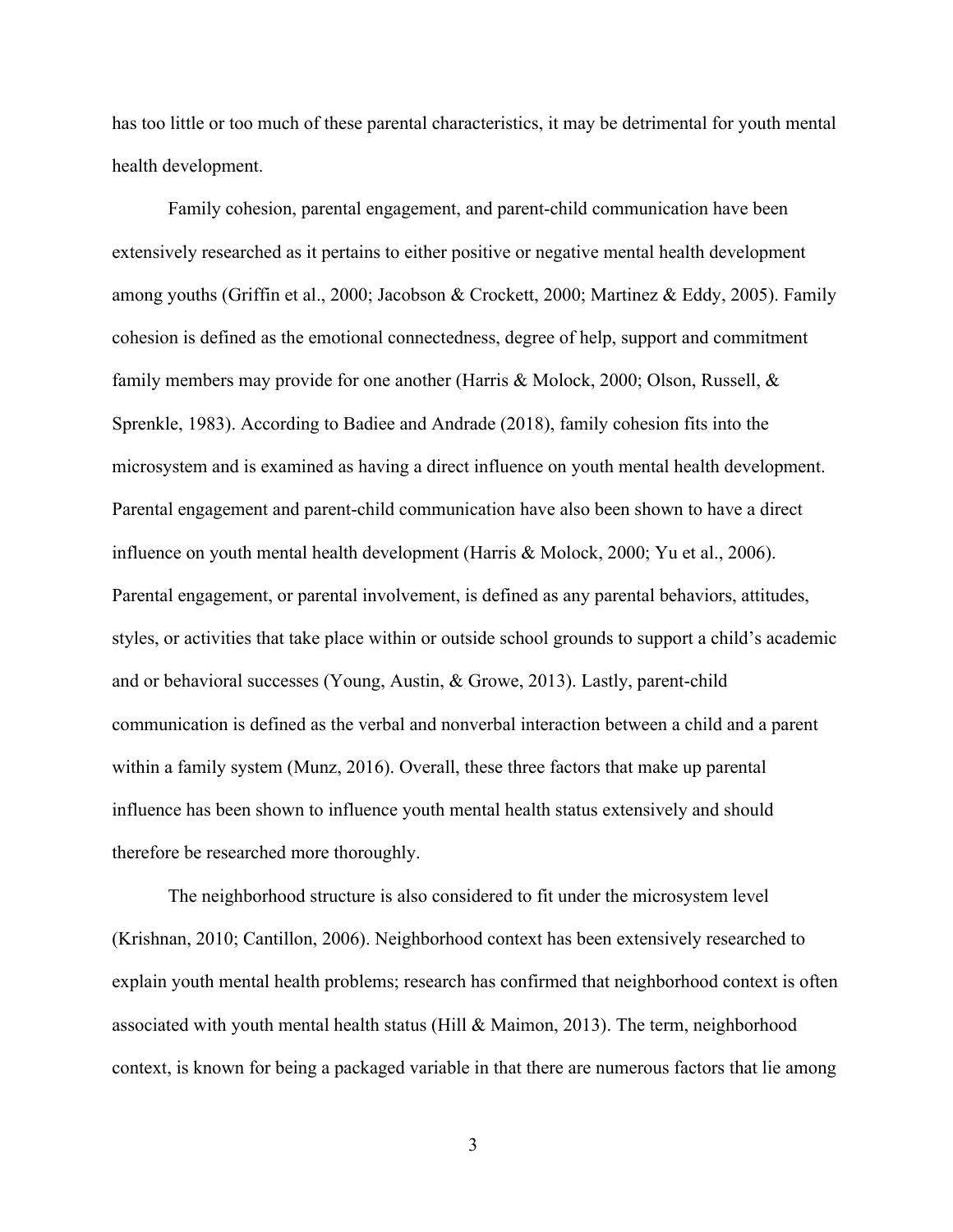has too little or too much of these parental characteristics, it may be detrimental for youth mental health development.

Family cohesion, parental engagement, and parent-child communication have been extensively researched as it pertains to either positive or negative mental health development among youths (Griffin et al., 2000; Jacobson & Crockett, 2000; Martinez & Eddy, 2005). Family cohesion is defined as the emotional connectedness, degree of help, support and commitment family members may provide for one another (Harris & Molock, 2000; Olson, Russell, & Sprenkle, 1983). According to Badiee and Andrade (2018), family cohesion fits into the microsystem and is examined as having a direct influence on youth mental health development. Parental engagement and parent-child communication have also been shown to have a direct influence on youth mental health development (Harris & Molock, 2000; Yu et al., 2006). Parental engagement, or parental involvement, is defined as any parental behaviors, attitudes, styles, or activities that take place within or outside school grounds to support a child's academic and or behavioral successes (Young, Austin, & Growe, 2013). Lastly, parent-child communication is defined as the verbal and nonverbal interaction between a child and a parent within a family system (Munz, 2016). Overall, these three factors that make up parental influence has been shown to influence youth mental health status extensively and should therefore be researched more thoroughly.

The neighborhood structure is also considered to fit under the microsystem level (Krishnan, 2010; Cantillon, 2006). Neighborhood context has been extensively researched to explain youth mental health problems; research has confirmed that neighborhood context is often associated with youth mental health status (Hill & Maimon, 2013). The term, neighborhood context, is known for being a packaged variable in that there are numerous factors that lie among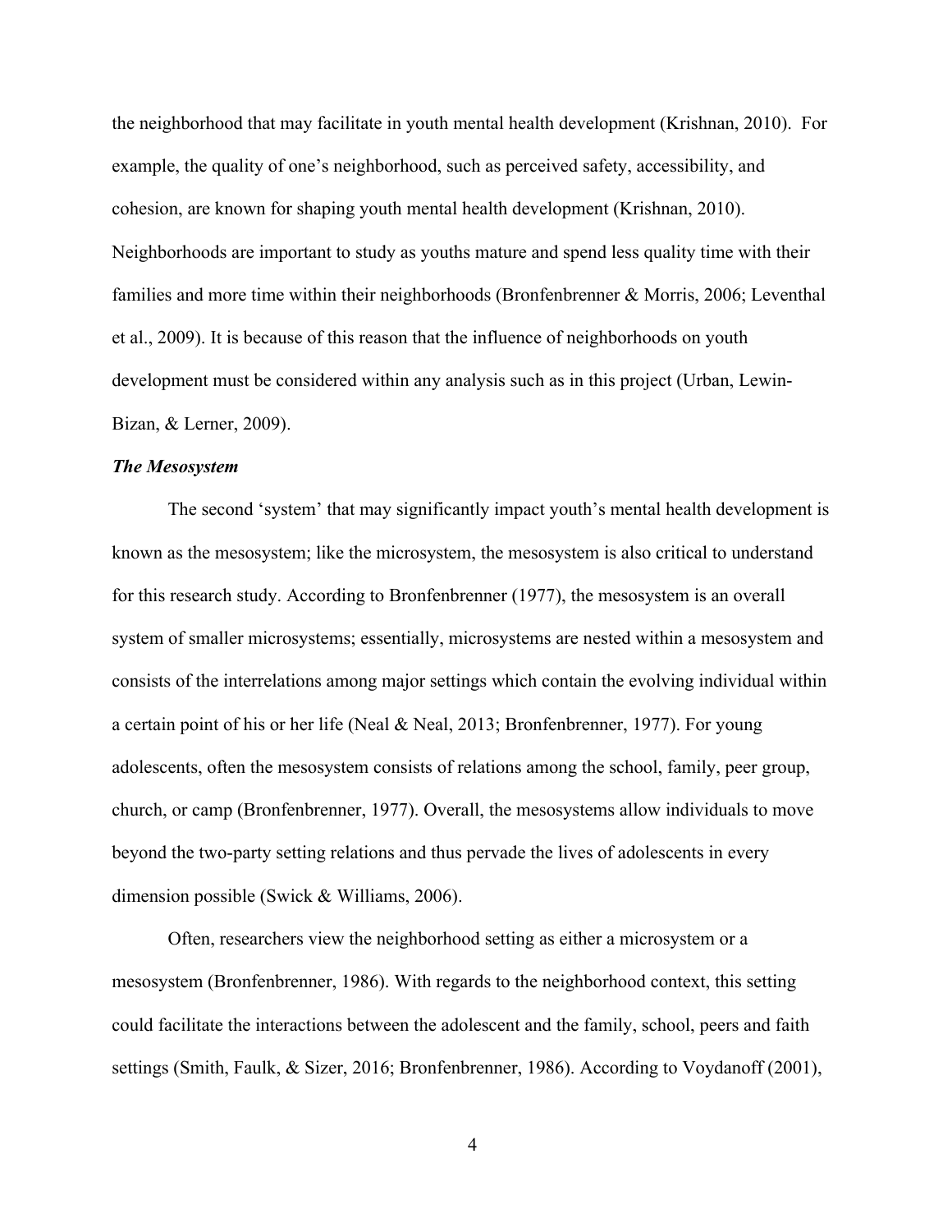the neighborhood that may facilitate in youth mental health development (Krishnan, 2010). For example, the quality of one's neighborhood, such as perceived safety, accessibility, and cohesion, are known for shaping youth mental health development (Krishnan, 2010). Neighborhoods are important to study as youths mature and spend less quality time with their families and more time within their neighborhoods (Bronfenbrenner & Morris, 2006; Leventhal et al., 2009). It is because of this reason that the influence of neighborhoods on youth development must be considered within any analysis such as in this project (Urban, Lewin-Bizan, & Lerner, 2009).

***The Mesosystem***

The second 'system' that may significantly impact youth's mental health development is known as the mesosystem; like the microsystem, the mesosystem is also critical to understand for this research study. According to Bronfenbrenner (1977), the mesosystem is an overall system of smaller microsystems; essentially, microsystems are nested within a mesosystem and consists of the interrelations among major settings which contain the evolving individual within a certain point of his or her life (Neal & Neal, 2013; Bronfenbrenner, 1977). For young adolescents, often the mesosystem consists of relations among the school, family, peer group, church, or camp (Bronfenbrenner, 1977). Overall, the mesosystems allow individuals to move beyond the two-party setting relations and thus pervade the lives of adolescents in every dimension possible (Swick & Williams, 2006).

Often, researchers view the neighborhood setting as either a microsystem or a mesosystem (Bronfenbrenner, 1986). With regards to the neighborhood context, this setting could facilitate the interactions between the adolescent and the family, school, peers and faith settings (Smith, Faulk, & Sizer, 2016; Bronfenbrenner, 1986). According to Voydanoff (2001),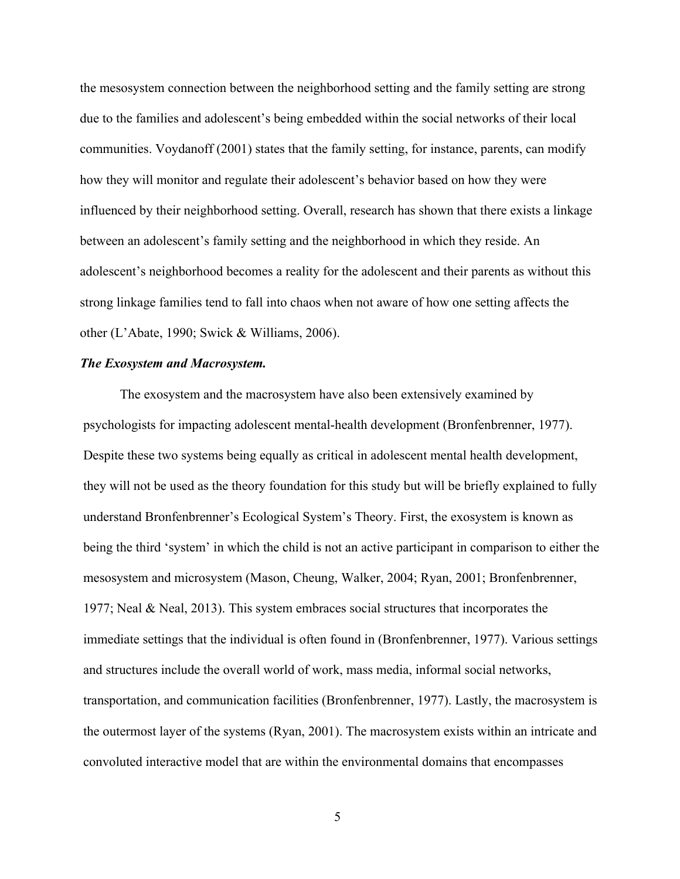the mesosystem connection between the neighborhood setting and the family setting are strong due to the families and adolescent's being embedded within the social networks of their local communities. Voydanoff (2001) states that the family setting, for instance, parents, can modify how they will monitor and regulate their adolescent's behavior based on how they were influenced by their neighborhood setting. Overall, research has shown that there exists a linkage between an adolescent's family setting and the neighborhood in which they reside. An adolescent's neighborhood becomes a reality for the adolescent and their parents as without this strong linkage families tend to fall into chaos when not aware of how one setting affects the other (L'Abate, 1990; Swick & Williams, 2006).

***The Exosystem and Macrosystem.***

The exosystem and the macrosystem have also been extensively examined by psychologists for impacting adolescent mental-health development (Bronfenbrenner, 1977). Despite these two systems being equally as critical in adolescent mental health development, they will not be used as the theory foundation for this study but will be briefly explained to fully understand Bronfenbrenner's Ecological System's Theory. First, the exosystem is known as being the third 'system' in which the child is not an active participant in comparison to either the mesosystem and microsystem (Mason, Cheung, Walker, 2004; Ryan, 2001; Bronfenbrenner, 1977; Neal & Neal, 2013). This system embraces social structures that incorporates the immediate settings that the individual is often found in (Bronfenbrenner, 1977). Various settings and structures include the overall world of work, mass media, informal social networks, transportation, and communication facilities (Bronfenbrenner, 1977). Lastly, the macrosystem is the outermost layer of the systems (Ryan, 2001). The macrosystem exists within an intricate and convoluted interactive model that are within the environmental domains that encompasses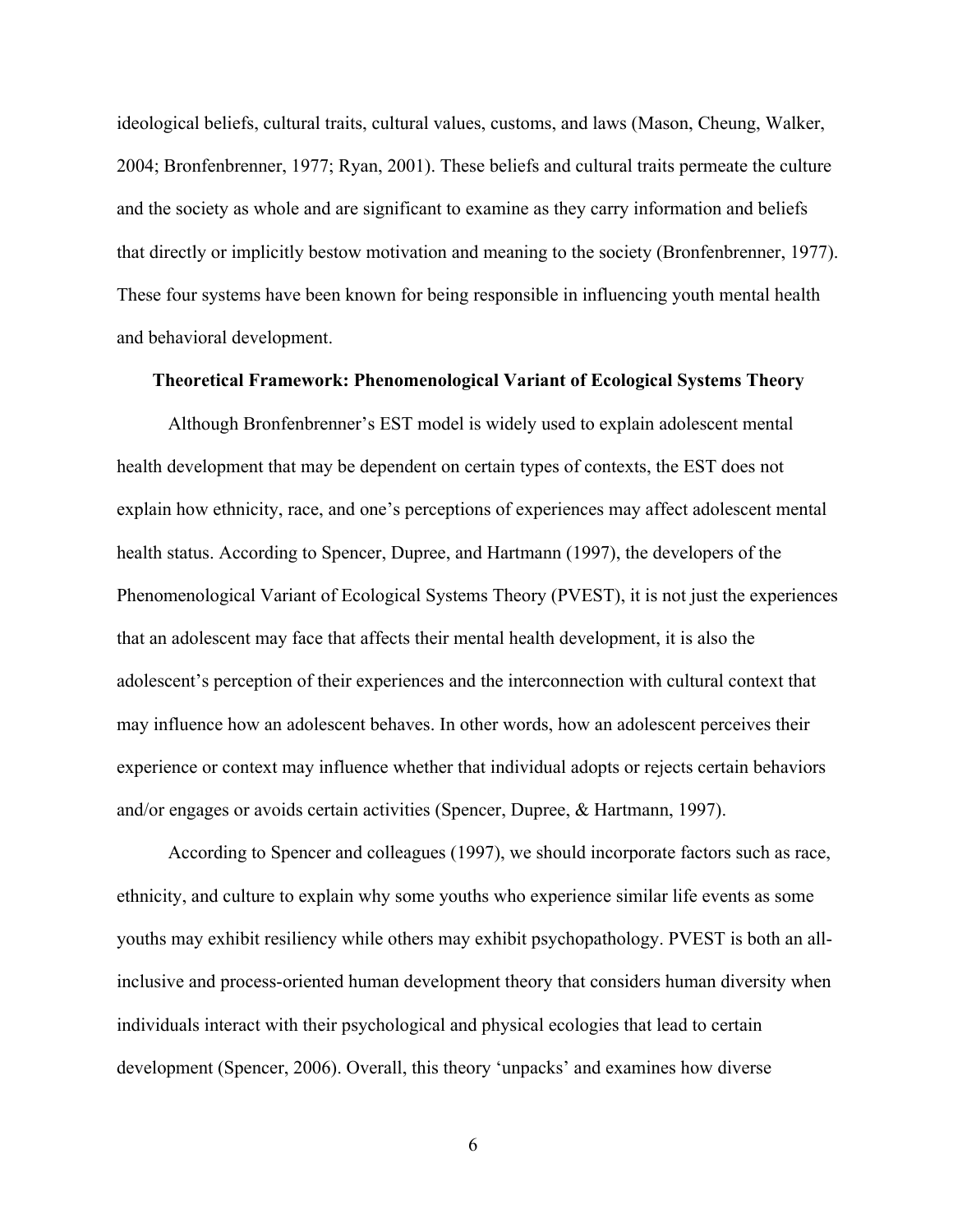ideological beliefs, cultural traits, cultural values, customs, and laws (Mason, Cheung, Walker, 2004; Bronfenbrenner, 1977; Ryan, 2001). These beliefs and cultural traits permeate the culture and the society as whole and are significant to examine as they carry information and beliefs that directly or implicitly bestow motivation and meaning to the society (Bronfenbrenner, 1977). These four systems have been known for being responsible in influencing youth mental health and behavioral development.

## Theoretical Framework: Phenomenological Variant of Ecological Systems Theory

Although Bronfenbrenner's EST model is widely used to explain adolescent mental health development that may be dependent on certain types of contexts, the EST does not explain how ethnicity, race, and one's perceptions of experiences may affect adolescent mental health status. According to Spencer, Dupree, and Hartmann (1997), the developers of the Phenomenological Variant of Ecological Systems Theory (PVEST), it is not just the experiences that an adolescent may face that affects their mental health development, it is also the adolescent's perception of their experiences and the interconnection with cultural context that may influence how an adolescent behaves. In other words, how an adolescent perceives their experience or context may influence whether that individual adopts or rejects certain behaviors and/or engages or avoids certain activities (Spencer, Dupree, & Hartmann, 1997).

According to Spencer and colleagues (1997), we should incorporate factors such as race, ethnicity, and culture to explain why some youths who experience similar life events as some youths may exhibit resiliency while others may exhibit psychopathology. PVEST is both an all-inclusive and process-oriented human development theory that considers human diversity when individuals interact with their psychological and physical ecologies that lead to certain development (Spencer, 2006). Overall, this theory 'unpacks' and examines how diverse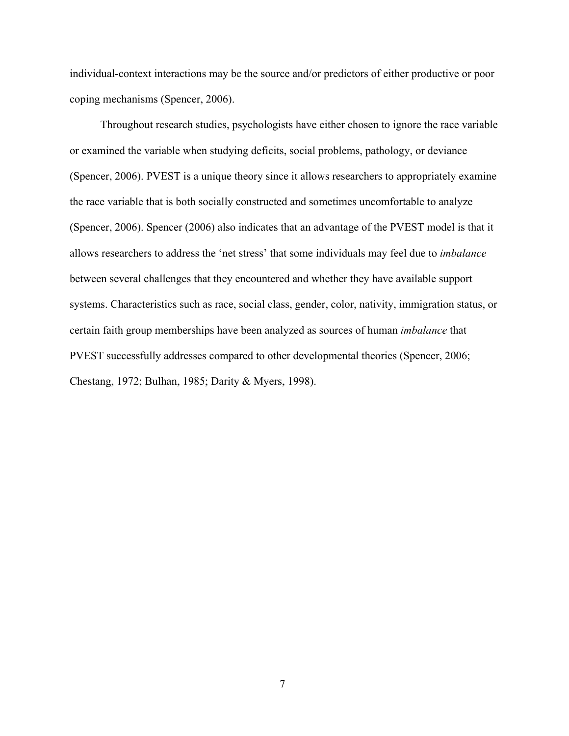individual-context interactions may be the source and/or predictors of either productive or poor coping mechanisms (Spencer, 2006).

Throughout research studies, psychologists have either chosen to ignore the race variable or examined the variable when studying deficits, social problems, pathology, or deviance (Spencer, 2006). PVEST is a unique theory since it allows researchers to appropriately examine the race variable that is both socially constructed and sometimes uncomfortable to analyze (Spencer, 2006). Spencer (2006) also indicates that an advantage of the PVEST model is that it allows researchers to address the 'net stress' that some individuals may feel due to *imbalance* between several challenges that they encountered and whether they have available support systems. Characteristics such as race, social class, gender, color, nativity, immigration status, or certain faith group memberships have been analyzed as sources of human *imbalance* that PVEST successfully addresses compared to other developmental theories (Spencer, 2006; Chestang, 1972; Bulhan, 1985; Darity & Myers, 1998).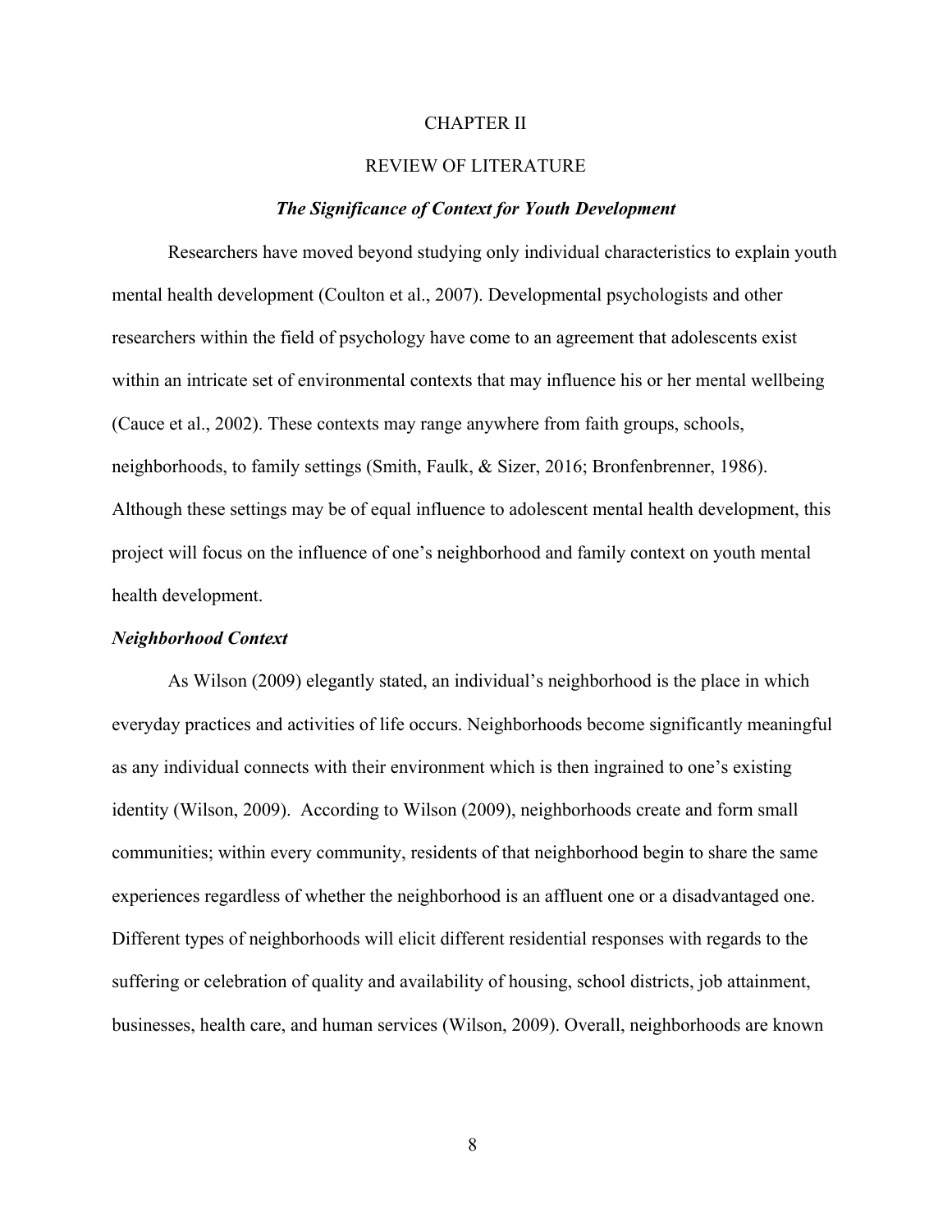# CHAPTER II

# REVIEW OF LITERATURE

## *The Significance of Context for Youth Development*

Researchers have moved beyond studying only individual characteristics to explain youth mental health development (Coulton et al., 2007). Developmental psychologists and other researchers within the field of psychology have come to an agreement that adolescents exist within an intricate set of environmental contexts that may influence his or her mental wellbeing (Cauce et al., 2002). These contexts may range anywhere from faith groups, schools, neighborhoods, to family settings (Smith, Faulk, & Sizer, 2016; Bronfenbrenner, 1986). Although these settings may be of equal influence to adolescent mental health development, this project will focus on the influence of one's neighborhood and family context on youth mental health development.

### *Neighborhood Context*

As Wilson (2009) elegantly stated, an individual's neighborhood is the place in which everyday practices and activities of life occurs. Neighborhoods become significantly meaningful as any individual connects with their environment which is then ingrained to one's existing identity (Wilson, 2009). According to Wilson (2009), neighborhoods create and form small communities; within every community, residents of that neighborhood begin to share the same experiences regardless of whether the neighborhood is an affluent one or a disadvantaged one. Different types of neighborhoods will elicit different residential responses with regards to the suffering or celebration of quality and availability of housing, school districts, job attainment, businesses, health care, and human services (Wilson, 2009). Overall, neighborhoods are known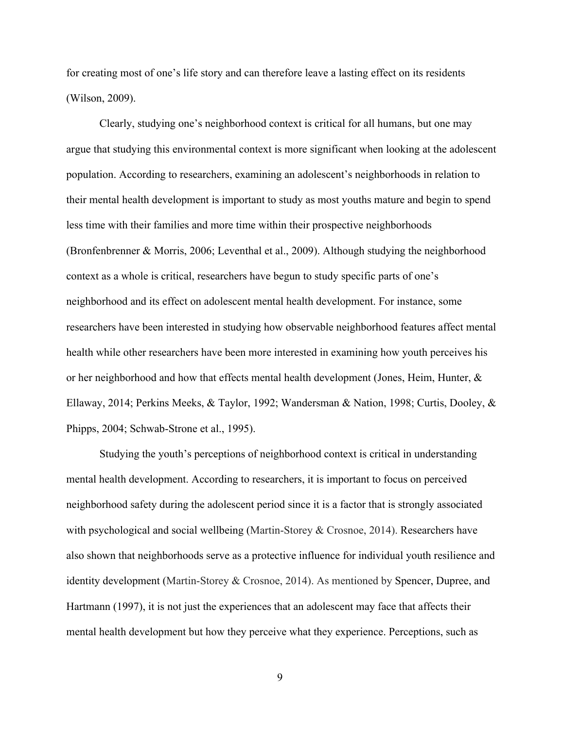for creating most of one's life story and can therefore leave a lasting effect on its residents (Wilson, 2009).

Clearly, studying one's neighborhood context is critical for all humans, but one may argue that studying this environmental context is more significant when looking at the adolescent population. According to researchers, examining an adolescent's neighborhoods in relation to their mental health development is important to study as most youths mature and begin to spend less time with their families and more time within their prospective neighborhoods (Bronfenbrenner & Morris, 2006; Leventhal et al., 2009). Although studying the neighborhood context as a whole is critical, researchers have begun to study specific parts of one's neighborhood and its effect on adolescent mental health development. For instance, some researchers have been interested in studying how observable neighborhood features affect mental health while other researchers have been more interested in examining how youth perceives his or her neighborhood and how that effects mental health development (Jones, Heim, Hunter, & Ellaway, 2014; Perkins Meeks, & Taylor, 1992; Wandersman & Nation, 1998; Curtis, Dooley, & Phipps, 2004; Schwab-Strone et al., 1995).

Studying the youth's perceptions of neighborhood context is critical in understanding mental health development. According to researchers, it is important to focus on perceived neighborhood safety during the adolescent period since it is a factor that is strongly associated with psychological and social wellbeing (Martin-Storey & Crosnoe, 2014). Researchers have also shown that neighborhoods serve as a protective influence for individual youth resilience and identity development (Martin-Storey & Crosnoe, 2014). As mentioned by Spencer, Dupree, and Hartmann (1997), it is not just the experiences that an adolescent may face that affects their mental health development but how they perceive what they experience. Perceptions, such as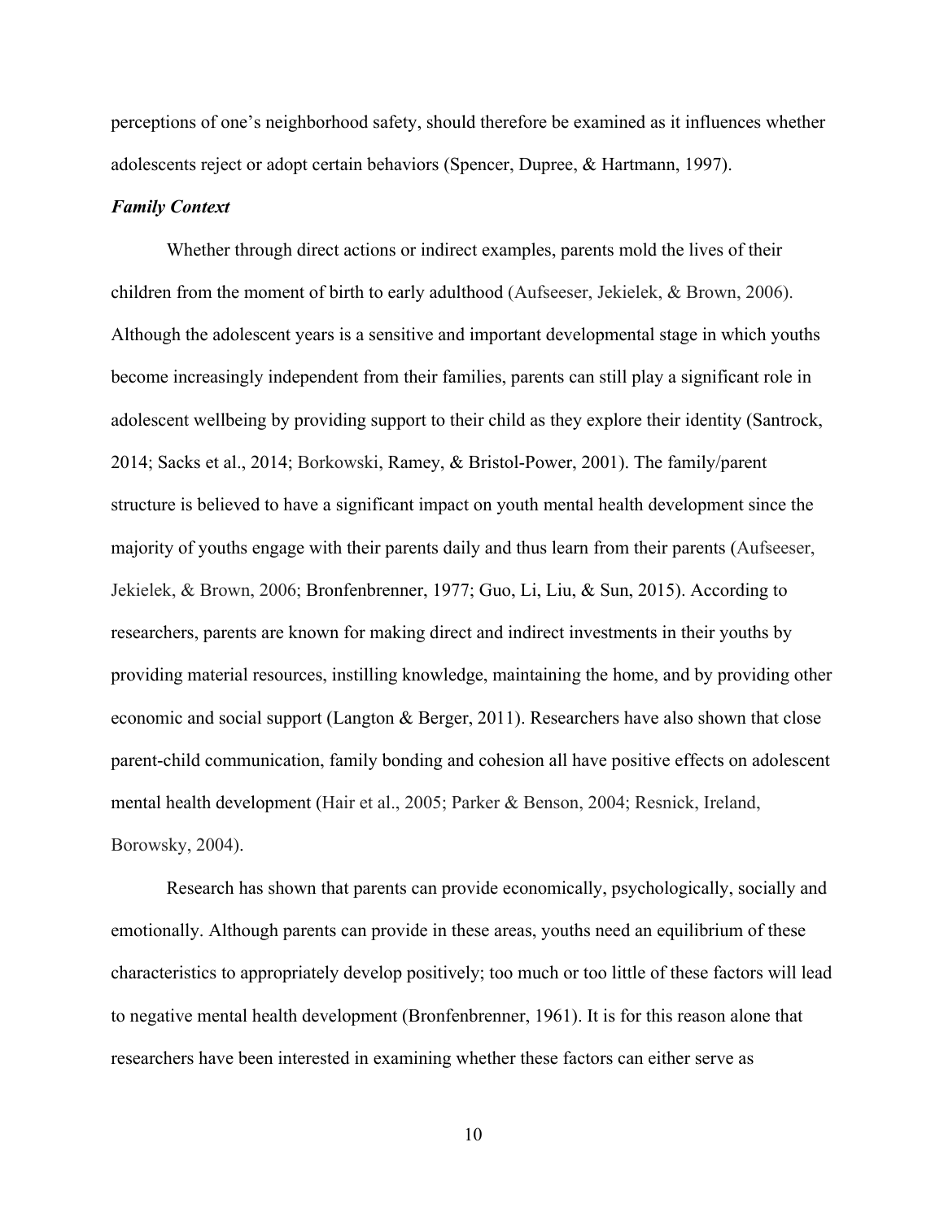perceptions of one's neighborhood safety, should therefore be examined as it influences whether adolescents reject or adopt certain behaviors (Spencer, Dupree, & Hartmann, 1997).

### *Family Context*

Whether through direct actions or indirect examples, parents mold the lives of their children from the moment of birth to early adulthood (Aufseeser, Jekielek, & Brown, 2006). Although the adolescent years is a sensitive and important developmental stage in which youths become increasingly independent from their families, parents can still play a significant role in adolescent wellbeing by providing support to their child as they explore their identity (Santrock, 2014; Sacks et al., 2014; Borkowski, Ramey, & Bristol-Power, 2001). The family/parent structure is believed to have a significant impact on youth mental health development since the majority of youths engage with their parents daily and thus learn from their parents (Aufseeser, Jekielek, & Brown, 2006; Bronfenbrenner, 1977; Guo, Li, Liu, & Sun, 2015). According to researchers, parents are known for making direct and indirect investments in their youths by providing material resources, instilling knowledge, maintaining the home, and by providing other economic and social support (Langton & Berger, 2011). Researchers have also shown that close parent-child communication, family bonding and cohesion all have positive effects on adolescent mental health development (Hair et al., 2005; Parker & Benson, 2004; Resnick, Ireland, Borowsky, 2004).

Research has shown that parents can provide economically, psychologically, socially and emotionally. Although parents can provide in these areas, youths need an equilibrium of these characteristics to appropriately develop positively; too much or too little of these factors will lead to negative mental health development (Bronfenbrenner, 1961). It is for this reason alone that researchers have been interested in examining whether these factors can either serve as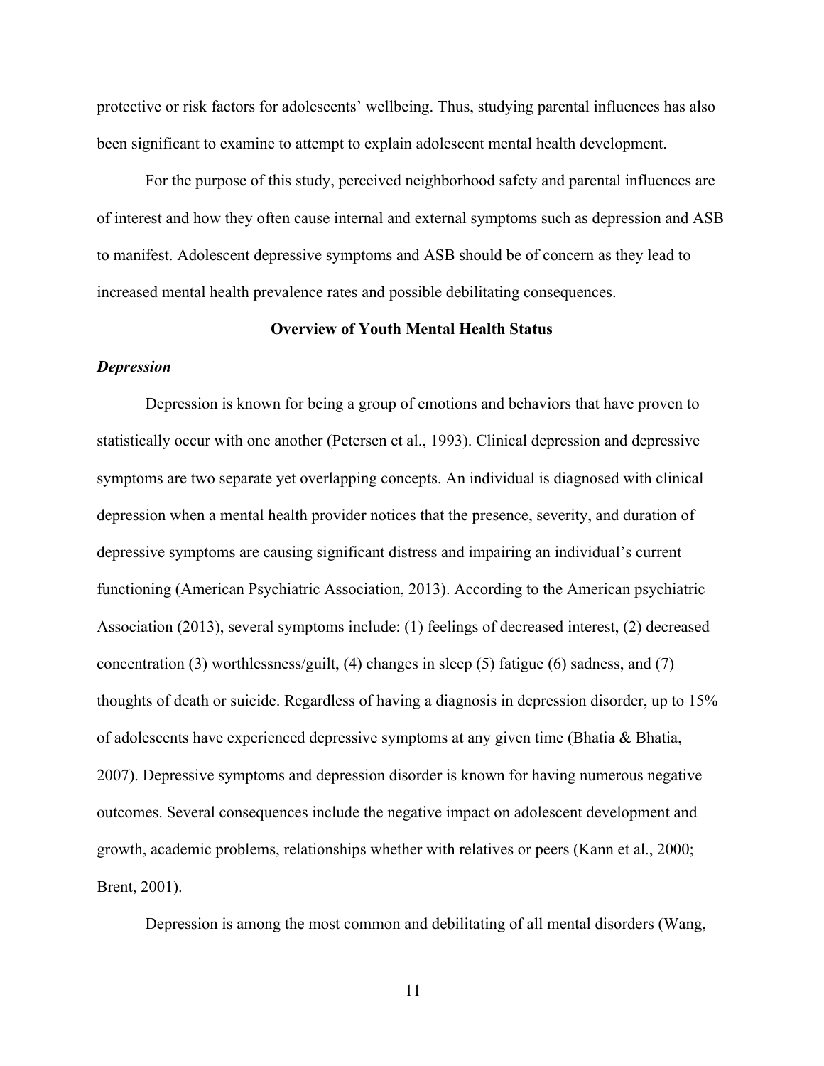protective or risk factors for adolescents' wellbeing. Thus, studying parental influences has also been significant to examine to attempt to explain adolescent mental health development.

For the purpose of this study, perceived neighborhood safety and parental influences are of interest and how they often cause internal and external symptoms such as depression and ASB to manifest. Adolescent depressive symptoms and ASB should be of concern as they lead to increased mental health prevalence rates and possible debilitating consequences.

## Overview of Youth Mental Health Status

### *Depression*

Depression is known for being a group of emotions and behaviors that have proven to statistically occur with one another (Petersen et al., 1993). Clinical depression and depressive symptoms are two separate yet overlapping concepts. An individual is diagnosed with clinical depression when a mental health provider notices that the presence, severity, and duration of depressive symptoms are causing significant distress and impairing an individual's current functioning (American Psychiatric Association, 2013). According to the American psychiatric Association (2013), several symptoms include: (1) feelings of decreased interest, (2) decreased concentration (3) worthlessness/guilt, (4) changes in sleep (5) fatigue (6) sadness, and (7) thoughts of death or suicide. Regardless of having a diagnosis in depression disorder, up to 15% of adolescents have experienced depressive symptoms at any given time (Bhatia & Bhatia, 2007). Depressive symptoms and depression disorder is known for having numerous negative outcomes. Several consequences include the negative impact on adolescent development and growth, academic problems, relationships whether with relatives or peers (Kann et al., 2000; Brent, 2001).

Depression is among the most common and debilitating of all mental disorders (Wang,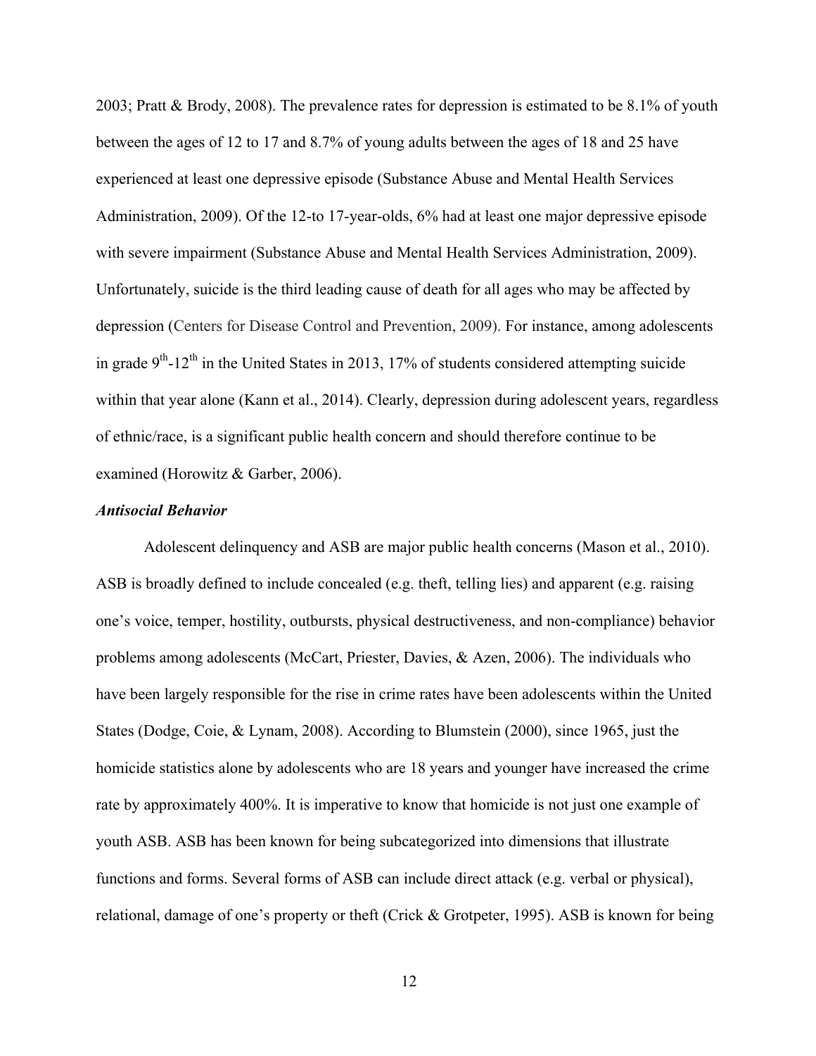2003; Pratt & Brody, 2008). The prevalence rates for depression is estimated to be 8.1% of youth between the ages of 12 to 17 and 8.7% of young adults between the ages of 18 and 25 have experienced at least one depressive episode (Substance Abuse and Mental Health Services Administration, 2009). Of the 12-to 17-year-olds, 6% had at least one major depressive episode with severe impairment (Substance Abuse and Mental Health Services Administration, 2009). Unfortunately, suicide is the third leading cause of death for all ages who may be affected by depression (Centers for Disease Control and Prevention, 2009). For instance, among adolescents in grade 9th-12th in the United States in 2013, 17% of students considered attempting suicide within that year alone (Kann et al., 2014). Clearly, depression during adolescent years, regardless of ethnic/race, is a significant public health concern and should therefore continue to be examined (Horowitz & Garber, 2006).

### *Antisocial Behavior*

Adolescent delinquency and ASB are major public health concerns (Mason et al., 2010). ASB is broadly defined to include concealed (e.g. theft, telling lies) and apparent (e.g. raising one's voice, temper, hostility, outbursts, physical destructiveness, and non-compliance) behavior problems among adolescents (McCart, Priester, Davies, & Azen, 2006). The individuals who have been largely responsible for the rise in crime rates have been adolescents within the United States (Dodge, Coie, & Lynam, 2008). According to Blumstein (2000), since 1965, just the homicide statistics alone by adolescents who are 18 years and younger have increased the crime rate by approximately 400%. It is imperative to know that homicide is not just one example of youth ASB. ASB has been known for being subcategorized into dimensions that illustrate functions and forms. Several forms of ASB can include direct attack (e.g. verbal or physical), relational, damage of one's property or theft (Crick & Grotpeter, 1995). ASB is known for being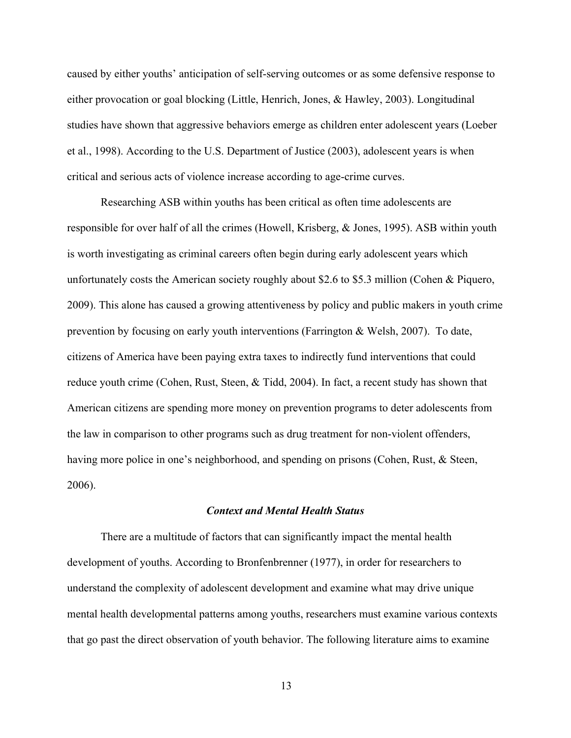caused by either youths' anticipation of self-serving outcomes or as some defensive response to either provocation or goal blocking (Little, Henrich, Jones, & Hawley, 2003). Longitudinal studies have shown that aggressive behaviors emerge as children enter adolescent years (Loeber et al., 1998). According to the U.S. Department of Justice (2003), adolescent years is when critical and serious acts of violence increase according to age-crime curves.

Researching ASB within youths has been critical as often time adolescents are responsible for over half of all the crimes (Howell, Krisberg, & Jones, 1995). ASB within youth is worth investigating as criminal careers often begin during early adolescent years which unfortunately costs the American society roughly about $2.6 to $5.3 million (Cohen & Piquero, 2009). This alone has caused a growing attentiveness by policy and public makers in youth crime prevention by focusing on early youth interventions (Farrington & Welsh, 2007). To date, citizens of America have been paying extra taxes to indirectly fund interventions that could reduce youth crime (Cohen, Rust, Steen, & Tidd, 2004). In fact, a recent study has shown that American citizens are spending more money on prevention programs to deter adolescents from the law in comparison to other programs such as drug treatment for non-violent offenders, having more police in one's neighborhood, and spending on prisons (Cohen, Rust, & Steen, 2006).

### *Context and Mental Health Status*

There are a multitude of factors that can significantly impact the mental health development of youths. According to Bronfenbrenner (1977), in order for researchers to understand the complexity of adolescent development and examine what may drive unique mental health developmental patterns among youths, researchers must examine various contexts that go past the direct observation of youth behavior. The following literature aims to examine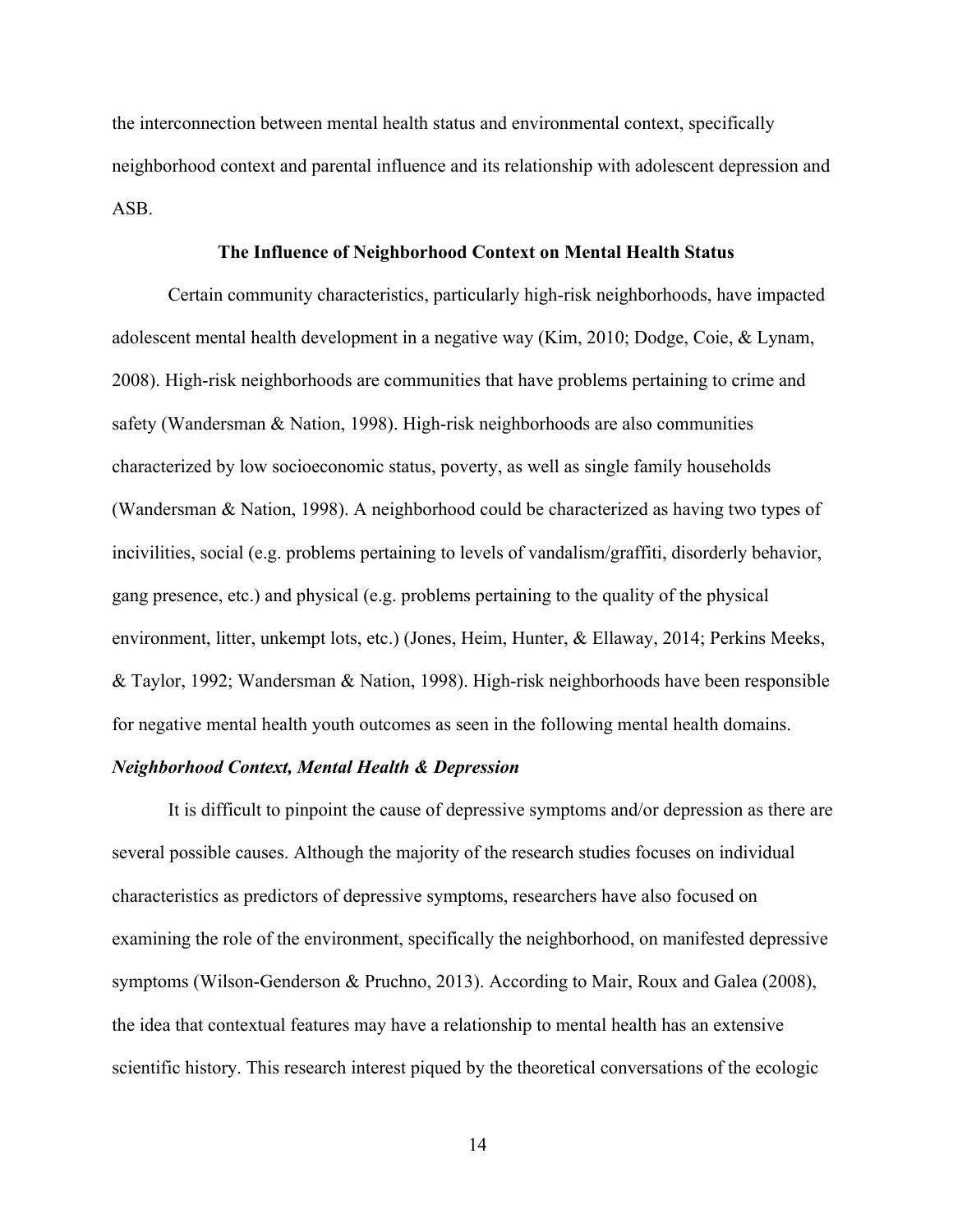the interconnection between mental health status and environmental context, specifically neighborhood context and parental influence and its relationship with adolescent depression and ASB.

## The Influence of Neighborhood Context on Mental Health Status

Certain community characteristics, particularly high-risk neighborhoods, have impacted adolescent mental health development in a negative way (Kim, 2010; Dodge, Coie, & Lynam, 2008). High-risk neighborhoods are communities that have problems pertaining to crime and safety (Wandersman & Nation, 1998). High-risk neighborhoods are also communities characterized by low socioeconomic status, poverty, as well as single family households (Wandersman & Nation, 1998). A neighborhood could be characterized as having two types of incivilities, social (e.g. problems pertaining to levels of vandalism/graffiti, disorderly behavior, gang presence, etc.) and physical (e.g. problems pertaining to the quality of the physical environment, litter, unkempt lots, etc.) (Jones, Heim, Hunter, & Ellaway, 2014; Perkins Meeks, & Taylor, 1992; Wandersman & Nation, 1998). High-risk neighborhoods have been responsible for negative mental health youth outcomes as seen in the following mental health domains.

### *Neighborhood Context, Mental Health & Depression*

It is difficult to pinpoint the cause of depressive symptoms and/or depression as there are several possible causes. Although the majority of the research studies focuses on individual characteristics as predictors of depressive symptoms, researchers have also focused on examining the role of the environment, specifically the neighborhood, on manifested depressive symptoms (Wilson-Genderson & Pruchno, 2013). According to Mair, Roux and Galea (2008), the idea that contextual features may have a relationship to mental health has an extensive scientific history. This research interest piqued by the theoretical conversations of the ecologic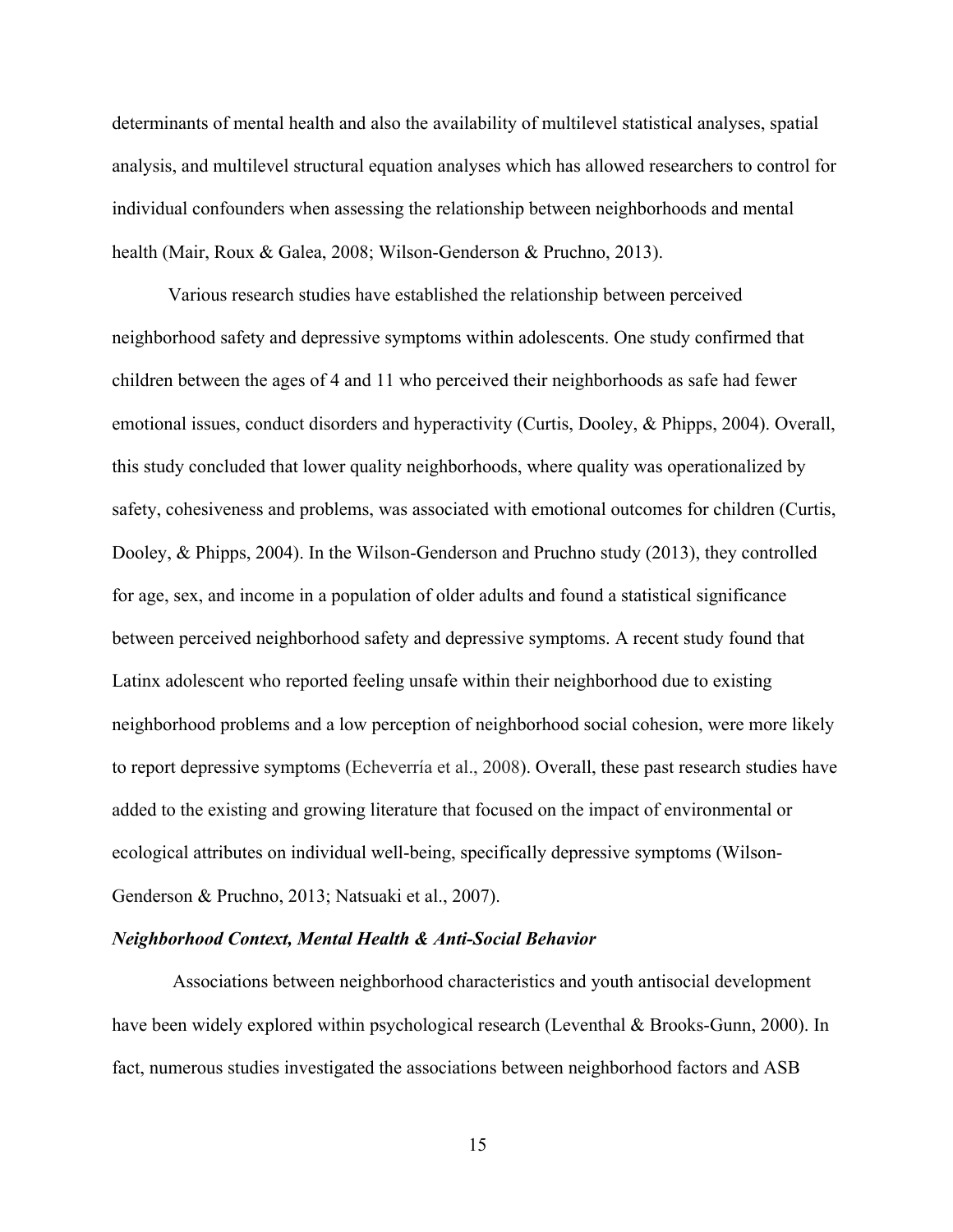determinants of mental health and also the availability of multilevel statistical analyses, spatial analysis, and multilevel structural equation analyses which has allowed researchers to control for individual confounders when assessing the relationship between neighborhoods and mental health (Mair, Roux & Galea, 2008; Wilson-Genderson & Pruchno, 2013).

Various research studies have established the relationship between perceived neighborhood safety and depressive symptoms within adolescents. One study confirmed that children between the ages of 4 and 11 who perceived their neighborhoods as safe had fewer emotional issues, conduct disorders and hyperactivity (Curtis, Dooley, & Phipps, 2004). Overall, this study concluded that lower quality neighborhoods, where quality was operationalized by safety, cohesiveness and problems, was associated with emotional outcomes for children (Curtis, Dooley, & Phipps, 2004). In the Wilson-Genderson and Pruchno study (2013), they controlled for age, sex, and income in a population of older adults and found a statistical significance between perceived neighborhood safety and depressive symptoms. A recent study found that Latinx adolescent who reported feeling unsafe within their neighborhood due to existing neighborhood problems and a low perception of neighborhood social cohesion, were more likely to report depressive symptoms (Echeverría et al., 2008). Overall, these past research studies have added to the existing and growing literature that focused on the impact of environmental or ecological attributes on individual well-being, specifically depressive symptoms (Wilson-Genderson & Pruchno, 2013; Natsuaki et al., 2007).

***Neighborhood Context, Mental Health & Anti-Social Behavior***

Associations between neighborhood characteristics and youth antisocial development have been widely explored within psychological research (Leventhal & Brooks-Gunn, 2000). In fact, numerous studies investigated the associations between neighborhood factors and ASB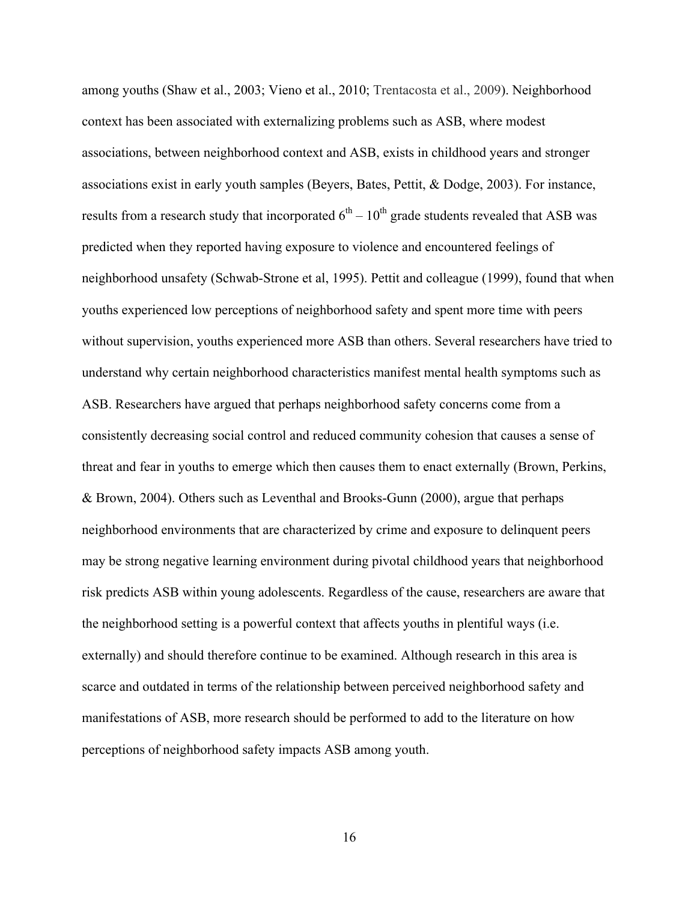among youths (Shaw et al., 2003; Vieno et al., 2010; Trentacosta et al., 2009). Neighborhood context has been associated with externalizing problems such as ASB, where modest associations, between neighborhood context and ASB, exists in childhood years and stronger associations exist in early youth samples (Beyers, Bates, Pettit, & Dodge, 2003). For instance, results from a research study that incorporated $6^{th} – 10^{th}$ grade students revealed that ASB was predicted when they reported having exposure to violence and encountered feelings of neighborhood unsafety (Schwab-Strone et al, 1995). Pettit and colleague (1999), found that when youths experienced low perceptions of neighborhood safety and spent more time with peers without supervision, youths experienced more ASB than others. Several researchers have tried to understand why certain neighborhood characteristics manifest mental health symptoms such as ASB. Researchers have argued that perhaps neighborhood safety concerns come from a consistently decreasing social control and reduced community cohesion that causes a sense of threat and fear in youths to emerge which then causes them to enact externally (Brown, Perkins, & Brown, 2004). Others such as Leventhal and Brooks-Gunn (2000), argue that perhaps neighborhood environments that are characterized by crime and exposure to delinquent peers may be strong negative learning environment during pivotal childhood years that neighborhood risk predicts ASB within young adolescents. Regardless of the cause, researchers are aware that the neighborhood setting is a powerful context that affects youths in plentiful ways (i.e. externally) and should therefore continue to be examined. Although research in this area is scarce and outdated in terms of the relationship between perceived neighborhood safety and manifestations of ASB, more research should be performed to add to the literature on how perceptions of neighborhood safety impacts ASB among youth.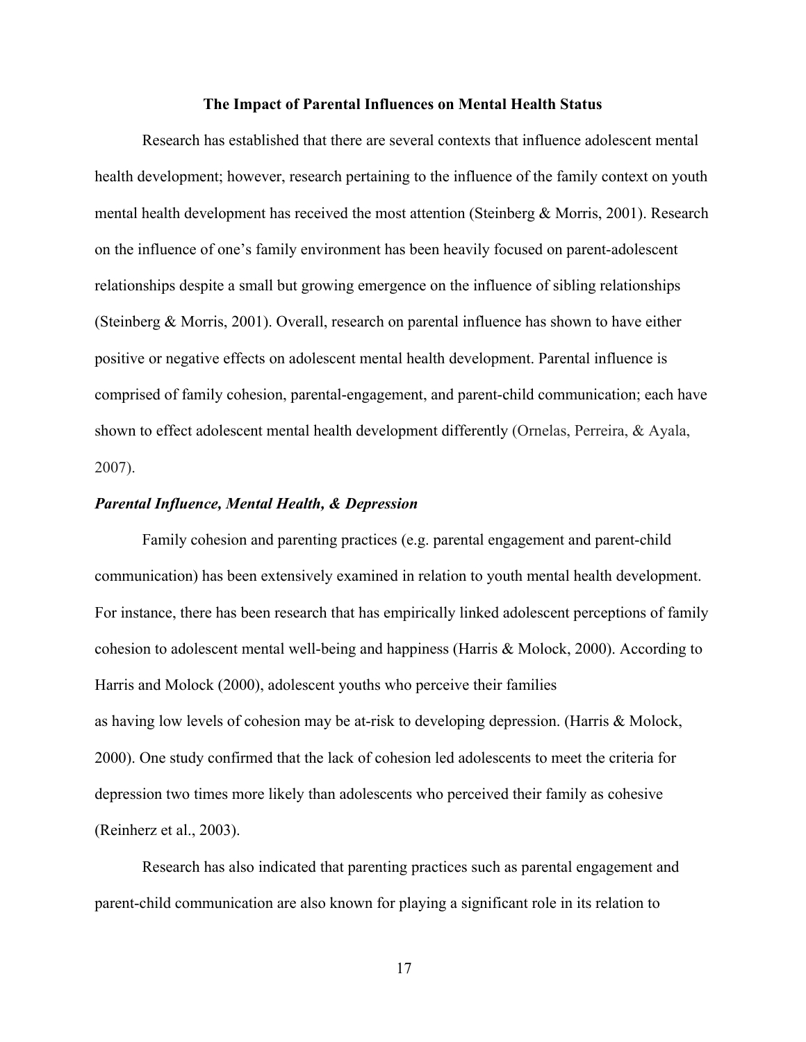## The Impact of Parental Influences on Mental Health Status

Research has established that there are several contexts that influence adolescent mental health development; however, research pertaining to the influence of the family context on youth mental health development has received the most attention (Steinberg & Morris, 2001). Research on the influence of one's family environment has been heavily focused on parent-adolescent relationships despite a small but growing emergence on the influence of sibling relationships (Steinberg & Morris, 2001). Overall, research on parental influence has shown to have either positive or negative effects on adolescent mental health development. Parental influence is comprised of family cohesion, parental-engagement, and parent-child communication; each have shown to effect adolescent mental health development differently (Ornelas, Perreira, & Ayala, 2007).

### *Parental Influence, Mental Health, & Depression*

Family cohesion and parenting practices (e.g. parental engagement and parent-child communication) has been extensively examined in relation to youth mental health development. For instance, there has been research that has empirically linked adolescent perceptions of family cohesion to adolescent mental well-being and happiness (Harris & Molock, 2000). According to Harris and Molock (2000), adolescent youths who perceive their families as having low levels of cohesion may be at-risk to developing depression. (Harris & Molock, 2000). One study confirmed that the lack of cohesion led adolescents to meet the criteria for depression two times more likely than adolescents who perceived their family as cohesive (Reinherz et al., 2003).

Research has also indicated that parenting practices such as parental engagement and parent-child communication are also known for playing a significant role in its relation to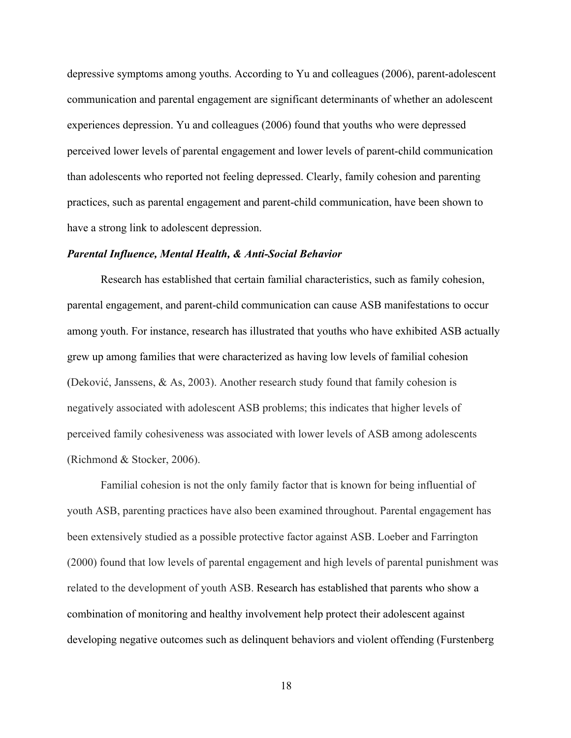depressive symptoms among youths. According to Yu and colleagues (2006), parent-adolescent communication and parental engagement are significant determinants of whether an adolescent experiences depression. Yu and colleagues (2006) found that youths who were depressed perceived lower levels of parental engagement and lower levels of parent-child communication than adolescents who reported not feeling depressed. Clearly, family cohesion and parenting practices, such as parental engagement and parent-child communication, have been shown to have a strong link to adolescent depression.

### *Parental Influence, Mental Health, & Anti-Social Behavior*

Research has established that certain familial characteristics, such as family cohesion, parental engagement, and parent-child communication can cause ASB manifestations to occur among youth. For instance, research has illustrated that youths who have exhibited ASB actually grew up among families that were characterized as having low levels of familial cohesion (Deković, Janssens, & As, 2003). Another research study found that family cohesion is negatively associated with adolescent ASB problems; this indicates that higher levels of perceived family cohesiveness was associated with lower levels of ASB among adolescents (Richmond & Stocker, 2006).

Familial cohesion is not the only family factor that is known for being influential of youth ASB, parenting practices have also been examined throughout. Parental engagement has been extensively studied as a possible protective factor against ASB. Loeber and Farrington (2000) found that low levels of parental engagement and high levels of parental punishment was related to the development of youth ASB. Research has established that parents who show a combination of monitoring and healthy involvement help protect their adolescent against developing negative outcomes such as delinquent behaviors and violent offending (Furstenberg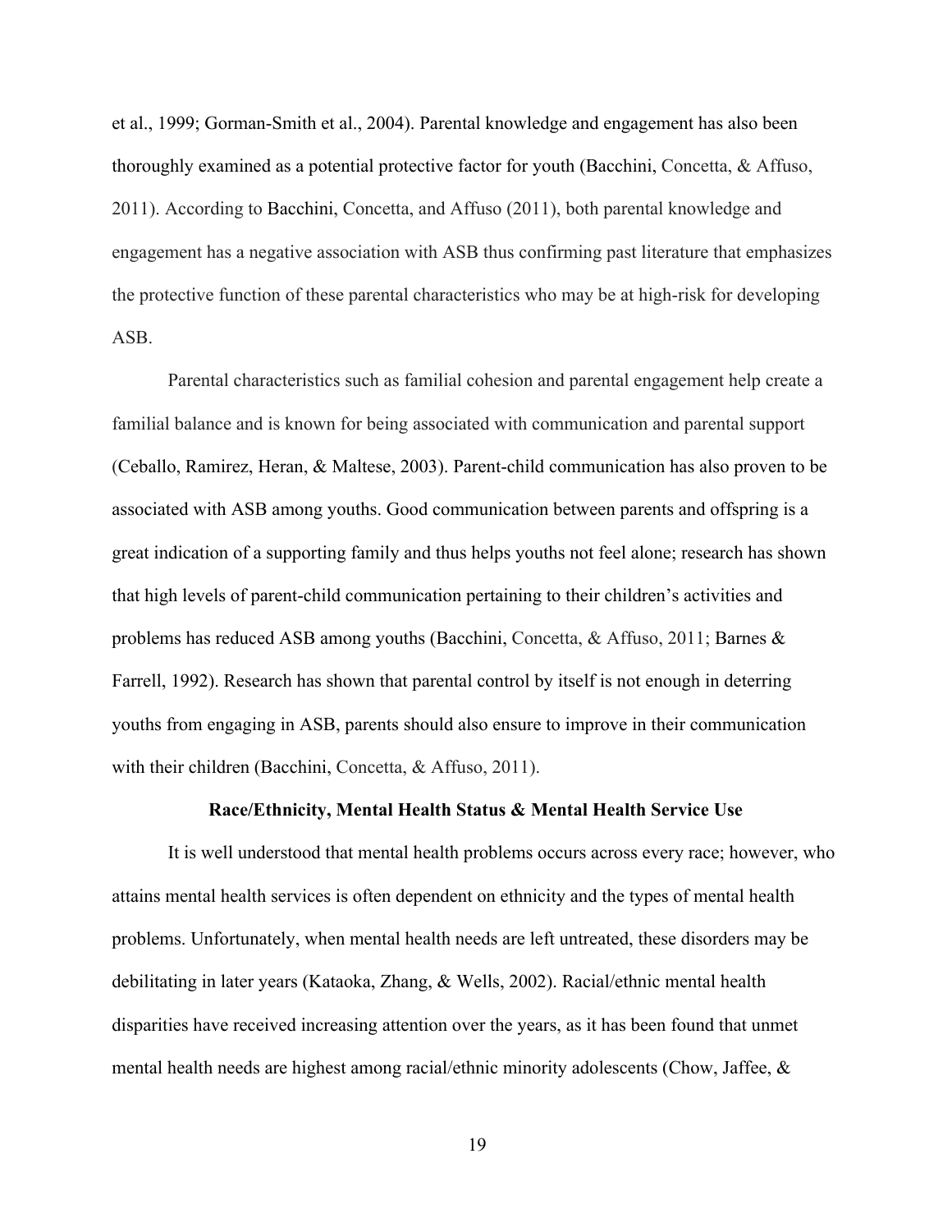et al., 1999; Gorman-Smith et al., 2004). Parental knowledge and engagement has also been thoroughly examined as a potential protective factor for youth (Bacchini, Concetta, & Affuso, 2011). According to Bacchini, Concetta, and Affuso (2011), both parental knowledge and engagement has a negative association with ASB thus confirming past literature that emphasizes the protective function of these parental characteristics who may be at high-risk for developing ASB.

Parental characteristics such as familial cohesion and parental engagement help create a familial balance and is known for being associated with communication and parental support (Ceballo, Ramirez, Heran, & Maltese, 2003). Parent-child communication has also proven to be associated with ASB among youths. Good communication between parents and offspring is a great indication of a supporting family and thus helps youths not feel alone; research has shown that high levels of parent-child communication pertaining to their children's activities and problems has reduced ASB among youths (Bacchini, Concetta, & Affuso, 2011; Barnes & Farrell, 1992). Research has shown that parental control by itself is not enough in deterring youths from engaging in ASB, parents should also ensure to improve in their communication with their children (Bacchini, Concetta, & Affuso, 2011).

## Race/Ethnicity, Mental Health Status & Mental Health Service Use

It is well understood that mental health problems occurs across every race; however, who attains mental health services is often dependent on ethnicity and the types of mental health problems. Unfortunately, when mental health needs are left untreated, these disorders may be debilitating in later years (Kataoka, Zhang, & Wells, 2002). Racial/ethnic mental health disparities have received increasing attention over the years, as it has been found that unmet mental health needs are highest among racial/ethnic minority adolescents (Chow, Jaffee, &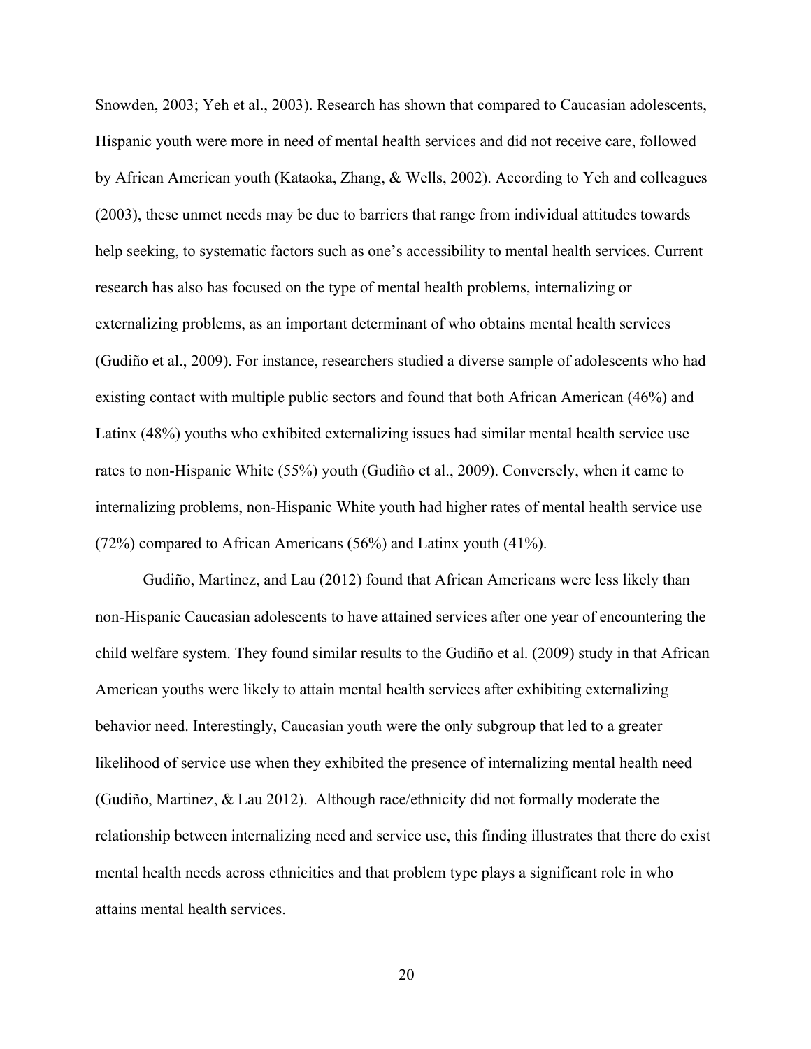Snowden, 2003; Yeh et al., 2003). Research has shown that compared to Caucasian adolescents, Hispanic youth were more in need of mental health services and did not receive care, followed by African American youth (Kataoka, Zhang, & Wells, 2002). According to Yeh and colleagues (2003), these unmet needs may be due to barriers that range from individual attitudes towards help seeking, to systematic factors such as one's accessibility to mental health services. Current research has also has focused on the type of mental health problems, internalizing or externalizing problems, as an important determinant of who obtains mental health services (Gudiño et al., 2009). For instance, researchers studied a diverse sample of adolescents who had existing contact with multiple public sectors and found that both African American (46%) and Latinx (48%) youths who exhibited externalizing issues had similar mental health service use rates to non-Hispanic White (55%) youth (Gudiño et al., 2009). Conversely, when it came to internalizing problems, non-Hispanic White youth had higher rates of mental health service use (72%) compared to African Americans (56%) and Latinx youth (41%).

Gudiño, Martinez, and Lau (2012) found that African Americans were less likely than non-Hispanic Caucasian adolescents to have attained services after one year of encountering the child welfare system. They found similar results to the Gudiño et al. (2009) study in that African American youths were likely to attain mental health services after exhibiting externalizing behavior need. Interestingly, Caucasian youth were the only subgroup that led to a greater likelihood of service use when they exhibited the presence of internalizing mental health need (Gudiño, Martinez, & Lau 2012). Although race/ethnicity did not formally moderate the relationship between internalizing need and service use, this finding illustrates that there do exist mental health needs across ethnicities and that problem type plays a significant role in who attains mental health services.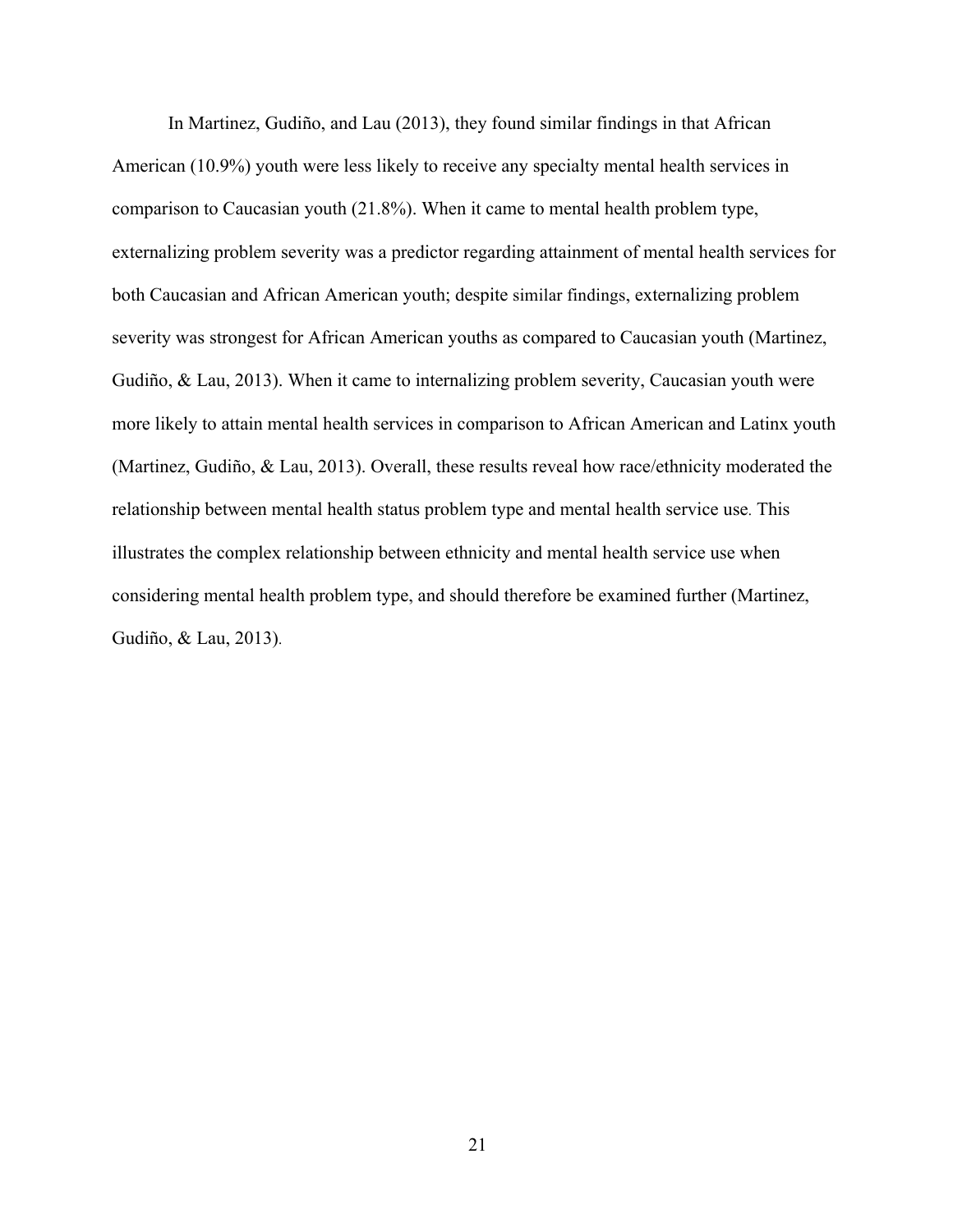In Martinez, Gudiño, and Lau (2013), they found similar findings in that African American (10.9%) youth were less likely to receive any specialty mental health services in comparison to Caucasian youth (21.8%). When it came to mental health problem type, externalizing problem severity was a predictor regarding attainment of mental health services for both Caucasian and African American youth; despite similar findings, externalizing problem severity was strongest for African American youths as compared to Caucasian youth (Martinez, Gudiño, & Lau, 2013). When it came to internalizing problem severity, Caucasian youth were more likely to attain mental health services in comparison to African American and Latinx youth (Martinez, Gudiño, & Lau, 2013). Overall, these results reveal how race/ethnicity moderated the relationship between mental health status problem type and mental health service use. This illustrates the complex relationship between ethnicity and mental health service use when considering mental health problem type, and should therefore be examined further (Martinez, Gudiño, & Lau, 2013).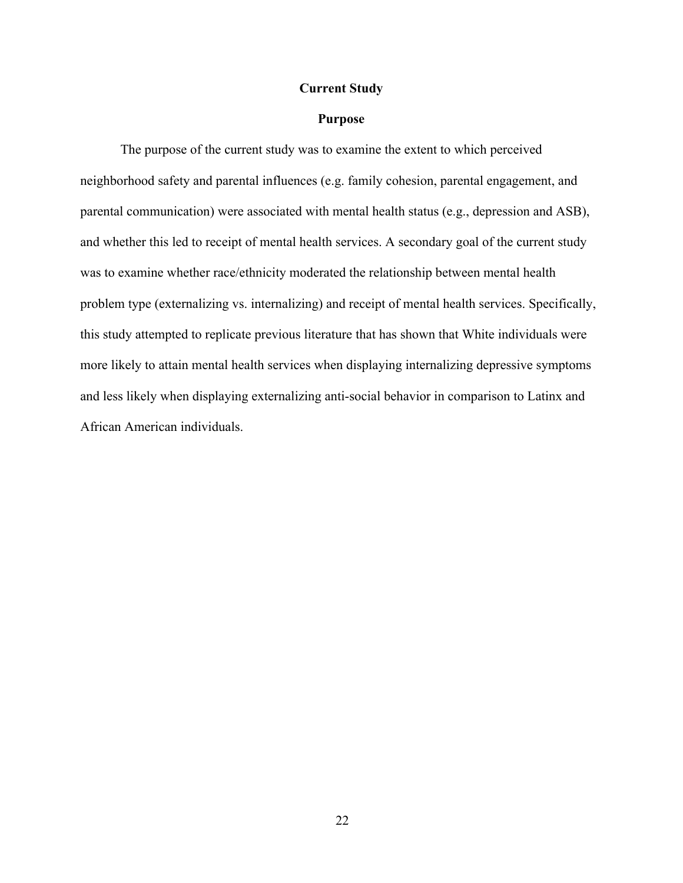## Current Study

### Purpose

The purpose of the current study was to examine the extent to which perceived neighborhood safety and parental influences (e.g. family cohesion, parental engagement, and parental communication) were associated with mental health status (e.g., depression and ASB), and whether this led to receipt of mental health services. A secondary goal of the current study was to examine whether race/ethnicity moderated the relationship between mental health problem type (externalizing vs. internalizing) and receipt of mental health services. Specifically, this study attempted to replicate previous literature that has shown that White individuals were more likely to attain mental health services when displaying internalizing depressive symptoms and less likely when displaying externalizing anti-social behavior in comparison to Latinx and African American individuals.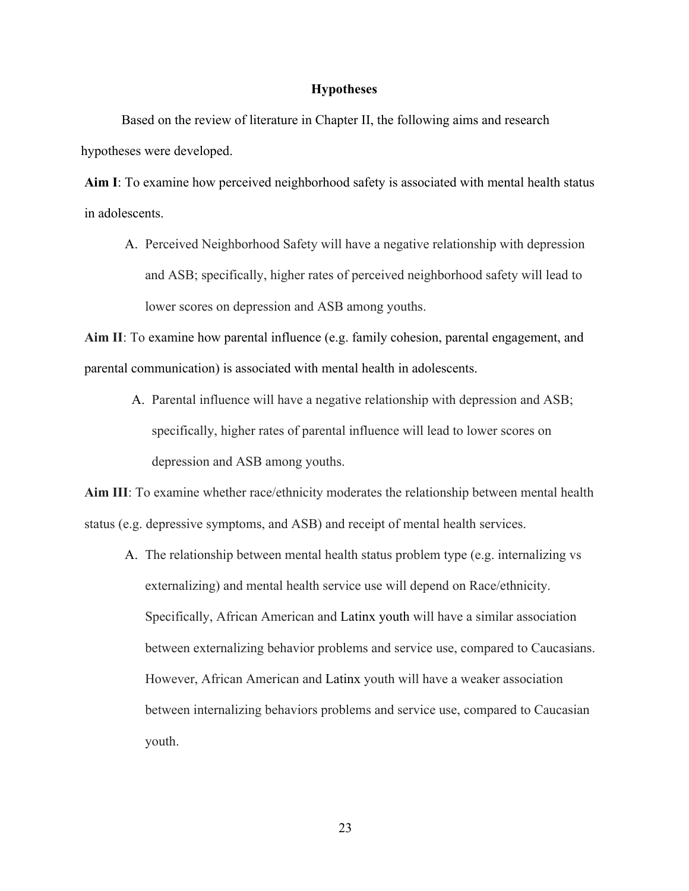## Hypotheses

Based on the review of literature in Chapter II, the following aims and research hypotheses were developed.

**Aim I**: To examine how perceived neighborhood safety is associated with mental health status in adolescents.

A. Perceived Neighborhood Safety will have a negative relationship with depression and ASB; specifically, higher rates of perceived neighborhood safety will lead to lower scores on depression and ASB among youths.

**Aim II**: To examine how parental influence (e.g. family cohesion, parental engagement, and parental communication) is associated with mental health in adolescents.

A. Parental influence will have a negative relationship with depression and ASB; specifically, higher rates of parental influence will lead to lower scores on depression and ASB among youths.

**Aim III**: To examine whether race/ethnicity moderates the relationship between mental health status (e.g. depressive symptoms, and ASB) and receipt of mental health services.

A. The relationship between mental health status problem type (e.g. internalizing vs externalizing) and mental health service use will depend on Race/ethnicity. Specifically, African American and Latinx youth will have a similar association between externalizing behavior problems and service use, compared to Caucasians. However, African American and Latinx youth will have a weaker association between internalizing behaviors problems and service use, compared to Caucasian youth.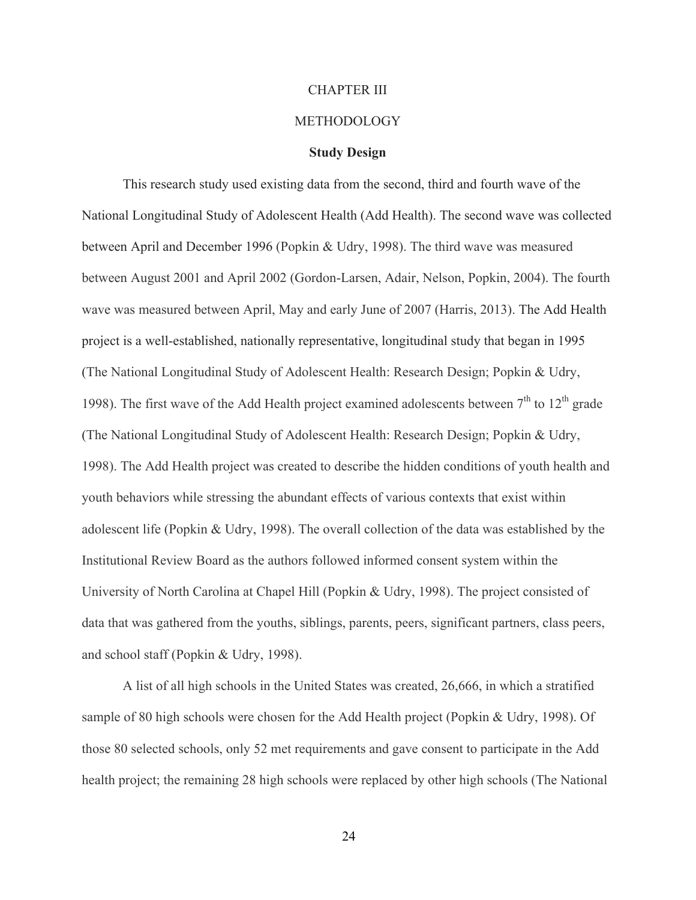# CHAPTER III

# METHODOLOGY

## Study Design

This research study used existing data from the second, third and fourth wave of the National Longitudinal Study of Adolescent Health (Add Health). The second wave was collected between April and December 1996 (Popkin & Udry, 1998). The third wave was measured between August 2001 and April 2002 (Gordon-Larsen, Adair, Nelson, Popkin, 2004). The fourth wave was measured between April, May and early June of 2007 (Harris, 2013). The Add Health project is a well-established, nationally representative, longitudinal study that began in 1995 (The National Longitudinal Study of Adolescent Health: Research Design; Popkin & Udry, 1998). The first wave of the Add Health project examined adolescents between $7^{th}$ to $12^{th}$ grade (The National Longitudinal Study of Adolescent Health: Research Design; Popkin & Udry, 1998). The Add Health project was created to describe the hidden conditions of youth health and youth behaviors while stressing the abundant effects of various contexts that exist within adolescent life (Popkin & Udry, 1998). The overall collection of the data was established by the Institutional Review Board as the authors followed informed consent system within the University of North Carolina at Chapel Hill (Popkin & Udry, 1998). The project consisted of data that was gathered from the youths, siblings, parents, peers, significant partners, class peers, and school staff (Popkin & Udry, 1998).

A list of all high schools in the United States was created, 26,666, in which a stratified sample of 80 high schools were chosen for the Add Health project (Popkin & Udry, 1998). Of those 80 selected schools, only 52 met requirements and gave consent to participate in the Add health project; the remaining 28 high schools were replaced by other high schools (The National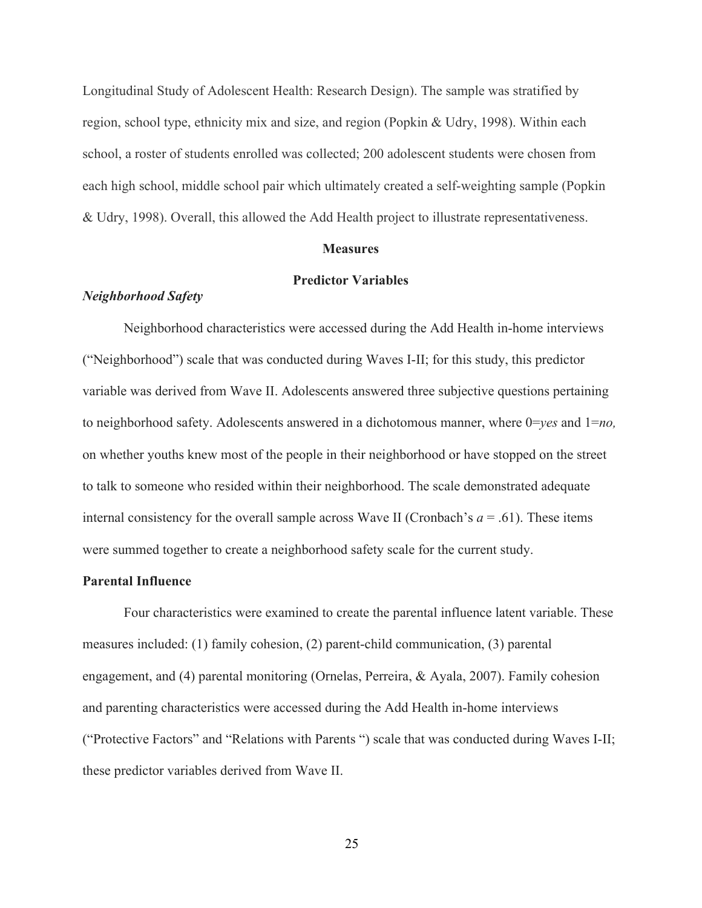Longitudinal Study of Adolescent Health: Research Design). The sample was stratified by region, school type, ethnicity mix and size, and region (Popkin & Udry, 1998). Within each school, a roster of students enrolled was collected; 200 adolescent students were chosen from each high school, middle school pair which ultimately created a self-weighting sample (Popkin & Udry, 1998). Overall, this allowed the Add Health project to illustrate representativeness.

## Measures

### Predictor Variables

#### *Neighborhood Safety*

Neighborhood characteristics were accessed during the Add Health in-home interviews ("Neighborhood") scale that was conducted during Waves I-II; for this study, this predictor variable was derived from Wave II. Adolescents answered three subjective questions pertaining to neighborhood safety. Adolescents answered in a dichotomous manner, where 0=*yes* and 1=*no,* on whether youths knew most of the people in their neighborhood or have stopped on the street to talk to someone who resided within their neighborhood. The scale demonstrated adequate internal consistency for the overall sample across Wave II (Cronbach's $a$ = .61). These items were summed together to create a neighborhood safety scale for the current study.

#### **Parental Influence**

Four characteristics were examined to create the parental influence latent variable. These measures included: (1) family cohesion, (2) parent-child communication, (3) parental engagement, and (4) parental monitoring (Ornelas, Perreira, & Ayala, 2007). Family cohesion and parenting characteristics were accessed during the Add Health in-home interviews ("Protective Factors" and "Relations with Parents ") scale that was conducted during Waves I-II; these predictor variables derived from Wave II.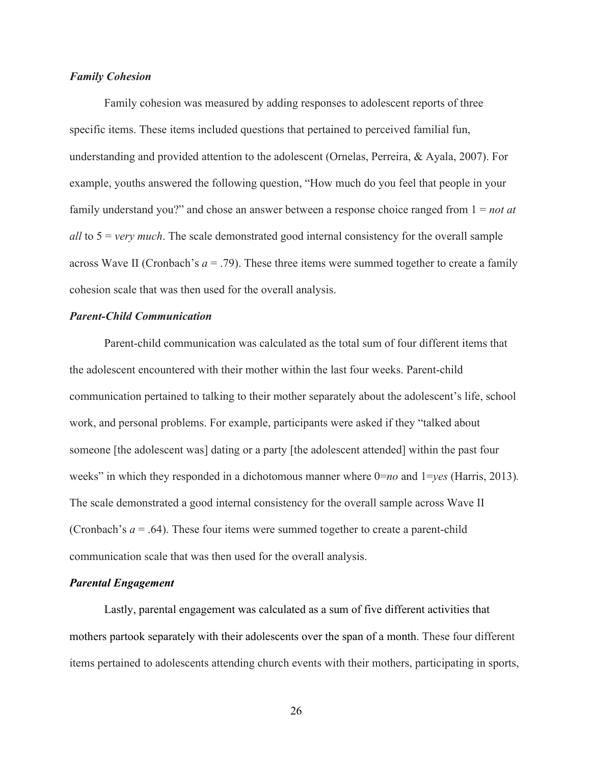### *Family Cohesion*

Family cohesion was measured by adding responses to adolescent reports of three specific items. These items included questions that pertained to perceived familial fun, understanding and provided attention to the adolescent (Ornelas, Perreira, & Ayala, 2007). For example, youths answered the following question, "How much do you feel that people in your family understand you?" and chose an answer between a response choice ranged from 1 = *not at all* to 5 = *very much*. The scale demonstrated good internal consistency for the overall sample across Wave II (Cronbach's $a = .79$). These three items were summed together to create a family cohesion scale that was then used for the overall analysis.

### *Parent-Child Communication*

Parent-child communication was calculated as the total sum of four different items that the adolescent encountered with their mother within the last four weeks. Parent-child communication pertained to talking to their mother separately about the adolescent's life, school work, and personal problems. For example, participants were asked if they "talked about someone [the adolescent was] dating or a party [the adolescent attended] within the past four weeks" in which they responded in a dichotomous manner where 0=*no* and 1=*yes* (Harris, 2013). The scale demonstrated a good internal consistency for the overall sample across Wave II (Cronbach's $a = .64$). These four items were summed together to create a parent-child communication scale that was then used for the overall analysis.

### *Parental Engagement*

Lastly, parental engagement was calculated as a sum of five different activities that mothers partook separately with their adolescents over the span of a month. These four different items pertained to adolescents attending church events with their mothers, participating in sports,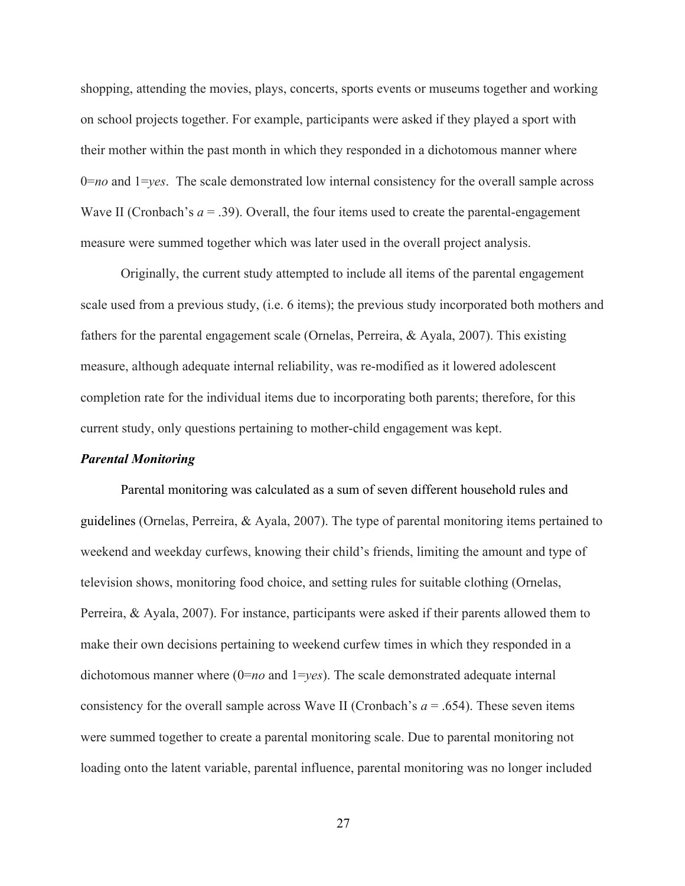shopping, attending the movies, plays, concerts, sports events or museums together and working on school projects together. For example, participants were asked if they played a sport with their mother within the past month in which they responded in a dichotomous manner where 0=*no* and 1=*yes*. The scale demonstrated low internal consistency for the overall sample across Wave II (Cronbach's $a$ = .39). Overall, the four items used to create the parental-engagement measure were summed together which was later used in the overall project analysis.

Originally, the current study attempted to include all items of the parental engagement scale used from a previous study, (i.e. 6 items); the previous study incorporated both mothers and fathers for the parental engagement scale (Ornelas, Perreira, & Ayala, 2007). This existing measure, although adequate internal reliability, was re-modified as it lowered adolescent completion rate for the individual items due to incorporating both parents; therefore, for this current study, only questions pertaining to mother-child engagement was kept.

### *Parental Monitoring*

Parental monitoring was calculated as a sum of seven different household rules and guidelines (Ornelas, Perreira, & Ayala, 2007). The type of parental monitoring items pertained to weekend and weekday curfews, knowing their child's friends, limiting the amount and type of television shows, monitoring food choice, and setting rules for suitable clothing (Ornelas, Perreira, & Ayala, 2007). For instance, participants were asked if their parents allowed them to make their own decisions pertaining to weekend curfew times in which they responded in a dichotomous manner where (0=*no* and 1=*yes*). The scale demonstrated adequate internal consistency for the overall sample across Wave II (Cronbach's $a$ = .654). These seven items were summed together to create a parental monitoring scale. Due to parental monitoring not loading onto the latent variable, parental influence, parental monitoring was no longer included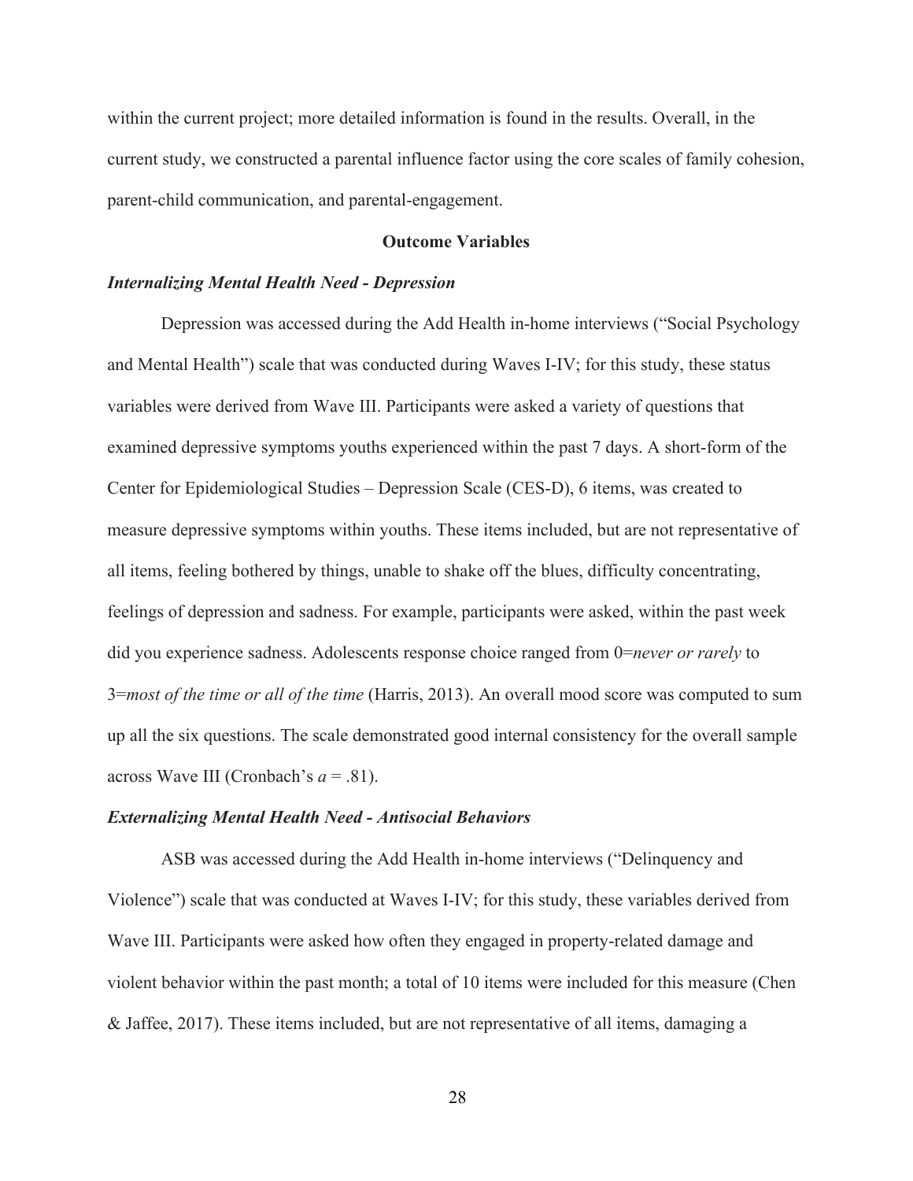within the current project; more detailed information is found in the results. Overall, in the current study, we constructed a parental influence factor using the core scales of family cohesion, parent-child communication, and parental-engagement.

## Outcome Variables

### *Internalizing Mental Health Need - Depression*

Depression was accessed during the Add Health in-home interviews ("Social Psychology and Mental Health") scale that was conducted during Waves I-IV; for this study, these status variables were derived from Wave III. Participants were asked a variety of questions that examined depressive symptoms youths experienced within the past 7 days. A short-form of the Center for Epidemiological Studies – Depression Scale (CES-D), 6 items, was created to measure depressive symptoms within youths. These items included, but are not representative of all items, feeling bothered by things, unable to shake off the blues, difficulty concentrating, feelings of depression and sadness. For example, participants were asked, within the past week did you experience sadness. Adolescents response choice ranged from 0=*never or rarely* to 3=*most of the time or all of the time* (Harris, 2013). An overall mood score was computed to sum up all the six questions. The scale demonstrated good internal consistency for the overall sample across Wave III (Cronbach's $a$ = .81).

### *Externalizing Mental Health Need - Antisocial Behaviors*

ASB was accessed during the Add Health in-home interviews ("Delinquency and Violence") scale that was conducted at Waves I-IV; for this study, these variables derived from Wave III. Participants were asked how often they engaged in property-related damage and violent behavior within the past month; a total of 10 items were included for this measure (Chen & Jaffee, 2017). These items included, but are not representative of all items, damaging a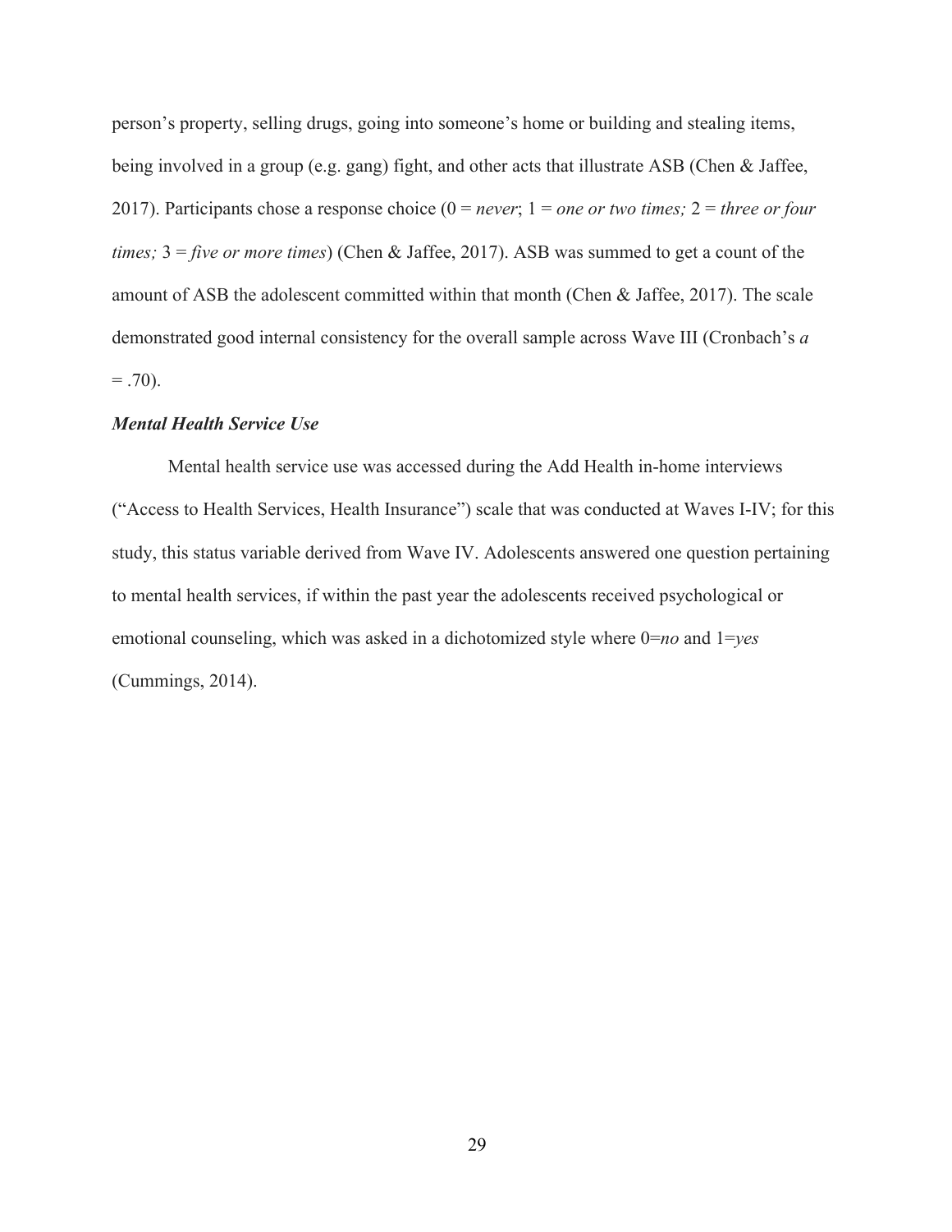person's property, selling drugs, going into someone's home or building and stealing items, being involved in a group (e.g. gang) fight, and other acts that illustrate ASB (Chen & Jaffee, 2017). Participants chose a response choice (0 = *never*; 1 = *one or two times;* 2 = *three or four times;* 3 = *five or more times*) (Chen & Jaffee, 2017). ASB was summed to get a count of the amount of ASB the adolescent committed within that month (Chen & Jaffee, 2017). The scale demonstrated good internal consistency for the overall sample across Wave III (Cronbach's *a* = .70).

### ***Mental Health Service Use***

Mental health service use was accessed during the Add Health in-home interviews ("Access to Health Services, Health Insurance") scale that was conducted at Waves I-IV; for this study, this status variable derived from Wave IV. Adolescents answered one question pertaining to mental health services, if within the past year the adolescents received psychological or emotional counseling, which was asked in a dichotomized style where 0=*no* and 1=*yes* (Cummings, 2014).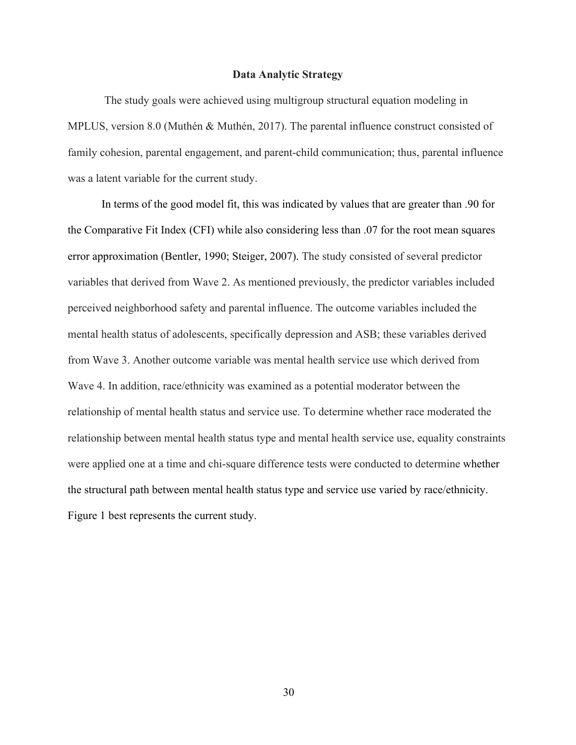## Data Analytic Strategy

The study goals were achieved using multigroup structural equation modeling in MPLUS, version 8.0 (Muthén & Muthén, 2017). The parental influence construct consisted of family cohesion, parental engagement, and parent-child communication; thus, parental influence was a latent variable for the current study.

In terms of the good model fit, this was indicated by values that are greater than .90 for the Comparative Fit Index (CFI) while also considering less than .07 for the root mean squares error approximation (Bentler, 1990; Steiger, 2007). The study consisted of several predictor variables that derived from Wave 2. As mentioned previously, the predictor variables included perceived neighborhood safety and parental influence. The outcome variables included the mental health status of adolescents, specifically depression and ASB; these variables derived from Wave 3. Another outcome variable was mental health service use which derived from Wave 4. In addition, race/ethnicity was examined as a potential moderator between the relationship of mental health status and service use. To determine whether race moderated the relationship between mental health status type and mental health service use, equality constraints were applied one at a time and chi-square difference tests were conducted to determine whether the structural path between mental health status type and service use varied by race/ethnicity. Figure 1 best represents the current study.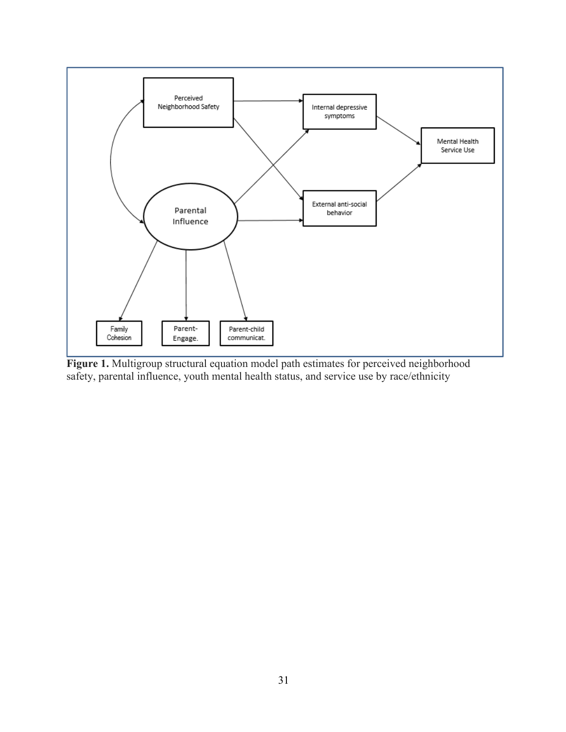Perceived Neighborhood Safety

Internal depressive symptoms

Mental Health Service Use

External anti-social behavior

Parental Influence

Family Cohesion

Parent-Engage.

Parent-child communicat.

**Figure 1.** Multigroup structural equation model path estimates for perceived neighborhood safety, parental influence, youth mental health status, and service use by race/ethnicity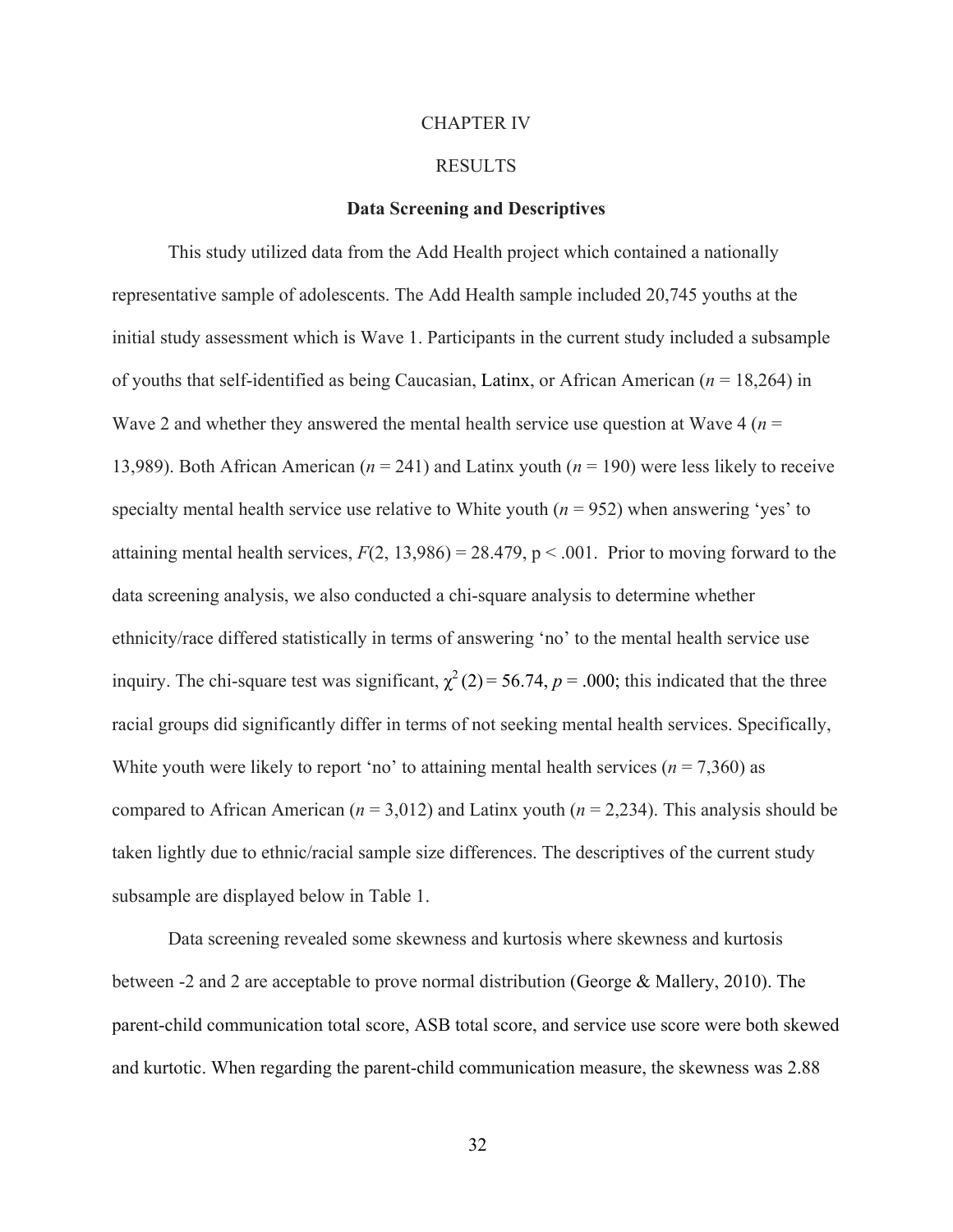# CHAPTER IV

# RESULTS

## Data Screening and Descriptives

This study utilized data from the Add Health project which contained a nationally representative sample of adolescents. The Add Health sample included 20,745 youths at the initial study assessment which is Wave 1. Participants in the current study included a subsample of youths that self-identified as being Caucasian, Latinx, or African American (*n* = 18,264) in Wave 2 and whether they answered the mental health service use question at Wave 4 (*n* = 13,989). Both African American (*n* = 241) and Latinx youth (*n* = 190) were less likely to receive specialty mental health service use relative to White youth (*n* = 952) when answering 'yes' to attaining mental health services, $F(2, 13{,}986) = 28.479$, $p < .001$. Prior to moving forward to the data screening analysis, we also conducted a chi-square analysis to determine whether ethnicity/race differed statistically in terms of answering 'no' to the mental health service use inquiry. The chi-square test was significant, $\chi^2(2) = 56.74$, $p = .000$; this indicated that the three racial groups did significantly differ in terms of not seeking mental health services. Specifically, White youth were likely to report 'no' to attaining mental health services (*n* = 7,360) as compared to African American (*n* = 3,012) and Latinx youth (*n* = 2,234). This analysis should be taken lightly due to ethnic/racial sample size differences. The descriptives of the current study subsample are displayed below in Table 1.

Data screening revealed some skewness and kurtosis where skewness and kurtosis between -2 and 2 are acceptable to prove normal distribution (George & Mallery, 2010). The parent-child communication total score, ASB total score, and service use score were both skewed and kurtotic. When regarding the parent-child communication measure, the skewness was 2.88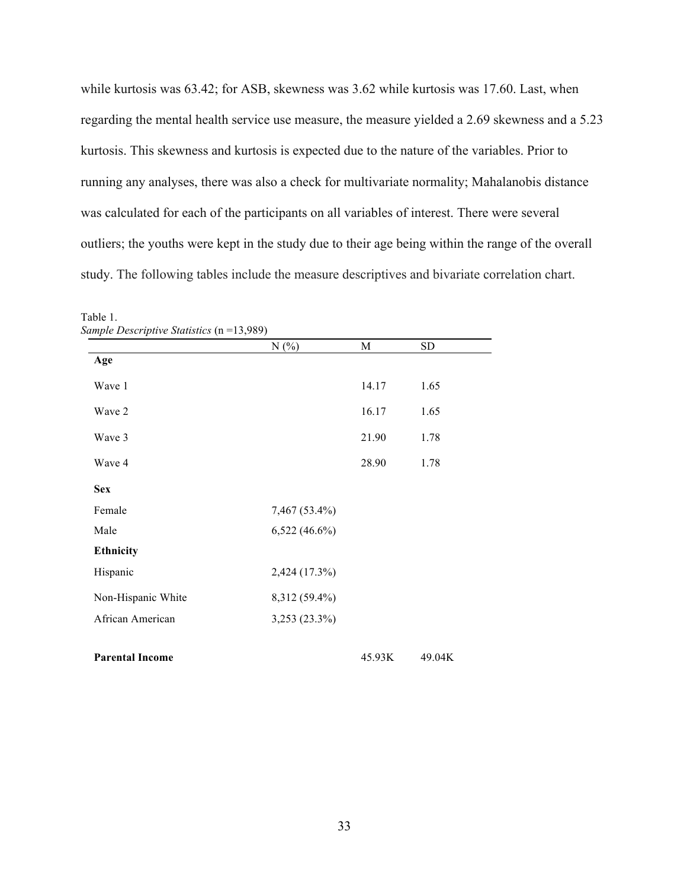while kurtosis was 63.42; for ASB, skewness was 3.62 while kurtosis was 17.60. Last, when regarding the mental health service use measure, the measure yielded a 2.69 skewness and a 5.23 kurtosis. This skewness and kurtosis is expected due to the nature of the variables. Prior to running any analyses, there was also a check for multivariate normality; Mahalanobis distance was calculated for each of the participants on all variables of interest. There were several outliers; the youths were kept in the study due to their age being within the range of the overall study. The following tables include the measure descriptives and bivariate correlation chart.

Table 1.
*Sample Descriptive Statistics* (n =13,989)

| | N (%) | M | SD |
|---|---|---|---|
| **Age** | | | |
| Wave 1 | | 14.17 | 1.65 |
| Wave 2 | | 16.17 | 1.65 |
| Wave 3 | | 21.90 | 1.78 |
| Wave 4 | | 28.90 | 1.78 |
| **Sex** | | | |
| Female | 7,467 (53.4%) | | |
| Male | 6,522 (46.6%) | | |
| **Ethnicity** | | | |
| Hispanic | 2,424 (17.3%) | | |
| Non-Hispanic White | 8,312 (59.4%) | | |
| African American | 3,253 (23.3%) | | |
| **Parental Income** | | 45.93K | 49.04K |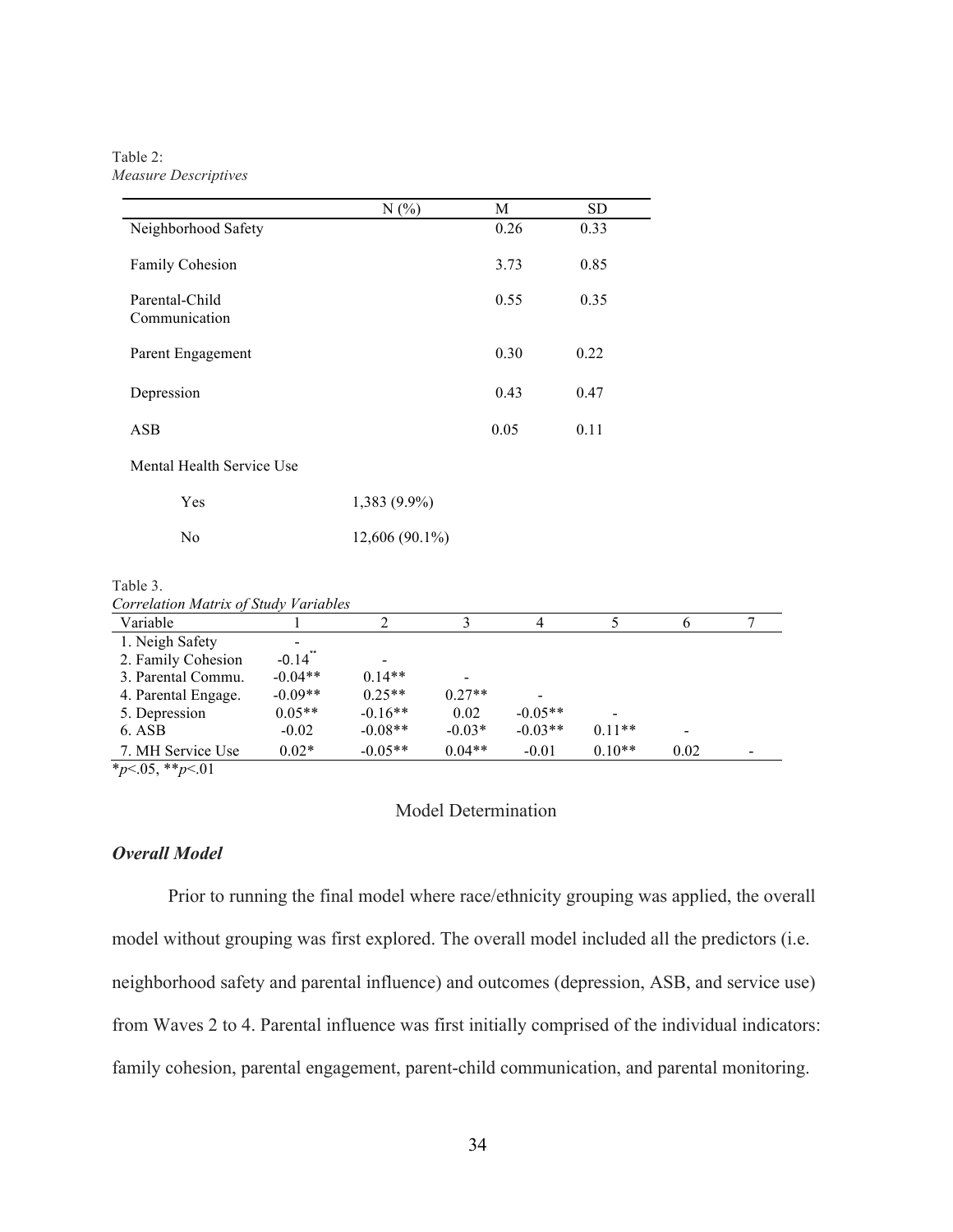Table 2:
*Measure Descriptives*

| | N (%) | M | SD |
|---|---|---|---|
| Neighborhood Safety | | 0.26 | 0.33 |
| Family Cohesion | | 3.73 | 0.85 |
| Parental-Child Communication | | 0.55 | 0.35 |
| Parent Engagement | | 0.30 | 0.22 |
| Depression | | 0.43 | 0.47 |
| ASB | | 0.05 | 0.11 |
| Mental Health Service Use | | | |
| Yes | 1,383 (9.9%) | | |
| No | 12,606 (90.1%) | | |

Table 3.
*Correlation Matrix of Study Variables*

| Variable | 1 | 2 | 3 | 4 | 5 | 6 | 7 |
|---|---|---|---|---|---|---|---|
| 1. Neigh Safety | - | | | | | | |
| 2. Family Cohesion | -0.14** | - | | | | | |
| 3. Parental Commu. | -0.04** | 0.14** | - | | | | |
| 4. Parental Engage. | -0.09** | 0.25** | 0.27** | - | | | |
| 5. Depression | 0.05** | -0.16** | 0.02 | -0.05** | - | | |
| 6. ASB | -0.02 | -0.08** | -0.03* | -0.03** | 0.11** | - | |
| 7. MH Service Use | 0.02* | -0.05** | 0.04** | -0.01 | 0.10** | 0.02 | - |

*$p<.05$, **$p<.01$

## Model Determination

### *Overall Model*

Prior to running the final model where race/ethnicity grouping was applied, the overall model without grouping was first explored. The overall model included all the predictors (i.e. neighborhood safety and parental influence) and outcomes (depression, ASB, and service use) from Waves 2 to 4. Parental influence was first initially comprised of the individual indicators: family cohesion, parental engagement, parent-child communication, and parental monitoring.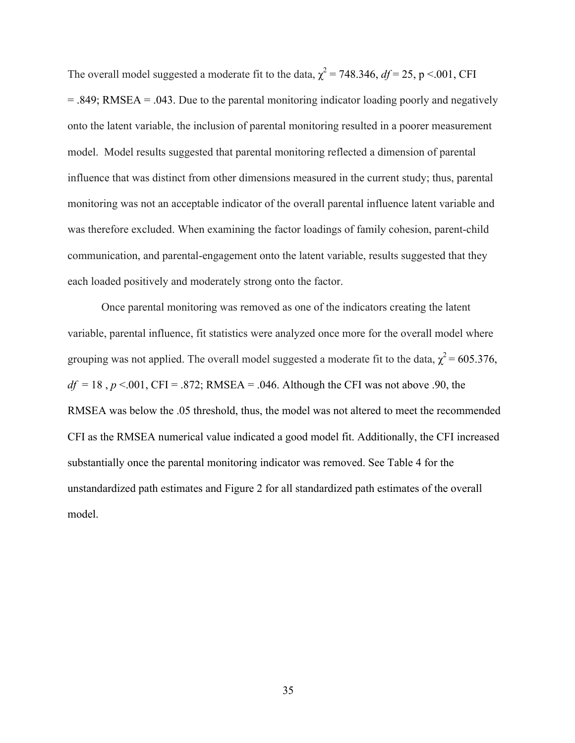The overall model suggested a moderate fit to the data, $\chi^2 = 748.346$, *df* = 25, p <.001, CFI = .849; RMSEA = .043. Due to the parental monitoring indicator loading poorly and negatively onto the latent variable, the inclusion of parental monitoring resulted in a poorer measurement model. Model results suggested that parental monitoring reflected a dimension of parental influence that was distinct from other dimensions measured in the current study; thus, parental monitoring was not an acceptable indicator of the overall parental influence latent variable and was therefore excluded. When examining the factor loadings of family cohesion, parent-child communication, and parental-engagement onto the latent variable, results suggested that they each loaded positively and moderately strong onto the factor.

Once parental monitoring was removed as one of the indicators creating the latent variable, parental influence, fit statistics were analyzed once more for the overall model where grouping was not applied. The overall model suggested a moderate fit to the data, $\chi^2 = 605.376$, *df* = 18 , *p* <.001, CFI = .872; RMSEA = .046. Although the CFI was not above .90, the RMSEA was below the .05 threshold, thus, the model was not altered to meet the recommended CFI as the RMSEA numerical value indicated a good model fit. Additionally, the CFI increased substantially once the parental monitoring indicator was removed. See Table 4 for the unstandardized path estimates and Figure 2 for all standardized path estimates of the overall model.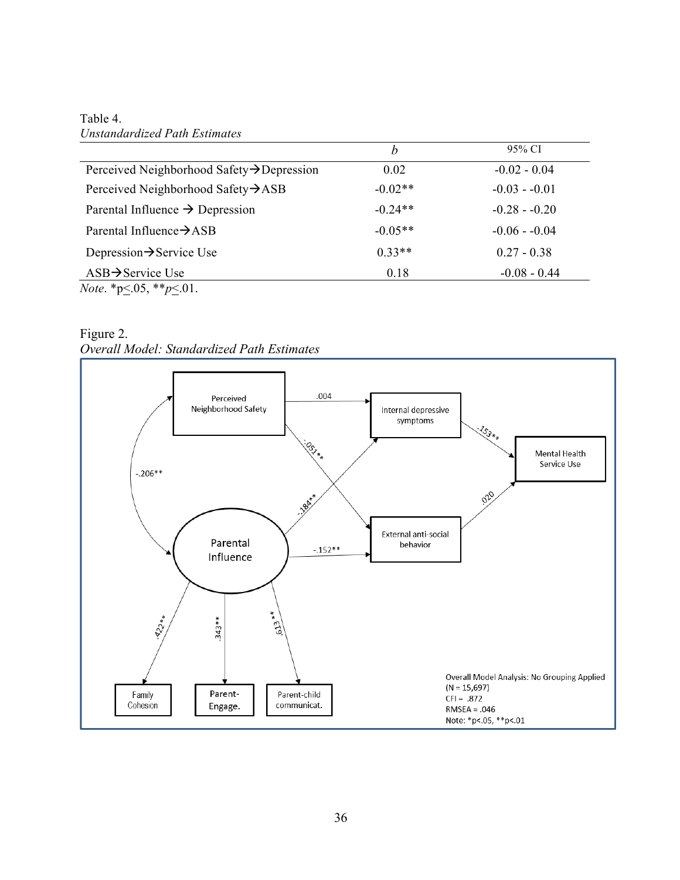Table 4.
*Unstandardized Path Estimates*

| | *b* | 95% CI |
|---|---|---|
| Perceived Neighborhood Safety→Depression | 0.02 | -0.02 - 0.04 |
| Perceived Neighborhood Safety→ASB | -0.02** | -0.03 - -0.01 |
| Parental Influence → Depression | -0.24** | -0.28 - -0.20 |
| Parental Influence→ASB | -0.05** | -0.06 - -0.04 |
| Depression→Service Use | 0.33** | 0.27 - 0.38 |
| ASB→Service Use | 0.18 | -0.08 - 0.44 |

*Note*. *p≤.05, ***p*≤.01.

Figure 2.
*Overall Model: Standardized Path Estimates*

Perceived Neighborhood Safety → Internal depressive symptoms: .004
Perceived Neighborhood Safety → External anti-social behavior: -.051**
Perceived Neighborhood Safety ↔ Parental Influence: -.206**
Parental Influence → Internal depressive symptoms: -.184**
Parental Influence → External anti-social behavior: -.152**
Internal depressive symptoms → Mental Health Service Use: .153**
External anti-social behavior → Mental Health Service Use: .020
Parental Influence → Family Cohesion: .422**
Parental Influence → Parent-Engage.: .343**
Parental Influence → Parent-child communicat.: .613**

Overall Model Analysis: No Grouping Applied
(N = 15,697)
CFI = .872
RMSEA = .046
Note: *p<.05, **p<.01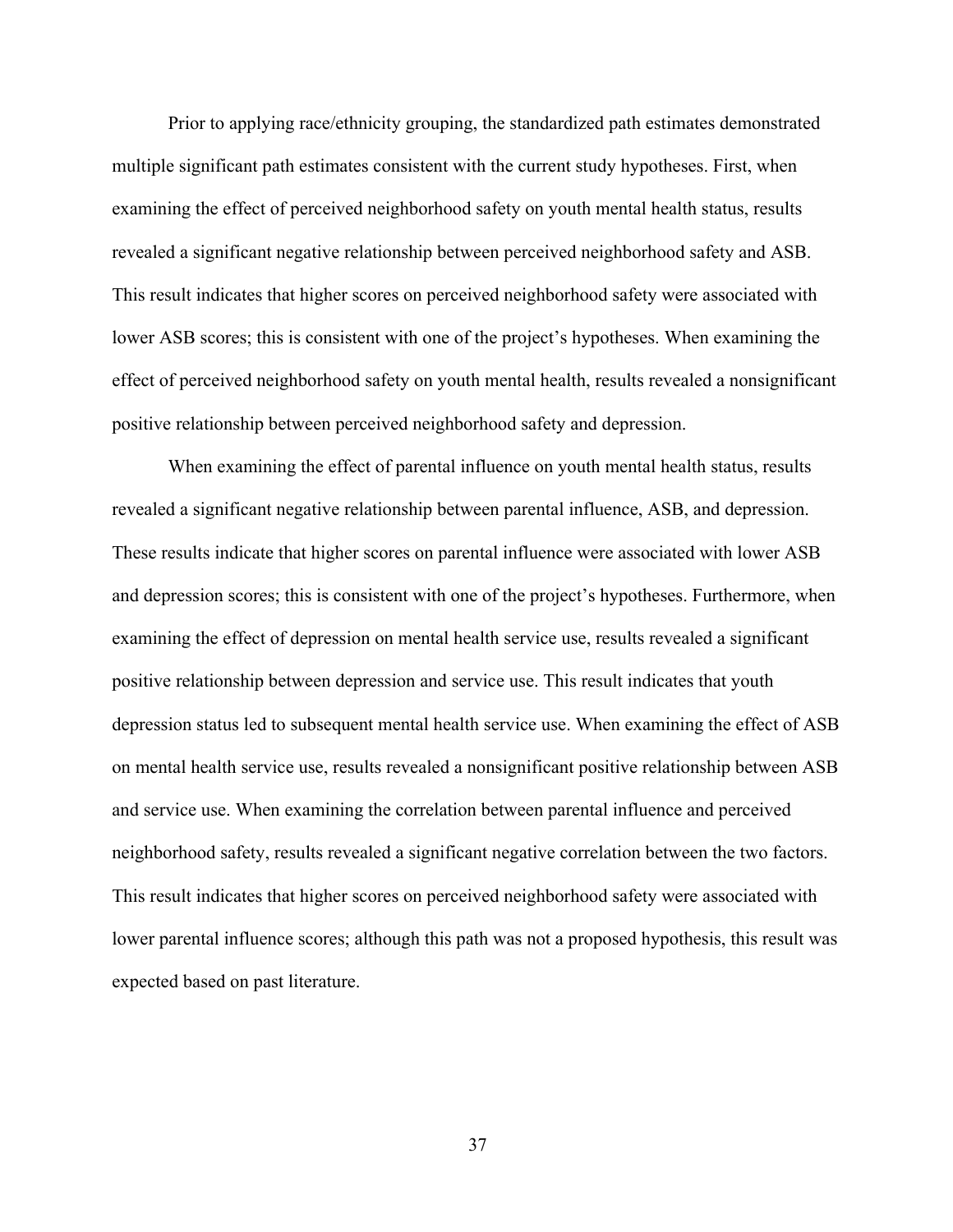Prior to applying race/ethnicity grouping, the standardized path estimates demonstrated multiple significant path estimates consistent with the current study hypotheses. First, when examining the effect of perceived neighborhood safety on youth mental health status, results revealed a significant negative relationship between perceived neighborhood safety and ASB. This result indicates that higher scores on perceived neighborhood safety were associated with lower ASB scores; this is consistent with one of the project's hypotheses. When examining the effect of perceived neighborhood safety on youth mental health, results revealed a nonsignificant positive relationship between perceived neighborhood safety and depression.

When examining the effect of parental influence on youth mental health status, results revealed a significant negative relationship between parental influence, ASB, and depression. These results indicate that higher scores on parental influence were associated with lower ASB and depression scores; this is consistent with one of the project's hypotheses. Furthermore, when examining the effect of depression on mental health service use, results revealed a significant positive relationship between depression and service use. This result indicates that youth depression status led to subsequent mental health service use. When examining the effect of ASB on mental health service use, results revealed a nonsignificant positive relationship between ASB and service use. When examining the correlation between parental influence and perceived neighborhood safety, results revealed a significant negative correlation between the two factors. This result indicates that higher scores on perceived neighborhood safety were associated with lower parental influence scores; although this path was not a proposed hypothesis, this result was expected based on past literature.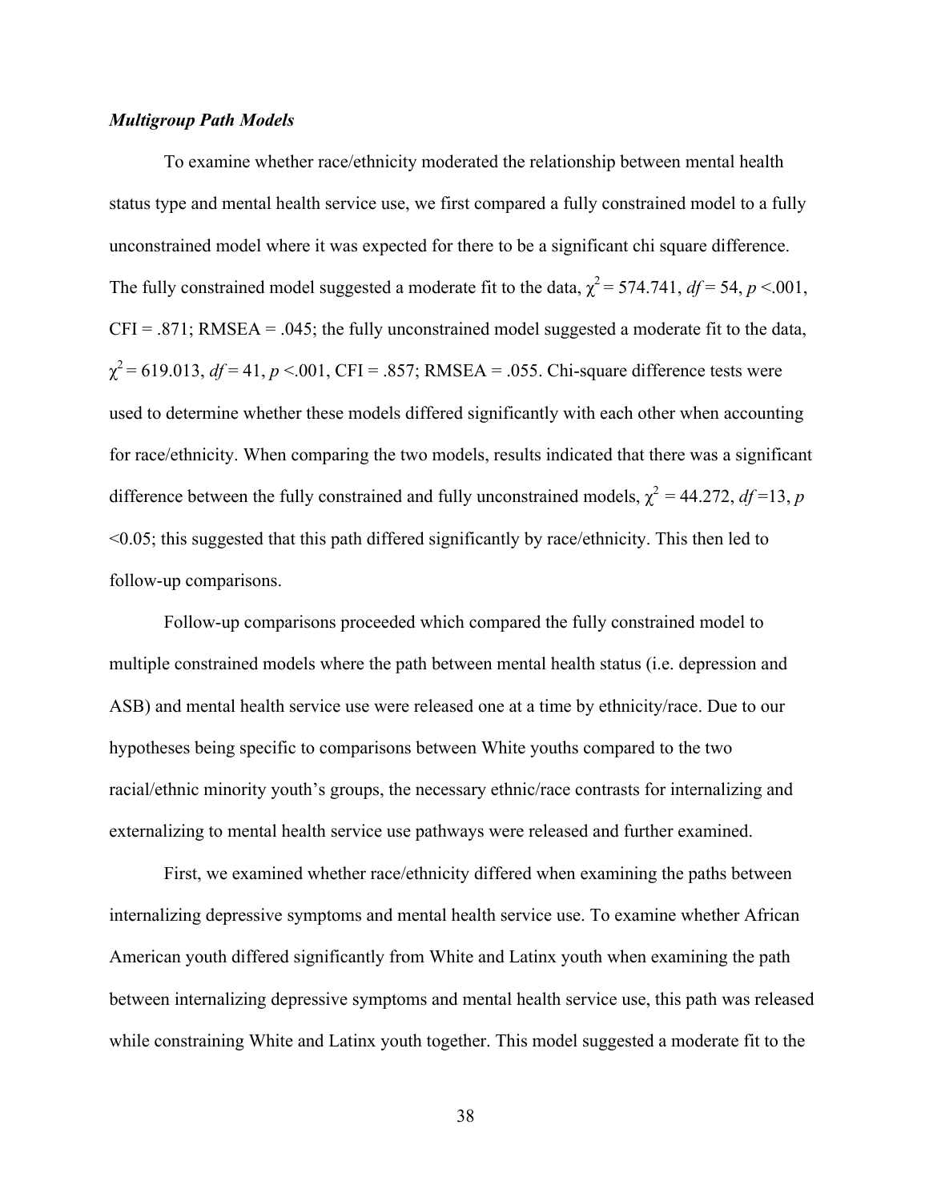### *Multigroup Path Models*

To examine whether race/ethnicity moderated the relationship between mental health status type and mental health service use, we first compared a fully constrained model to a fully unconstrained model where it was expected for there to be a significant chi square difference. The fully constrained model suggested a moderate fit to the data, $\chi^2 = 574.741$, $df = 54$, $p < .001$, CFI = .871; RMSEA = .045; the fully unconstrained model suggested a moderate fit to the data, $\chi^2 = 619.013$, $df = 41$, $p < .001$, CFI = .857; RMSEA = .055. Chi-square difference tests were used to determine whether these models differed significantly with each other when accounting for race/ethnicity. When comparing the two models, results indicated that there was a significant difference between the fully constrained and fully unconstrained models, $\chi^2 = 44.272$, $df = 13$, $p < 0.05$; this suggested that this path differed significantly by race/ethnicity. This then led to follow-up comparisons.

Follow-up comparisons proceeded which compared the fully constrained model to multiple constrained models where the path between mental health status (i.e. depression and ASB) and mental health service use were released one at a time by ethnicity/race. Due to our hypotheses being specific to comparisons between White youths compared to the two racial/ethnic minority youth's groups, the necessary ethnic/race contrasts for internalizing and externalizing to mental health service use pathways were released and further examined.

First, we examined whether race/ethnicity differed when examining the paths between internalizing depressive symptoms and mental health service use. To examine whether African American youth differed significantly from White and Latinx youth when examining the path between internalizing depressive symptoms and mental health service use, this path was released while constraining White and Latinx youth together. This model suggested a moderate fit to the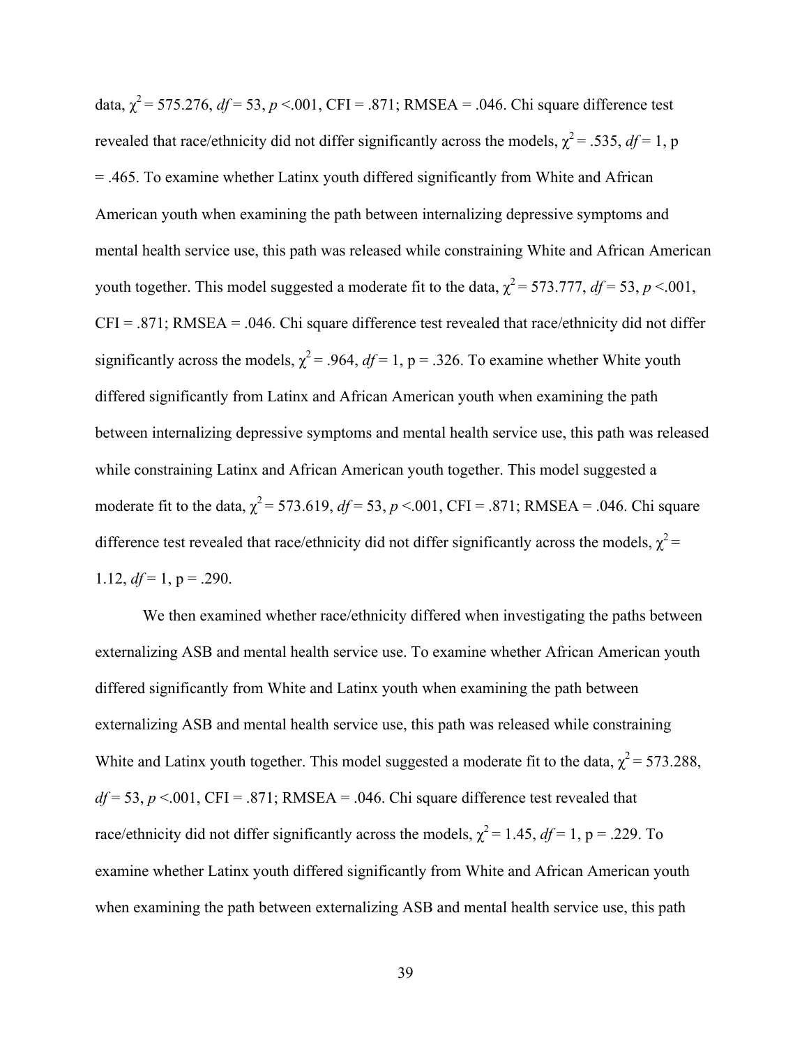data, $\chi^2 = 575.276$, $df = 53$, $p < .001$, CFI = .871; RMSEA = .046. Chi square difference test revealed that race/ethnicity did not differ significantly across the models, $\chi^2 = .535$, $df = 1$, p = .465. To examine whether Latinx youth differed significantly from White and African American youth when examining the path between internalizing depressive symptoms and mental health service use, this path was released while constraining White and African American youth together. This model suggested a moderate fit to the data, $\chi^2 = 573.777$, $df = 53$, $p < .001$, CFI = .871; RMSEA = .046. Chi square difference test revealed that race/ethnicity did not differ significantly across the models, $\chi^2 = .964$, $df = 1$, p = .326. To examine whether White youth differed significantly from Latinx and African American youth when examining the path between internalizing depressive symptoms and mental health service use, this path was released while constraining Latinx and African American youth together. This model suggested a moderate fit to the data, $\chi^2 = 573.619$, $df = 53$, $p < .001$, CFI = .871; RMSEA = .046. Chi square difference test revealed that race/ethnicity did not differ significantly across the models, $\chi^2 = 1.12$, $df = 1$, p = .290.

We then examined whether race/ethnicity differed when investigating the paths between externalizing ASB and mental health service use. To examine whether African American youth differed significantly from White and Latinx youth when examining the path between externalizing ASB and mental health service use, this path was released while constraining White and Latinx youth together. This model suggested a moderate fit to the data, $\chi^2 = 573.288$, $df = 53$, $p < .001$, CFI = .871; RMSEA = .046. Chi square difference test revealed that race/ethnicity did not differ significantly across the models, $\chi^2 = 1.45$, $df = 1$, p = .229. To examine whether Latinx youth differed significantly from White and African American youth when examining the path between externalizing ASB and mental health service use, this path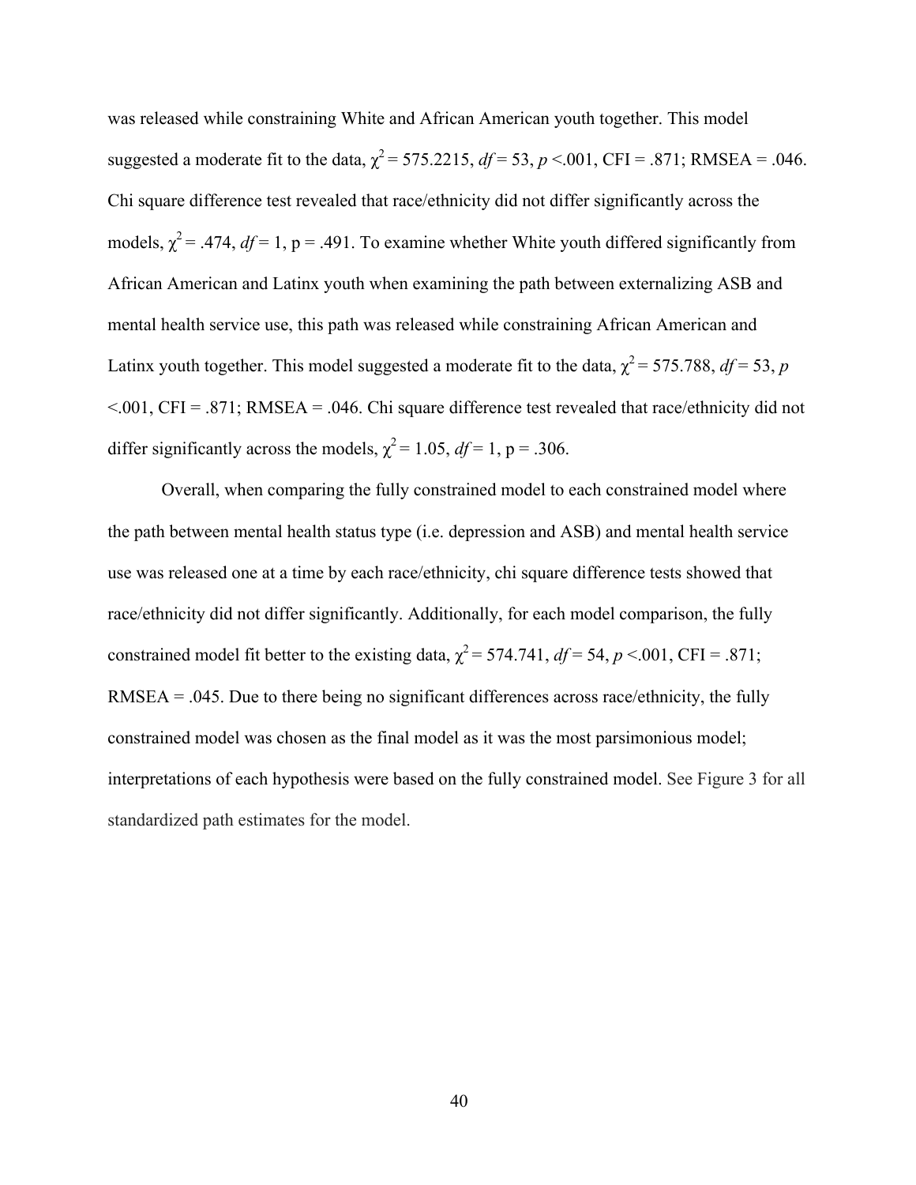was released while constraining White and African American youth together. This model suggested a moderate fit to the data, $\chi^2 = 575.2215$, $df = 53$, $p < .001$, CFI = .871; RMSEA = .046. Chi square difference test revealed that race/ethnicity did not differ significantly across the models, $\chi^2 = .474$, $df = 1$, p = .491. To examine whether White youth differed significantly from African American and Latinx youth when examining the path between externalizing ASB and mental health service use, this path was released while constraining African American and Latinx youth together. This model suggested a moderate fit to the data, $\chi^2 = 575.788$, $df = 53$, $p < .001$, CFI = .871; RMSEA = .046. Chi square difference test revealed that race/ethnicity did not differ significantly across the models, $\chi^2 = 1.05$, $df = 1$, p = .306.

Overall, when comparing the fully constrained model to each constrained model where the path between mental health status type (i.e. depression and ASB) and mental health service use was released one at a time by each race/ethnicity, chi square difference tests showed that race/ethnicity did not differ significantly. Additionally, for each model comparison, the fully constrained model fit better to the existing data, $\chi^2 = 574.741$, $df = 54$, $p < .001$, CFI = .871; RMSEA = .045. Due to there being no significant differences across race/ethnicity, the fully constrained model was chosen as the final model as it was the most parsimonious model; interpretations of each hypothesis were based on the fully constrained model. See Figure 3 for all standardized path estimates for the model.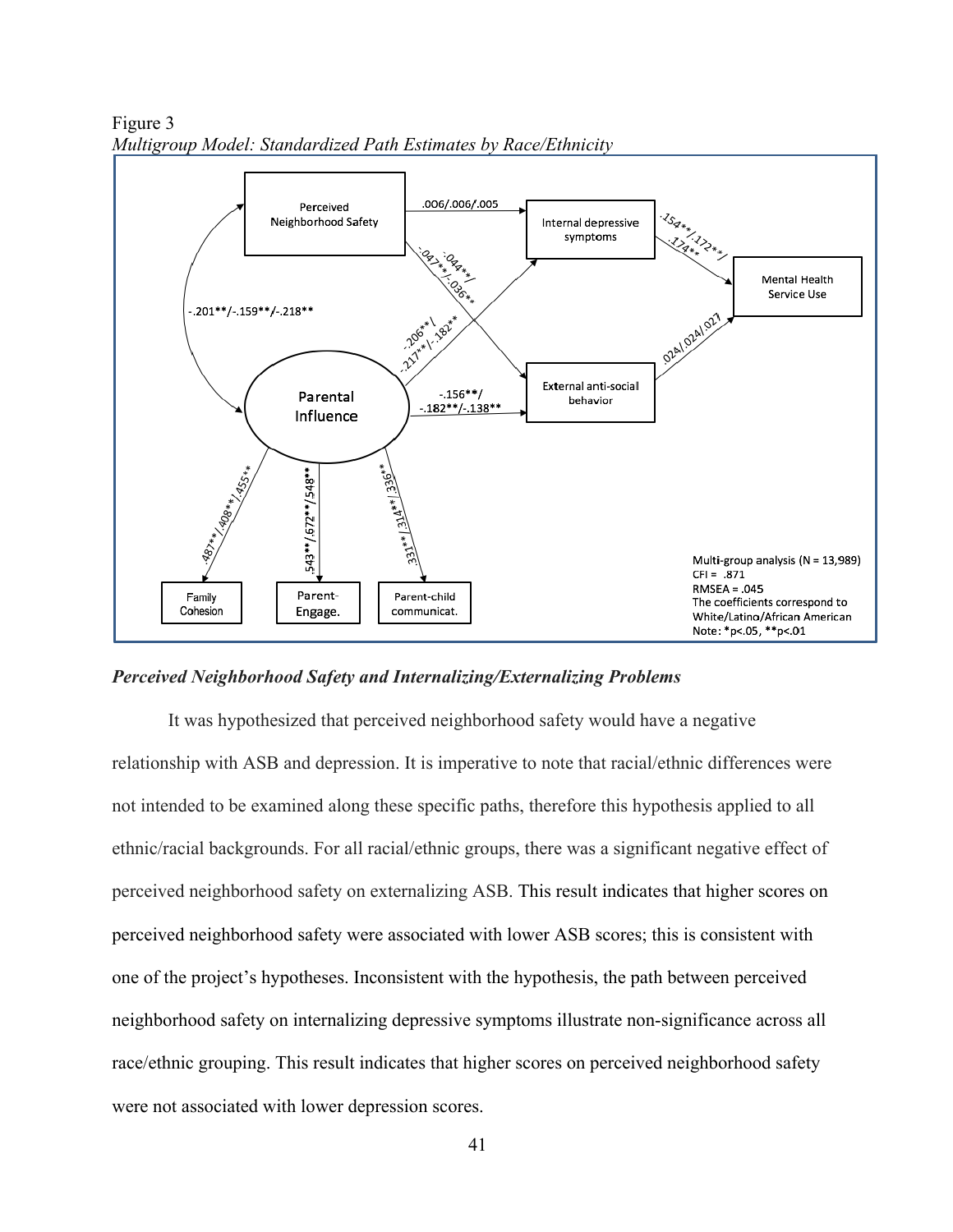Figure 3
*Multigroup Model: Standardized Path Estimates by Race/Ethnicity*

### *Perceived Neighborhood Safety and Internalizing/Externalizing Problems*

It was hypothesized that perceived neighborhood safety would have a negative relationship with ASB and depression. It is imperative to note that racial/ethnic differences were not intended to be examined along these specific paths, therefore this hypothesis applied to all ethnic/racial backgrounds. For all racial/ethnic groups, there was a significant negative effect of perceived neighborhood safety on externalizing ASB. This result indicates that higher scores on perceived neighborhood safety were associated with lower ASB scores; this is consistent with one of the project's hypotheses. Inconsistent with the hypothesis, the path between perceived neighborhood safety on internalizing depressive symptoms illustrate non-significance across all race/ethnic grouping. This result indicates that higher scores on perceived neighborhood safety were not associated with lower depression scores.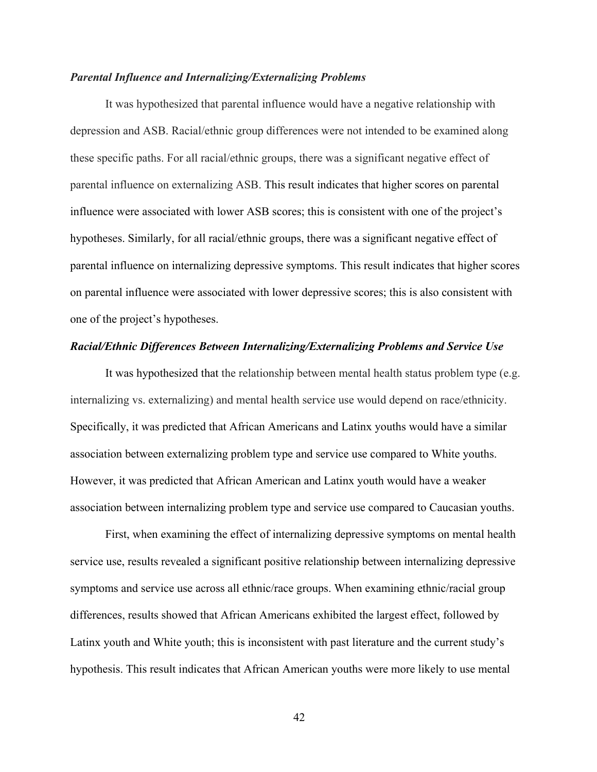### *Parental Influence and Internalizing/Externalizing Problems*

It was hypothesized that parental influence would have a negative relationship with depression and ASB. Racial/ethnic group differences were not intended to be examined along these specific paths. For all racial/ethnic groups, there was a significant negative effect of parental influence on externalizing ASB. This result indicates that higher scores on parental influence were associated with lower ASB scores; this is consistent with one of the project's hypotheses. Similarly, for all racial/ethnic groups, there was a significant negative effect of parental influence on internalizing depressive symptoms. This result indicates that higher scores on parental influence were associated with lower depressive scores; this is also consistent with one of the project's hypotheses.

### *Racial/Ethnic Differences Between Internalizing/Externalizing Problems and Service Use*

It was hypothesized that the relationship between mental health status problem type (e.g. internalizing vs. externalizing) and mental health service use would depend on race/ethnicity. Specifically, it was predicted that African Americans and Latinx youths would have a similar association between externalizing problem type and service use compared to White youths. However, it was predicted that African American and Latinx youth would have a weaker association between internalizing problem type and service use compared to Caucasian youths.

First, when examining the effect of internalizing depressive symptoms on mental health service use, results revealed a significant positive relationship between internalizing depressive symptoms and service use across all ethnic/race groups. When examining ethnic/racial group differences, results showed that African Americans exhibited the largest effect, followed by Latinx youth and White youth; this is inconsistent with past literature and the current study's hypothesis. This result indicates that African American youths were more likely to use mental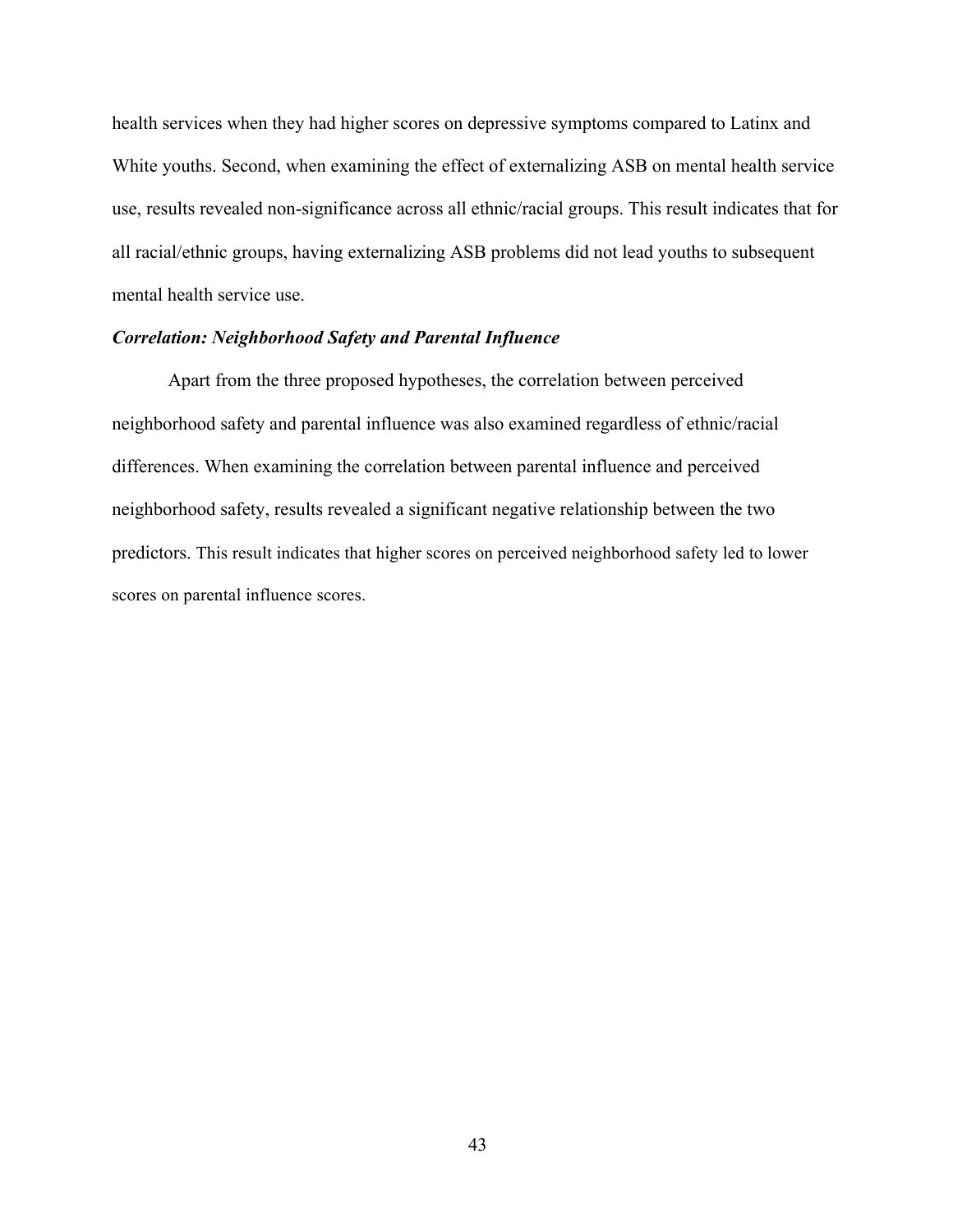health services when they had higher scores on depressive symptoms compared to Latinx and White youths. Second, when examining the effect of externalizing ASB on mental health service use, results revealed non-significance across all ethnic/racial groups. This result indicates that for all racial/ethnic groups, having externalizing ASB problems did not lead youths to subsequent mental health service use.

***Correlation: Neighborhood Safety and Parental Influence***

Apart from the three proposed hypotheses, the correlation between perceived neighborhood safety and parental influence was also examined regardless of ethnic/racial differences. When examining the correlation between parental influence and perceived neighborhood safety, results revealed a significant negative relationship between the two predictors. This result indicates that higher scores on perceived neighborhood safety led to lower scores on parental influence scores.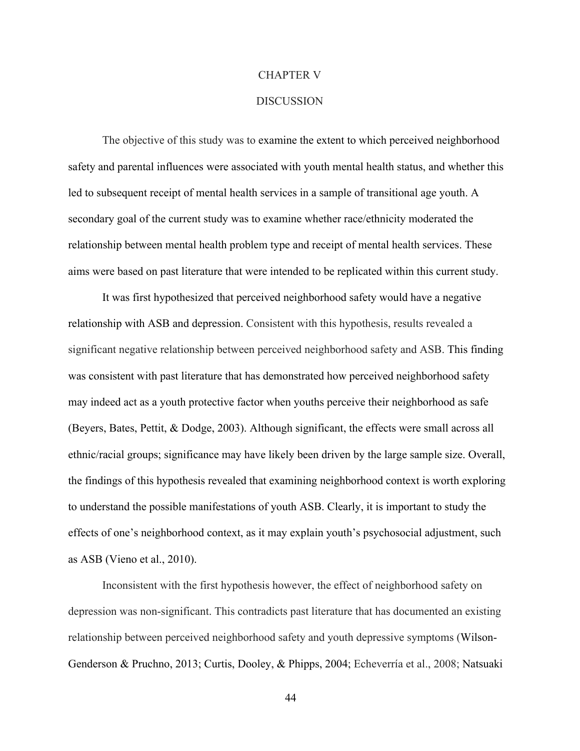# CHAPTER V

# DISCUSSION

The objective of this study was to examine the extent to which perceived neighborhood safety and parental influences were associated with youth mental health status, and whether this led to subsequent receipt of mental health services in a sample of transitional age youth. A secondary goal of the current study was to examine whether race/ethnicity moderated the relationship between mental health problem type and receipt of mental health services. These aims were based on past literature that were intended to be replicated within this current study.

It was first hypothesized that perceived neighborhood safety would have a negative relationship with ASB and depression. Consistent with this hypothesis, results revealed a significant negative relationship between perceived neighborhood safety and ASB. This finding was consistent with past literature that has demonstrated how perceived neighborhood safety may indeed act as a youth protective factor when youths perceive their neighborhood as safe (Beyers, Bates, Pettit, & Dodge, 2003). Although significant, the effects were small across all ethnic/racial groups; significance may have likely been driven by the large sample size. Overall, the findings of this hypothesis revealed that examining neighborhood context is worth exploring to understand the possible manifestations of youth ASB. Clearly, it is important to study the effects of one's neighborhood context, as it may explain youth's psychosocial adjustment, such as ASB (Vieno et al., 2010).

Inconsistent with the first hypothesis however, the effect of neighborhood safety on depression was non-significant. This contradicts past literature that has documented an existing relationship between perceived neighborhood safety and youth depressive symptoms (Wilson-Genderson & Pruchno, 2013; Curtis, Dooley, & Phipps, 2004; Echeverría et al., 2008; Natsuaki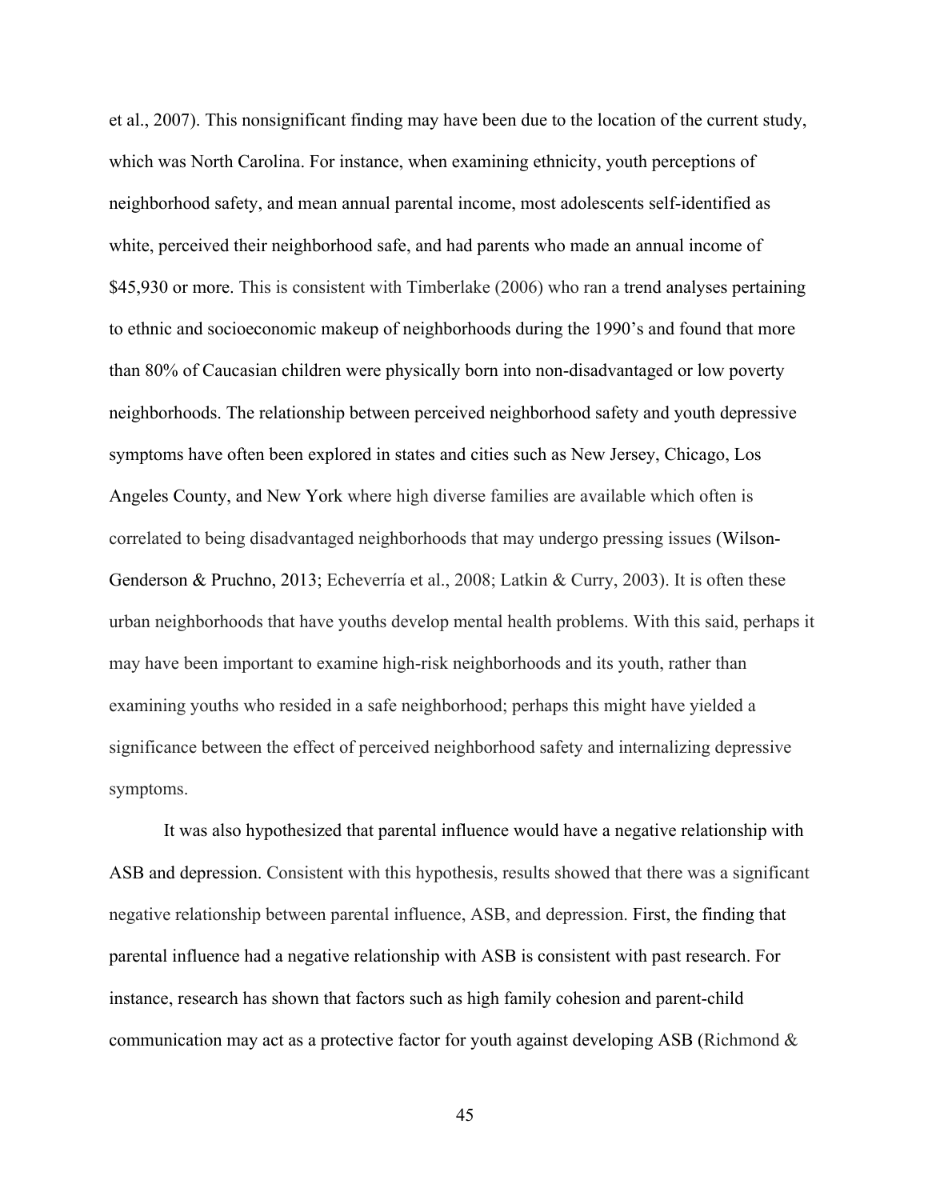et al., 2007). This nonsignificant finding may have been due to the location of the current study, which was North Carolina. For instance, when examining ethnicity, youth perceptions of neighborhood safety, and mean annual parental income, most adolescents self-identified as white, perceived their neighborhood safe, and had parents who made an annual income of $45,930 or more. This is consistent with Timberlake (2006) who ran a trend analyses pertaining to ethnic and socioeconomic makeup of neighborhoods during the 1990's and found that more than 80% of Caucasian children were physically born into non-disadvantaged or low poverty neighborhoods. The relationship between perceived neighborhood safety and youth depressive symptoms have often been explored in states and cities such as New Jersey, Chicago, Los Angeles County, and New York where high diverse families are available which often is correlated to being disadvantaged neighborhoods that may undergo pressing issues (Wilson-Genderson & Pruchno, 2013; Echeverría et al., 2008; Latkin & Curry, 2003). It is often these urban neighborhoods that have youths develop mental health problems. With this said, perhaps it may have been important to examine high-risk neighborhoods and its youth, rather than examining youths who resided in a safe neighborhood; perhaps this might have yielded a significance between the effect of perceived neighborhood safety and internalizing depressive symptoms.

It was also hypothesized that parental influence would have a negative relationship with ASB and depression. Consistent with this hypothesis, results showed that there was a significant negative relationship between parental influence, ASB, and depression. First, the finding that parental influence had a negative relationship with ASB is consistent with past research. For instance, research has shown that factors such as high family cohesion and parent-child communication may act as a protective factor for youth against developing ASB (Richmond &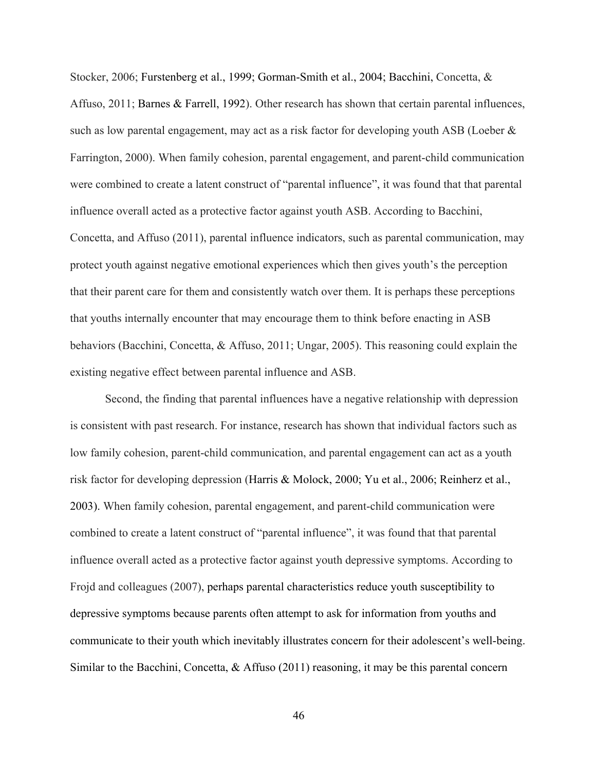Stocker, 2006; Furstenberg et al., 1999; Gorman-Smith et al., 2004; Bacchini, Concetta, & Affuso, 2011; Barnes & Farrell, 1992). Other research has shown that certain parental influences, such as low parental engagement, may act as a risk factor for developing youth ASB (Loeber & Farrington, 2000). When family cohesion, parental engagement, and parent-child communication were combined to create a latent construct of "parental influence", it was found that that parental influence overall acted as a protective factor against youth ASB. According to Bacchini, Concetta, and Affuso (2011), parental influence indicators, such as parental communication, may protect youth against negative emotional experiences which then gives youth's the perception that their parent care for them and consistently watch over them. It is perhaps these perceptions that youths internally encounter that may encourage them to think before enacting in ASB behaviors (Bacchini, Concetta, & Affuso, 2011; Ungar, 2005). This reasoning could explain the existing negative effect between parental influence and ASB.

Second, the finding that parental influences have a negative relationship with depression is consistent with past research. For instance, research has shown that individual factors such as low family cohesion, parent-child communication, and parental engagement can act as a youth risk factor for developing depression (Harris & Molock, 2000; Yu et al., 2006; Reinherz et al., 2003). When family cohesion, parental engagement, and parent-child communication were combined to create a latent construct of "parental influence", it was found that that parental influence overall acted as a protective factor against youth depressive symptoms. According to Frojd and colleagues (2007), perhaps parental characteristics reduce youth susceptibility to depressive symptoms because parents often attempt to ask for information from youths and communicate to their youth which inevitably illustrates concern for their adolescent's well-being. Similar to the Bacchini, Concetta, & Affuso (2011) reasoning, it may be this parental concern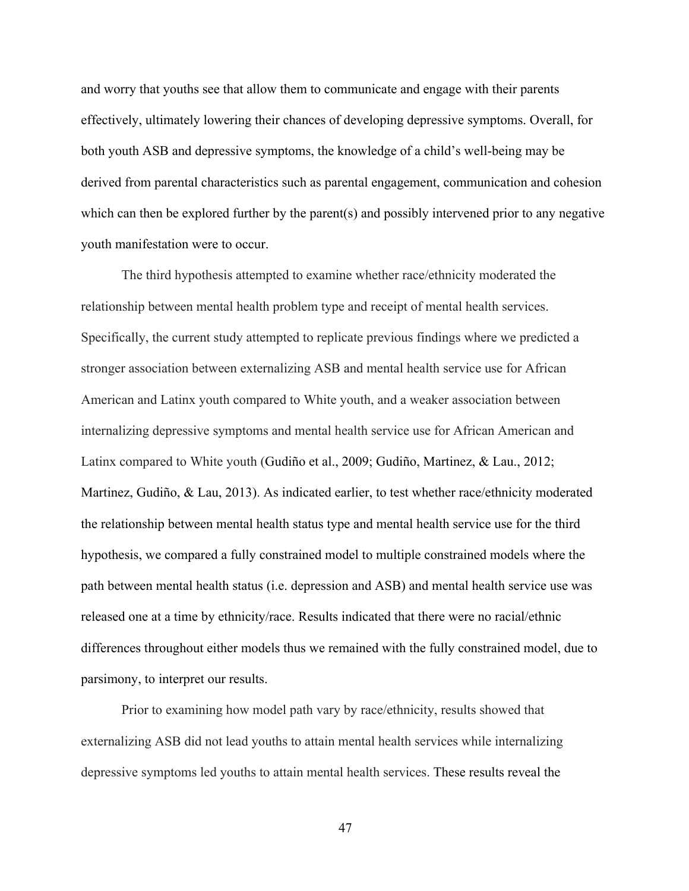and worry that youths see that allow them to communicate and engage with their parents effectively, ultimately lowering their chances of developing depressive symptoms. Overall, for both youth ASB and depressive symptoms, the knowledge of a child's well-being may be derived from parental characteristics such as parental engagement, communication and cohesion which can then be explored further by the parent(s) and possibly intervened prior to any negative youth manifestation were to occur.

The third hypothesis attempted to examine whether race/ethnicity moderated the relationship between mental health problem type and receipt of mental health services. Specifically, the current study attempted to replicate previous findings where we predicted a stronger association between externalizing ASB and mental health service use for African American and Latinx youth compared to White youth, and a weaker association between internalizing depressive symptoms and mental health service use for African American and Latinx compared to White youth (Gudiño et al., 2009; Gudiño, Martinez, & Lau., 2012; Martinez, Gudiño, & Lau, 2013). As indicated earlier, to test whether race/ethnicity moderated the relationship between mental health status type and mental health service use for the third hypothesis, we compared a fully constrained model to multiple constrained models where the path between mental health status (i.e. depression and ASB) and mental health service use was released one at a time by ethnicity/race. Results indicated that there were no racial/ethnic differences throughout either models thus we remained with the fully constrained model, due to parsimony, to interpret our results.

Prior to examining how model path vary by race/ethnicity, results showed that externalizing ASB did not lead youths to attain mental health services while internalizing depressive symptoms led youths to attain mental health services. These results reveal the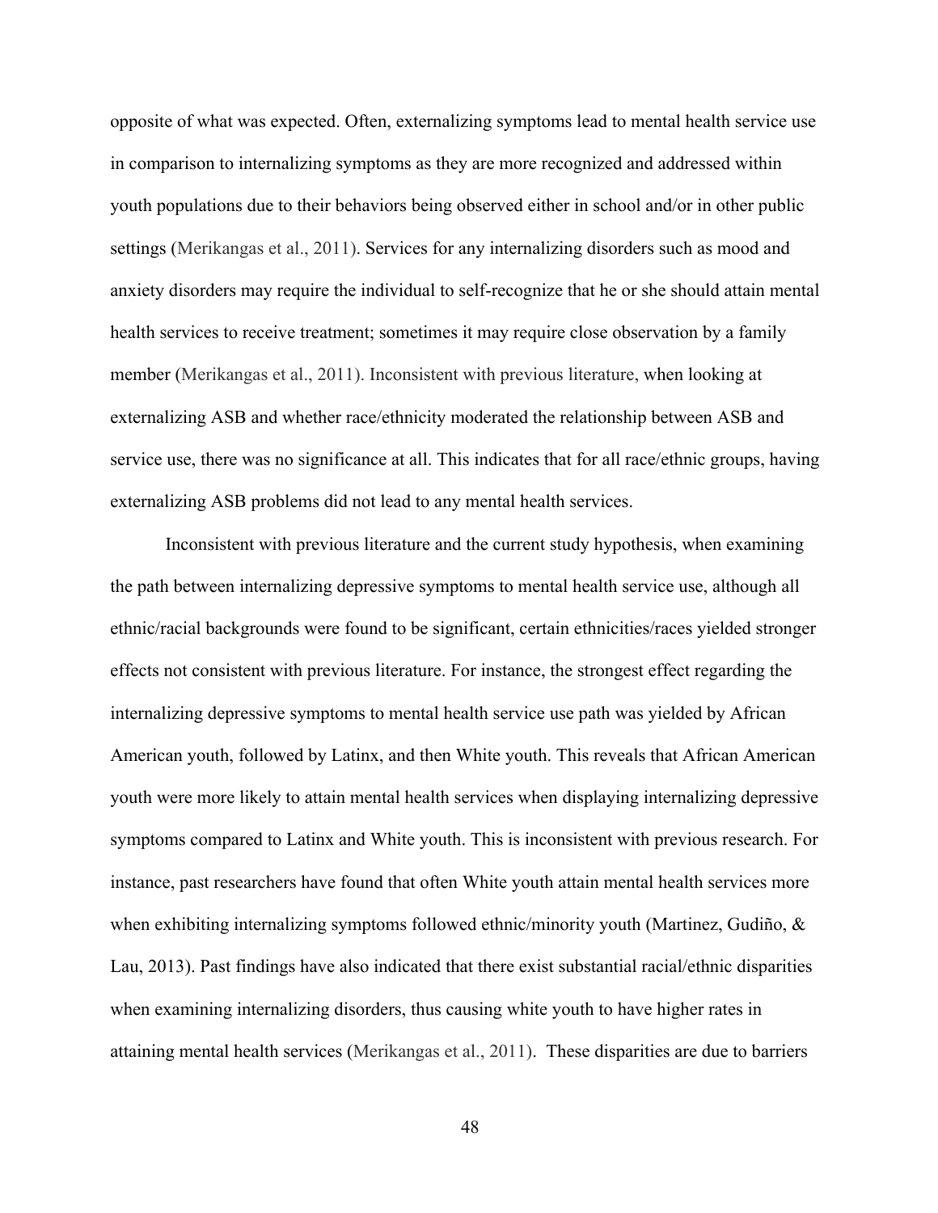opposite of what was expected. Often, externalizing symptoms lead to mental health service use in comparison to internalizing symptoms as they are more recognized and addressed within youth populations due to their behaviors being observed either in school and/or in other public settings (Merikangas et al., 2011). Services for any internalizing disorders such as mood and anxiety disorders may require the individual to self-recognize that he or she should attain mental health services to receive treatment; sometimes it may require close observation by a family member (Merikangas et al., 2011). Inconsistent with previous literature, when looking at externalizing ASB and whether race/ethnicity moderated the relationship between ASB and service use, there was no significance at all. This indicates that for all race/ethnic groups, having externalizing ASB problems did not lead to any mental health services.

Inconsistent with previous literature and the current study hypothesis, when examining the path between internalizing depressive symptoms to mental health service use, although all ethnic/racial backgrounds were found to be significant, certain ethnicities/races yielded stronger effects not consistent with previous literature. For instance, the strongest effect regarding the internalizing depressive symptoms to mental health service use path was yielded by African American youth, followed by Latinx, and then White youth. This reveals that African American youth were more likely to attain mental health services when displaying internalizing depressive symptoms compared to Latinx and White youth. This is inconsistent with previous research. For instance, past researchers have found that often White youth attain mental health services more when exhibiting internalizing symptoms followed ethnic/minority youth (Martinez, Gudiño, & Lau, 2013). Past findings have also indicated that there exist substantial racial/ethnic disparities when examining internalizing disorders, thus causing white youth to have higher rates in attaining mental health services (Merikangas et al., 2011). These disparities are due to barriers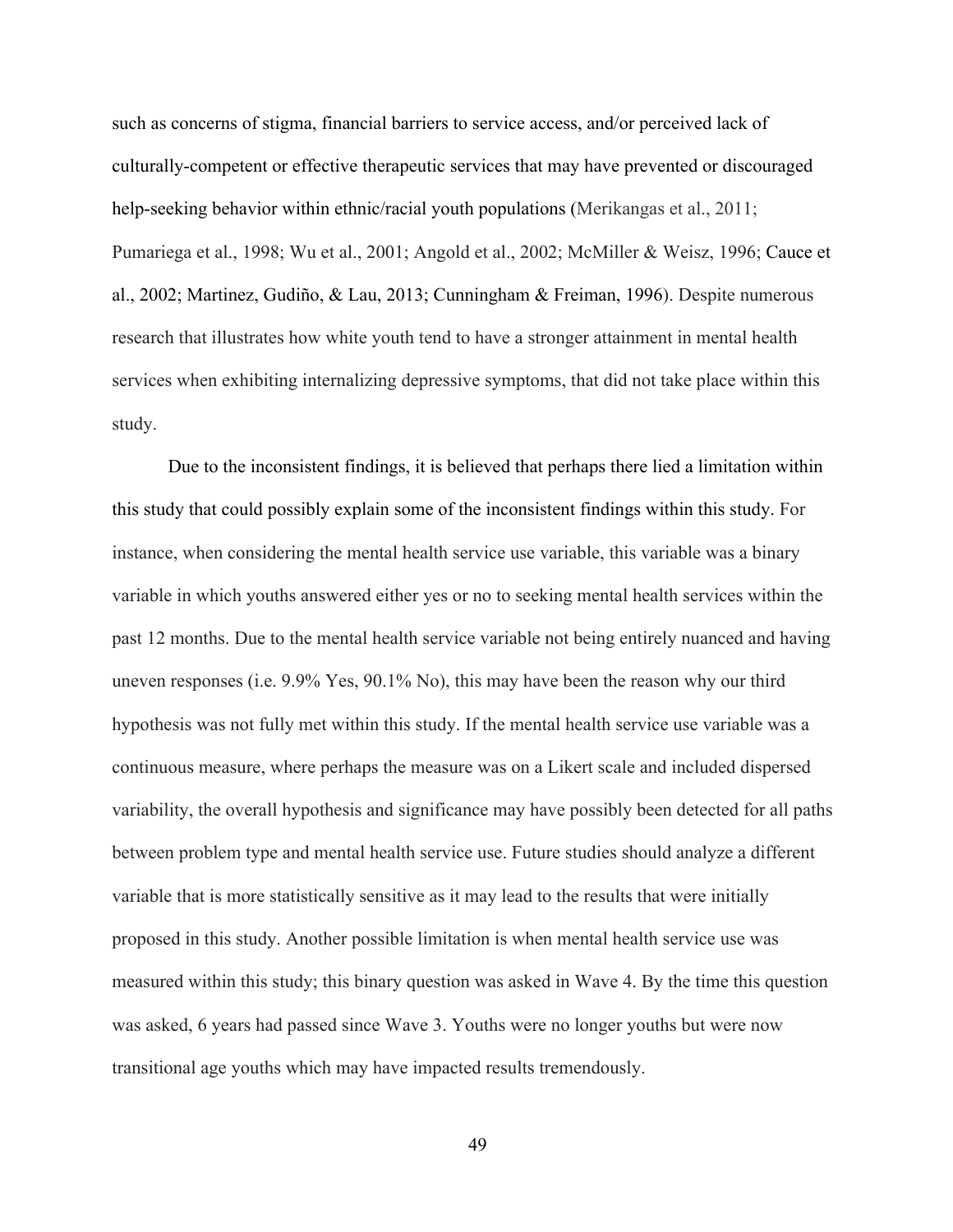such as concerns of stigma, financial barriers to service access, and/or perceived lack of culturally-competent or effective therapeutic services that may have prevented or discouraged help-seeking behavior within ethnic/racial youth populations (Merikangas et al., 2011; Pumariega et al., 1998; Wu et al., 2001; Angold et al., 2002; McMiller & Weisz, 1996; Cauce et al., 2002; Martinez, Gudiño, & Lau, 2013; Cunningham & Freiman, 1996). Despite numerous research that illustrates how white youth tend to have a stronger attainment in mental health services when exhibiting internalizing depressive symptoms, that did not take place within this study.

Due to the inconsistent findings, it is believed that perhaps there lied a limitation within this study that could possibly explain some of the inconsistent findings within this study. For instance, when considering the mental health service use variable, this variable was a binary variable in which youths answered either yes or no to seeking mental health services within the past 12 months. Due to the mental health service variable not being entirely nuanced and having uneven responses (i.e. 9.9% Yes, 90.1% No), this may have been the reason why our third hypothesis was not fully met within this study. If the mental health service use variable was a continuous measure, where perhaps the measure was on a Likert scale and included dispersed variability, the overall hypothesis and significance may have possibly been detected for all paths between problem type and mental health service use. Future studies should analyze a different variable that is more statistically sensitive as it may lead to the results that were initially proposed in this study. Another possible limitation is when mental health service use was measured within this study; this binary question was asked in Wave 4. By the time this question was asked, 6 years had passed since Wave 3. Youths were no longer youths but were now transitional age youths which may have impacted results tremendously.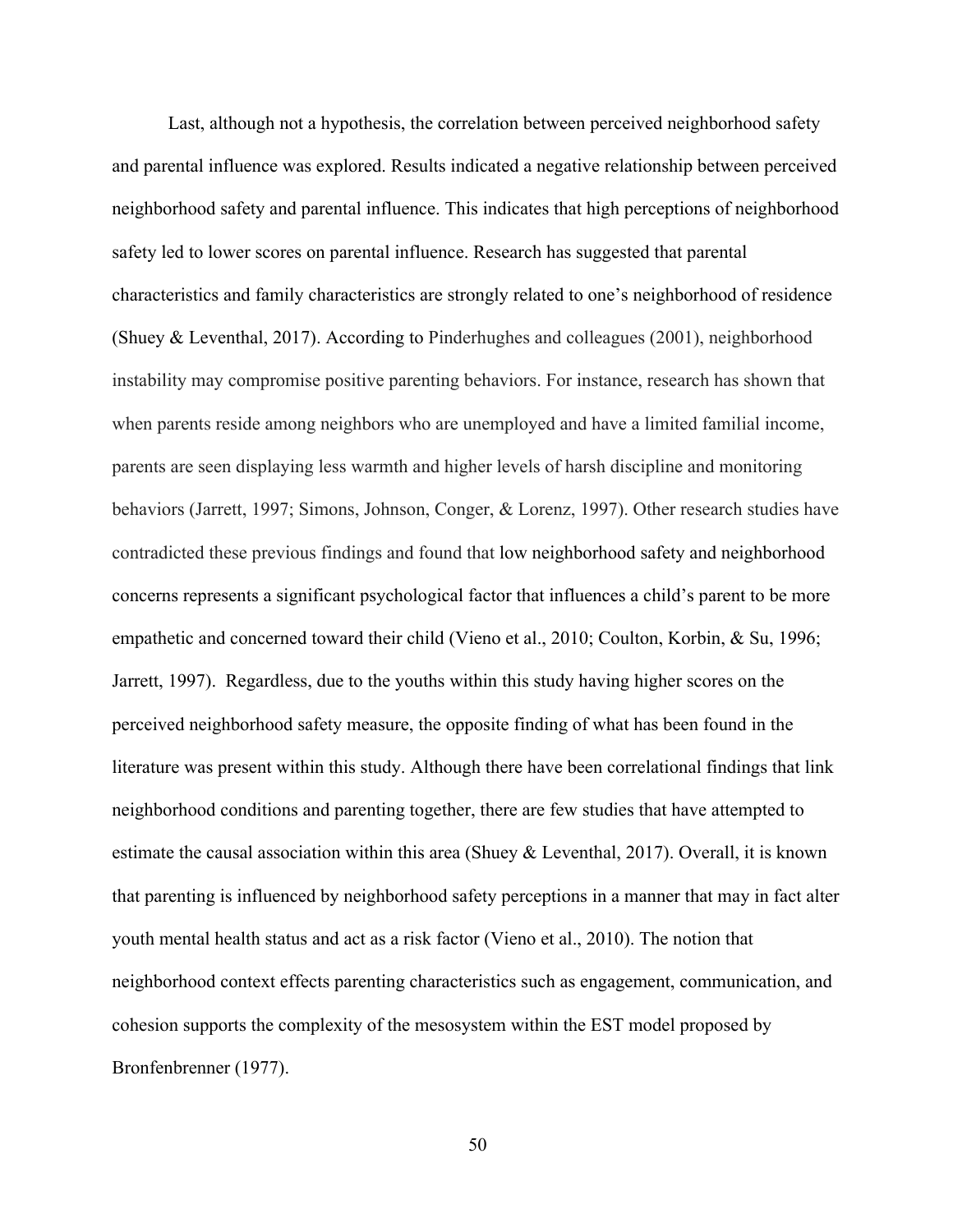Last, although not a hypothesis, the correlation between perceived neighborhood safety and parental influence was explored. Results indicated a negative relationship between perceived neighborhood safety and parental influence. This indicates that high perceptions of neighborhood safety led to lower scores on parental influence. Research has suggested that parental characteristics and family characteristics are strongly related to one's neighborhood of residence (Shuey & Leventhal, 2017). According to Pinderhughes and colleagues (2001), neighborhood instability may compromise positive parenting behaviors. For instance, research has shown that when parents reside among neighbors who are unemployed and have a limited familial income, parents are seen displaying less warmth and higher levels of harsh discipline and monitoring behaviors (Jarrett, 1997; Simons, Johnson, Conger, & Lorenz, 1997). Other research studies have contradicted these previous findings and found that low neighborhood safety and neighborhood concerns represents a significant psychological factor that influences a child's parent to be more empathetic and concerned toward their child (Vieno et al., 2010; Coulton, Korbin, & Su, 1996; Jarrett, 1997). Regardless, due to the youths within this study having higher scores on the perceived neighborhood safety measure, the opposite finding of what has been found in the literature was present within this study. Although there have been correlational findings that link neighborhood conditions and parenting together, there are few studies that have attempted to estimate the causal association within this area (Shuey & Leventhal, 2017). Overall, it is known that parenting is influenced by neighborhood safety perceptions in a manner that may in fact alter youth mental health status and act as a risk factor (Vieno et al., 2010). The notion that neighborhood context effects parenting characteristics such as engagement, communication, and cohesion supports the complexity of the mesosystem within the EST model proposed by Bronfenbrenner (1977).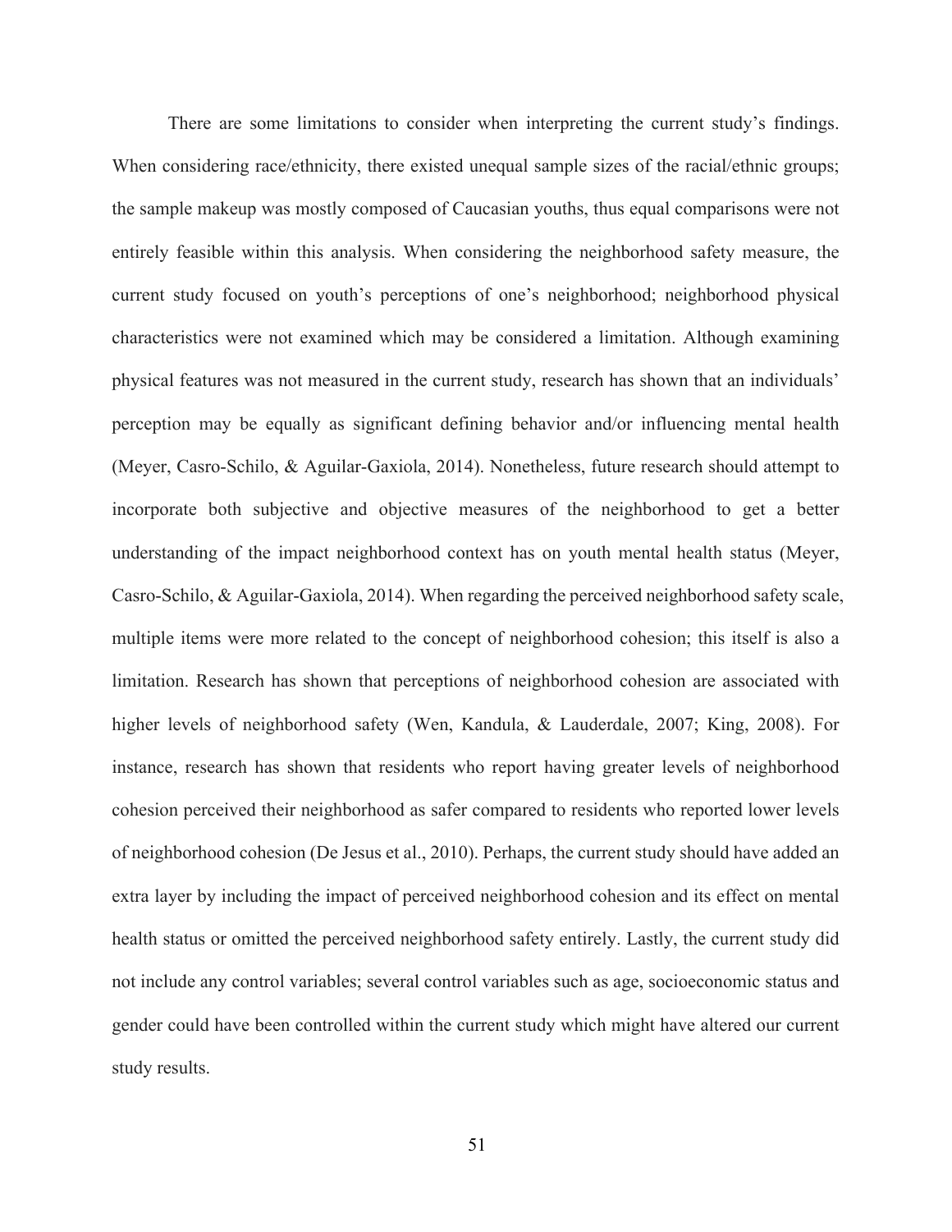There are some limitations to consider when interpreting the current study's findings. When considering race/ethnicity, there existed unequal sample sizes of the racial/ethnic groups; the sample makeup was mostly composed of Caucasian youths, thus equal comparisons were not entirely feasible within this analysis. When considering the neighborhood safety measure, the current study focused on youth's perceptions of one's neighborhood; neighborhood physical characteristics were not examined which may be considered a limitation. Although examining physical features was not measured in the current study, research has shown that an individuals' perception may be equally as significant defining behavior and/or influencing mental health (Meyer, Casro-Schilo, & Aguilar-Gaxiola, 2014). Nonetheless, future research should attempt to incorporate both subjective and objective measures of the neighborhood to get a better understanding of the impact neighborhood context has on youth mental health status (Meyer, Casro-Schilo, & Aguilar-Gaxiola, 2014). When regarding the perceived neighborhood safety scale, multiple items were more related to the concept of neighborhood cohesion; this itself is also a limitation. Research has shown that perceptions of neighborhood cohesion are associated with higher levels of neighborhood safety (Wen, Kandula, & Lauderdale, 2007; King, 2008). For instance, research has shown that residents who report having greater levels of neighborhood cohesion perceived their neighborhood as safer compared to residents who reported lower levels of neighborhood cohesion (De Jesus et al., 2010). Perhaps, the current study should have added an extra layer by including the impact of perceived neighborhood cohesion and its effect on mental health status or omitted the perceived neighborhood safety entirely. Lastly, the current study did not include any control variables; several control variables such as age, socioeconomic status and gender could have been controlled within the current study which might have altered our current study results.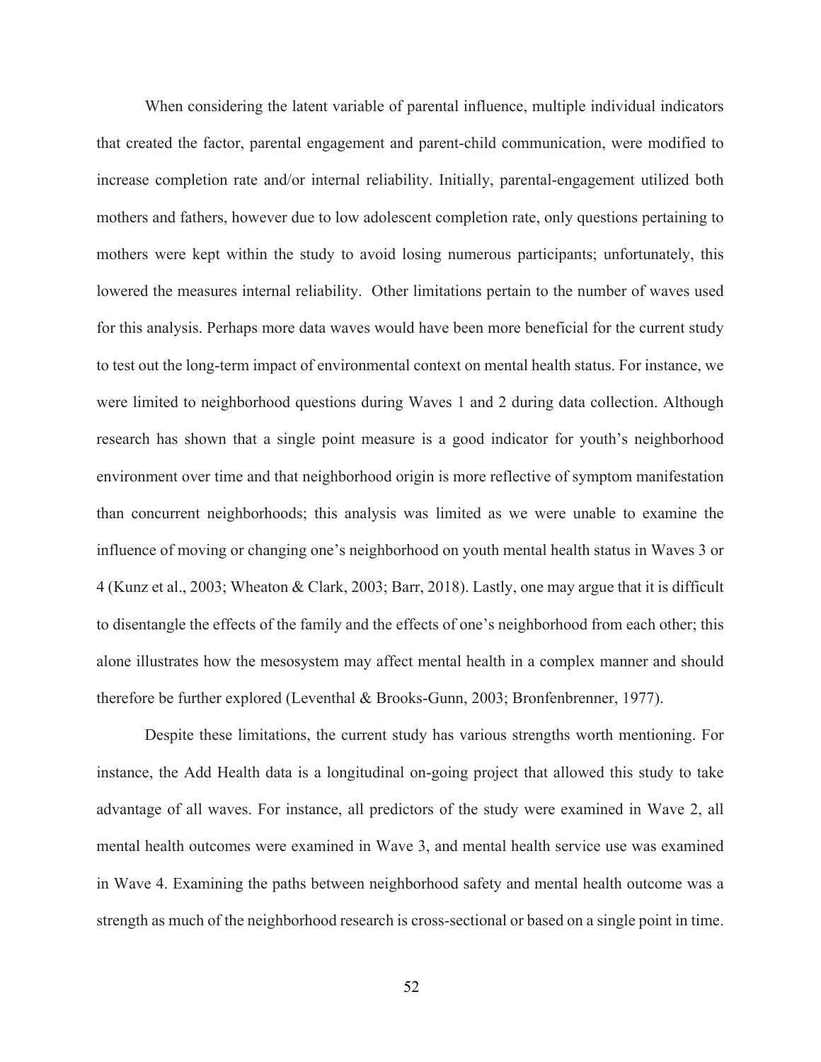When considering the latent variable of parental influence, multiple individual indicators that created the factor, parental engagement and parent-child communication, were modified to increase completion rate and/or internal reliability. Initially, parental-engagement utilized both mothers and fathers, however due to low adolescent completion rate, only questions pertaining to mothers were kept within the study to avoid losing numerous participants; unfortunately, this lowered the measures internal reliability. Other limitations pertain to the number of waves used for this analysis. Perhaps more data waves would have been more beneficial for the current study to test out the long-term impact of environmental context on mental health status. For instance, we were limited to neighborhood questions during Waves 1 and 2 during data collection. Although research has shown that a single point measure is a good indicator for youth's neighborhood environment over time and that neighborhood origin is more reflective of symptom manifestation than concurrent neighborhoods; this analysis was limited as we were unable to examine the influence of moving or changing one's neighborhood on youth mental health status in Waves 3 or 4 (Kunz et al., 2003; Wheaton & Clark, 2003; Barr, 2018). Lastly, one may argue that it is difficult to disentangle the effects of the family and the effects of one's neighborhood from each other; this alone illustrates how the mesosystem may affect mental health in a complex manner and should therefore be further explored (Leventhal & Brooks-Gunn, 2003; Bronfenbrenner, 1977).

Despite these limitations, the current study has various strengths worth mentioning. For instance, the Add Health data is a longitudinal on-going project that allowed this study to take advantage of all waves. For instance, all predictors of the study were examined in Wave 2, all mental health outcomes were examined in Wave 3, and mental health service use was examined in Wave 4. Examining the paths between neighborhood safety and mental health outcome was a strength as much of the neighborhood research is cross-sectional or based on a single point in time.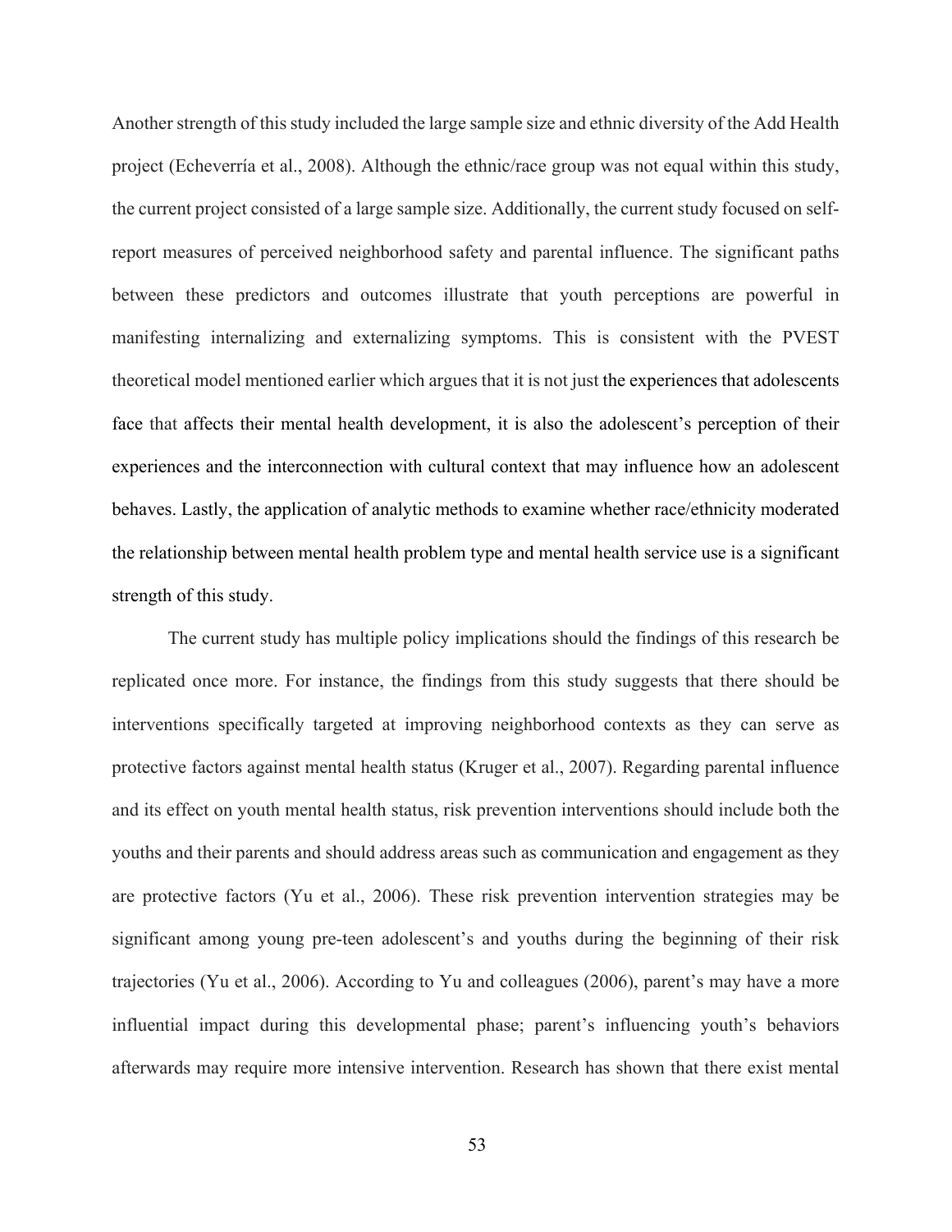Another strength of this study included the large sample size and ethnic diversity of the Add Health project (Echeverría et al., 2008). Although the ethnic/race group was not equal within this study, the current project consisted of a large sample size. Additionally, the current study focused on self-report measures of perceived neighborhood safety and parental influence. The significant paths between these predictors and outcomes illustrate that youth perceptions are powerful in manifesting internalizing and externalizing symptoms. This is consistent with the PVEST theoretical model mentioned earlier which argues that it is not just the experiences that adolescents face that affects their mental health development, it is also the adolescent's perception of their experiences and the interconnection with cultural context that may influence how an adolescent behaves. Lastly, the application of analytic methods to examine whether race/ethnicity moderated the relationship between mental health problem type and mental health service use is a significant strength of this study.

The current study has multiple policy implications should the findings of this research be replicated once more. For instance, the findings from this study suggests that there should be interventions specifically targeted at improving neighborhood contexts as they can serve as protective factors against mental health status (Kruger et al., 2007). Regarding parental influence and its effect on youth mental health status, risk prevention interventions should include both the youths and their parents and should address areas such as communication and engagement as they are protective factors (Yu et al., 2006). These risk prevention intervention strategies may be significant among young pre-teen adolescent's and youths during the beginning of their risk trajectories (Yu et al., 2006). According to Yu and colleagues (2006), parent's may have a more influential impact during this developmental phase; parent's influencing youth's behaviors afterwards may require more intensive intervention. Research has shown that there exist mental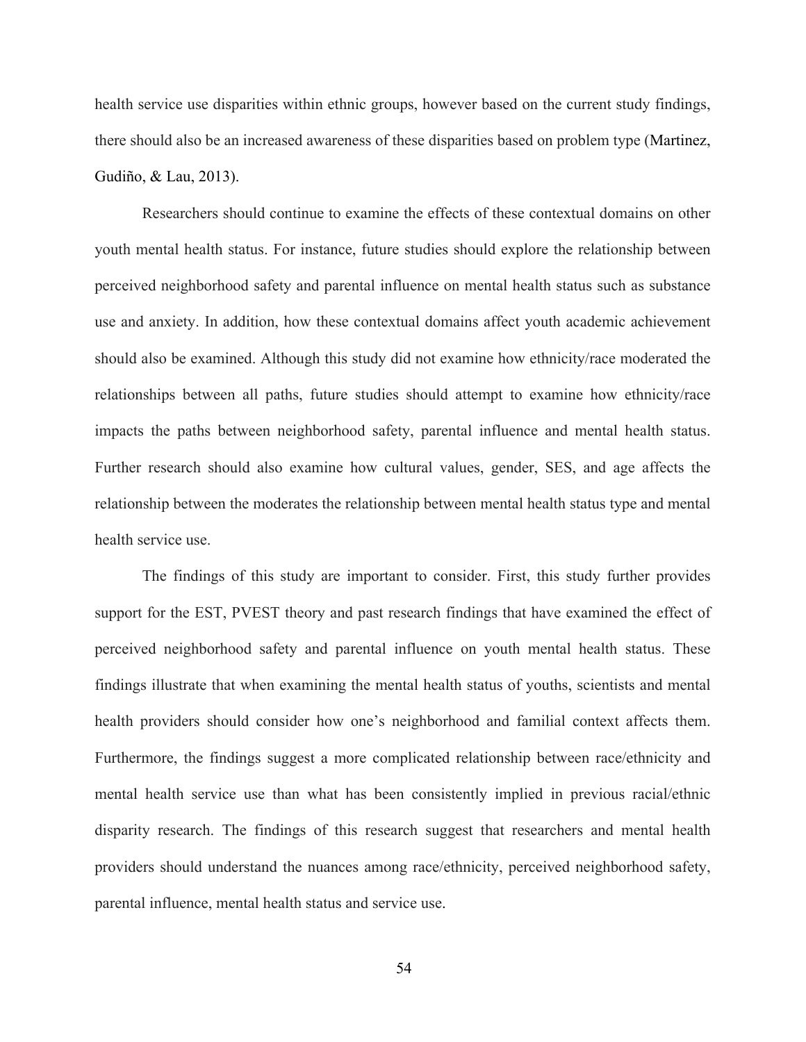health service use disparities within ethnic groups, however based on the current study findings, there should also be an increased awareness of these disparities based on problem type (Martinez, Gudiño, & Lau, 2013).

Researchers should continue to examine the effects of these contextual domains on other youth mental health status. For instance, future studies should explore the relationship between perceived neighborhood safety and parental influence on mental health status such as substance use and anxiety. In addition, how these contextual domains affect youth academic achievement should also be examined. Although this study did not examine how ethnicity/race moderated the relationships between all paths, future studies should attempt to examine how ethnicity/race impacts the paths between neighborhood safety, parental influence and mental health status. Further research should also examine how cultural values, gender, SES, and age affects the relationship between the moderates the relationship between mental health status type and mental health service use.

The findings of this study are important to consider. First, this study further provides support for the EST, PVEST theory and past research findings that have examined the effect of perceived neighborhood safety and parental influence on youth mental health status. These findings illustrate that when examining the mental health status of youths, scientists and mental health providers should consider how one's neighborhood and familial context affects them. Furthermore, the findings suggest a more complicated relationship between race/ethnicity and mental health service use than what has been consistently implied in previous racial/ethnic disparity research. The findings of this research suggest that researchers and mental health providers should understand the nuances among race/ethnicity, perceived neighborhood safety, parental influence, mental health status and service use.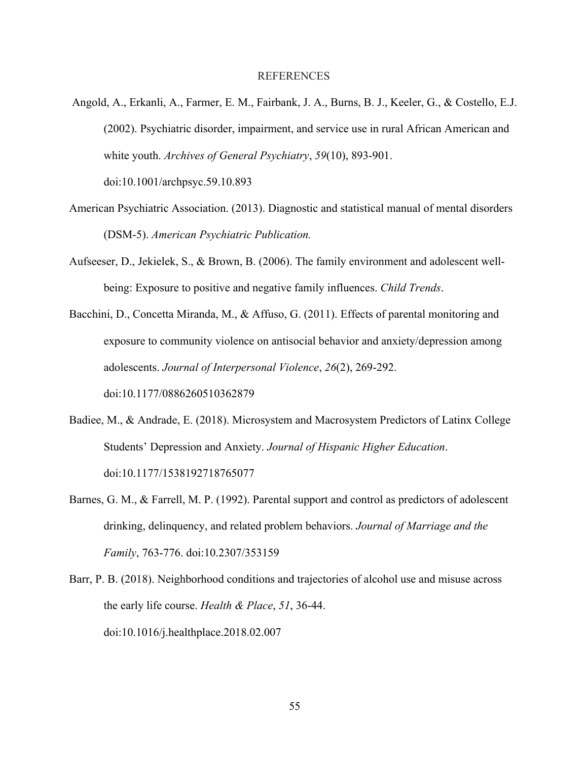# REFERENCES

Angold, A., Erkanli, A., Farmer, E. M., Fairbank, J. A., Burns, B. J., Keeler, G., & Costello, E.J. (2002). Psychiatric disorder, impairment, and service use in rural African American and white youth. *Archives of General Psychiatry*, *59*(10), 893-901. doi:10.1001/archpsyc.59.10.893

American Psychiatric Association. (2013). Diagnostic and statistical manual of mental disorders (DSM-5). *American Psychiatric Publication.*

Aufseeser, D., Jekielek, S., & Brown, B. (2006). The family environment and adolescent well-being: Exposure to positive and negative family influences. *Child Trends*.

Bacchini, D., Concetta Miranda, M., & Affuso, G. (2011). Effects of parental monitoring and exposure to community violence on antisocial behavior and anxiety/depression among adolescents. *Journal of Interpersonal Violence*, *26*(2), 269-292. doi:10.1177/0886260510362879

Badiee, M., & Andrade, E. (2018). Microsystem and Macrosystem Predictors of Latinx College Students' Depression and Anxiety. *Journal of Hispanic Higher Education*. doi:10.1177/1538192718765077

Barnes, G. M., & Farrell, M. P. (1992). Parental support and control as predictors of adolescent drinking, delinquency, and related problem behaviors. *Journal of Marriage and the Family*, 763-776. doi:10.2307/353159

Barr, P. B. (2018). Neighborhood conditions and trajectories of alcohol use and misuse across the early life course. *Health & Place*, *51*, 36-44. doi:10.1016/j.healthplace.2018.02.007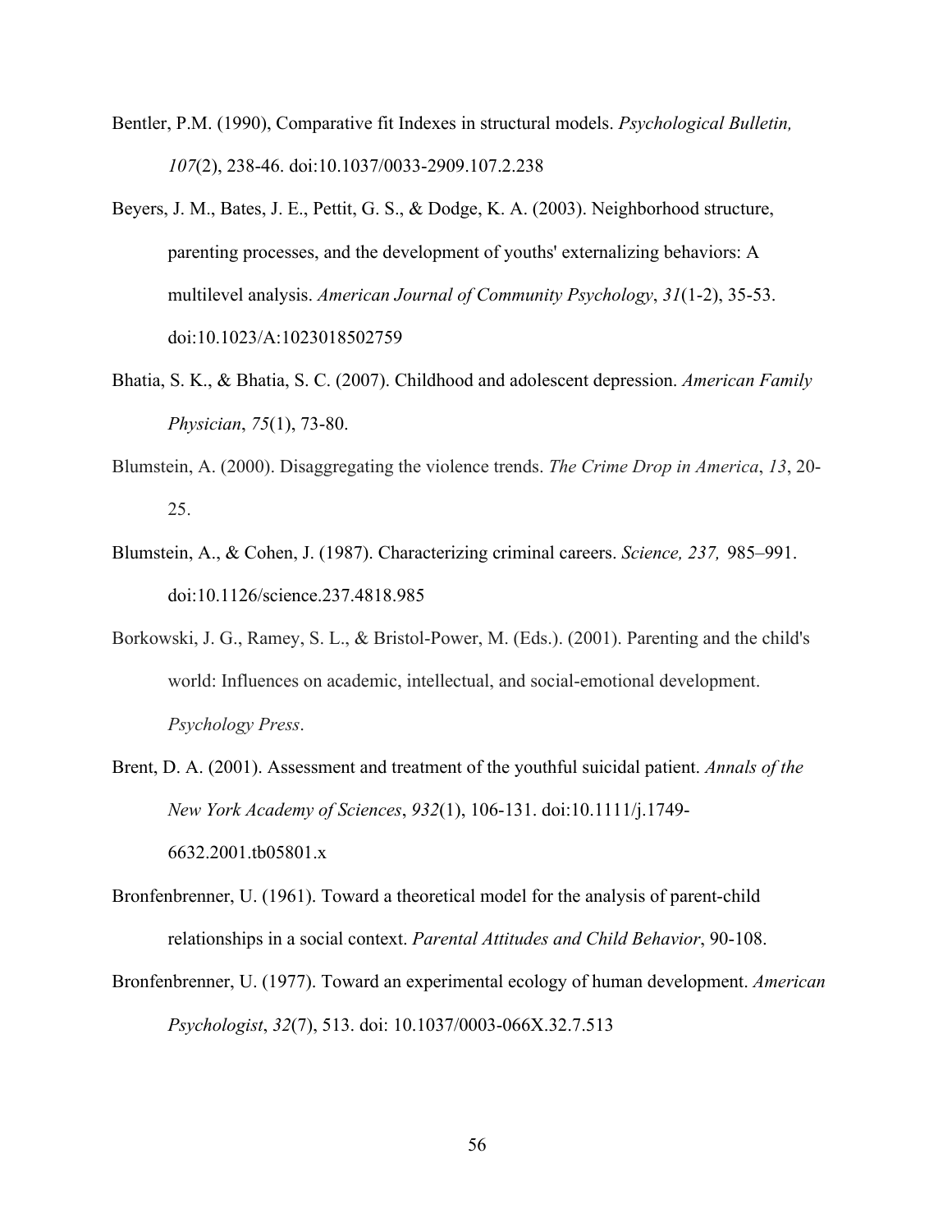Bentler, P.M. (1990), Comparative fit Indexes in structural models. *Psychological Bulletin, 107*(2), 238-46. doi:10.1037/0033-2909.107.2.238

Beyers, J. M., Bates, J. E., Pettit, G. S., & Dodge, K. A. (2003). Neighborhood structure, parenting processes, and the development of youths' externalizing behaviors: A multilevel analysis. *American Journal of Community Psychology*, *31*(1-2), 35-53. doi:10.1023/A:1023018502759

Bhatia, S. K., & Bhatia, S. C. (2007). Childhood and adolescent depression. *American Family Physician*, *75*(1), 73-80.

Blumstein, A. (2000). Disaggregating the violence trends. *The Crime Drop in America*, *13*, 20-25.

Blumstein, A., & Cohen, J. (1987). Characterizing criminal careers. *Science, 237,* 985–991. doi:10.1126/science.237.4818.985

Borkowski, J. G., Ramey, S. L., & Bristol-Power, M. (Eds.). (2001). Parenting and the child's world: Influences on academic, intellectual, and social-emotional development. *Psychology Press*.

Brent, D. A. (2001). Assessment and treatment of the youthful suicidal patient. *Annals of the New York Academy of Sciences*, *932*(1), 106-131. doi:10.1111/j.1749-6632.2001.tb05801.x

Bronfenbrenner, U. (1961). Toward a theoretical model for the analysis of parent-child relationships in a social context. *Parental Attitudes and Child Behavior*, 90-108.

Bronfenbrenner, U. (1977). Toward an experimental ecology of human development. *American Psychologist*, *32*(7), 513. doi: 10.1037/0003-066X.32.7.513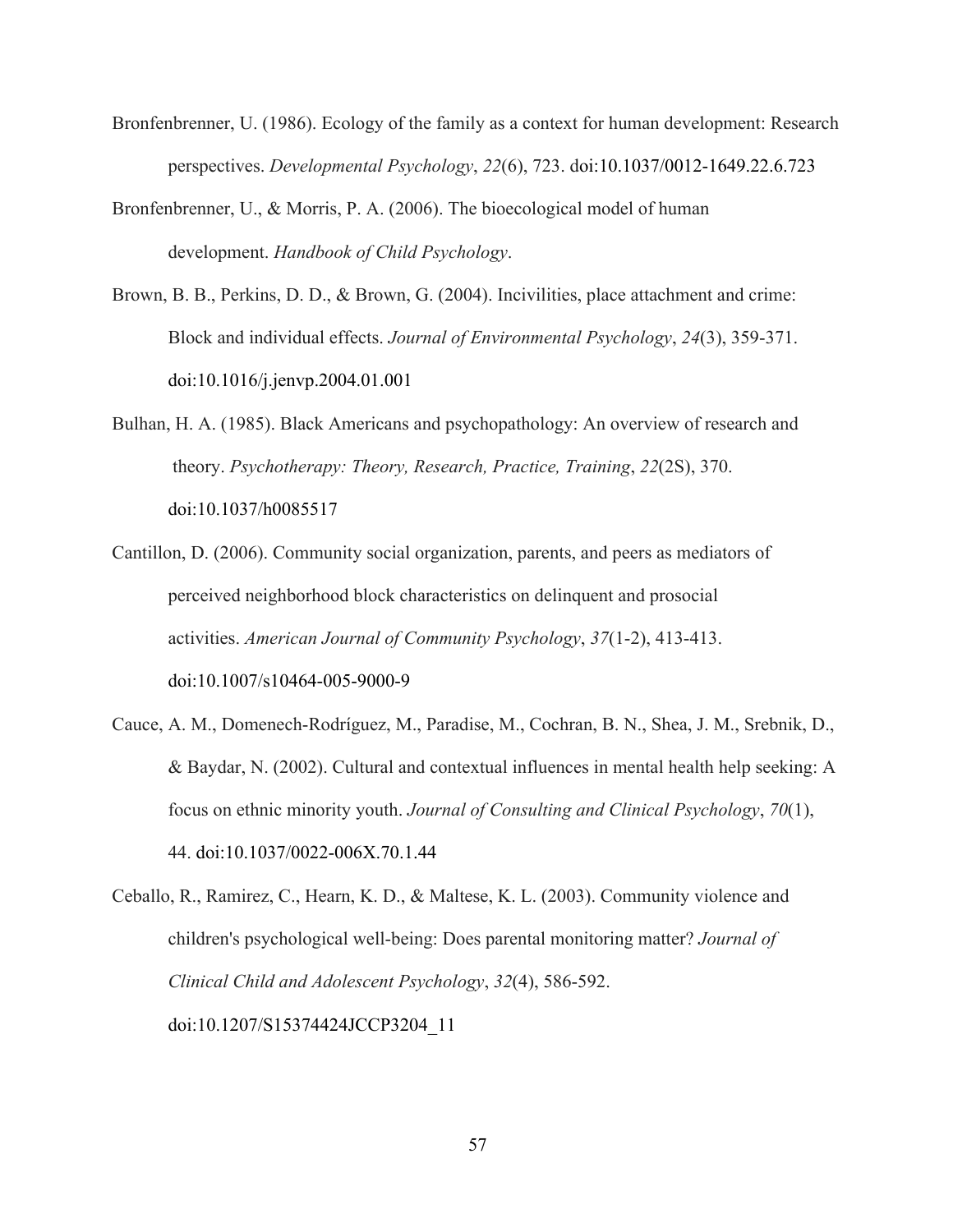Bronfenbrenner, U. (1986). Ecology of the family as a context for human development: Research perspectives. *Developmental Psychology*, *22*(6), 723. doi:10.1037/0012-1649.22.6.723

Bronfenbrenner, U., & Morris, P. A. (2006). The bioecological model of human development. *Handbook of Child Psychology*.

Brown, B. B., Perkins, D. D., & Brown, G. (2004). Incivilities, place attachment and crime: Block and individual effects. *Journal of Environmental Psychology*, *24*(3), 359-371. doi:10.1016/j.jenvp.2004.01.001

Bulhan, H. A. (1985). Black Americans and psychopathology: An overview of research and theory. *Psychotherapy: Theory, Research, Practice, Training*, *22*(2S), 370. doi:10.1037/h0085517

Cantillon, D. (2006). Community social organization, parents, and peers as mediators of perceived neighborhood block characteristics on delinquent and prosocial activities. *American Journal of Community Psychology*, *37*(1-2), 413-413. doi:10.1007/s10464-005-9000-9

Cauce, A. M., Domenech-Rodríguez, M., Paradise, M., Cochran, B. N., Shea, J. M., Srebnik, D., & Baydar, N. (2002). Cultural and contextual influences in mental health help seeking: A focus on ethnic minority youth. *Journal of Consulting and Clinical Psychology*, *70*(1), 44. doi:10.1037/0022-006X.70.1.44

Ceballo, R., Ramirez, C., Hearn, K. D., & Maltese, K. L. (2003). Community violence and children's psychological well-being: Does parental monitoring matter? *Journal of Clinical Child and Adolescent Psychology*, *32*(4), 586-592. doi:10.1207/S15374424JCCP3204_11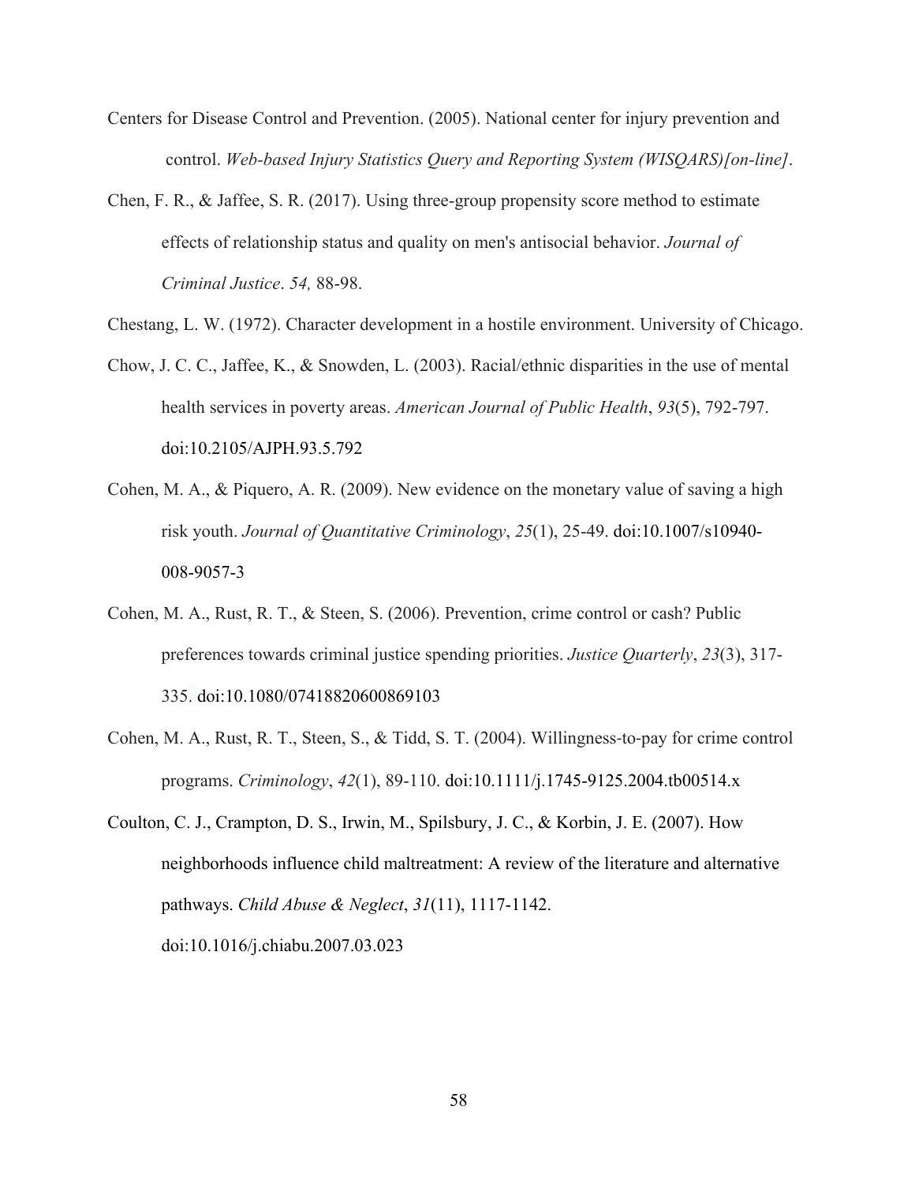Centers for Disease Control and Prevention. (2005). National center for injury prevention and control. *Web-based Injury Statistics Query and Reporting System (WISQARS)[on-line]*.

Chen, F. R., & Jaffee, S. R. (2017). Using three-group propensity score method to estimate effects of relationship status and quality on men's antisocial behavior. *Journal of Criminal Justice*. *54,* 88-98.

Chestang, L. W. (1972). Character development in a hostile environment. University of Chicago.

Chow, J. C. C., Jaffee, K., & Snowden, L. (2003). Racial/ethnic disparities in the use of mental health services in poverty areas. *American Journal of Public Health*, *93*(5), 792-797. doi:10.2105/AJPH.93.5.792

Cohen, M. A., & Piquero, A. R. (2009). New evidence on the monetary value of saving a high risk youth. *Journal of Quantitative Criminology*, *25*(1), 25-49. doi:10.1007/s10940-008-9057-3

Cohen, M. A., Rust, R. T., & Steen, S. (2006). Prevention, crime control or cash? Public preferences towards criminal justice spending priorities. *Justice Quarterly*, *23*(3), 317-335. doi:10.1080/07418820600869103

Cohen, M. A., Rust, R. T., Steen, S., & Tidd, S. T. (2004). Willingness-to-pay for crime control programs. *Criminology*, *42*(1), 89-110. doi:10.1111/j.1745-9125.2004.tb00514.x

Coulton, C. J., Crampton, D. S., Irwin, M., Spilsbury, J. C., & Korbin, J. E. (2007). How neighborhoods influence child maltreatment: A review of the literature and alternative pathways. *Child Abuse & Neglect*, *31*(11), 1117-1142. doi:10.1016/j.chiabu.2007.03.023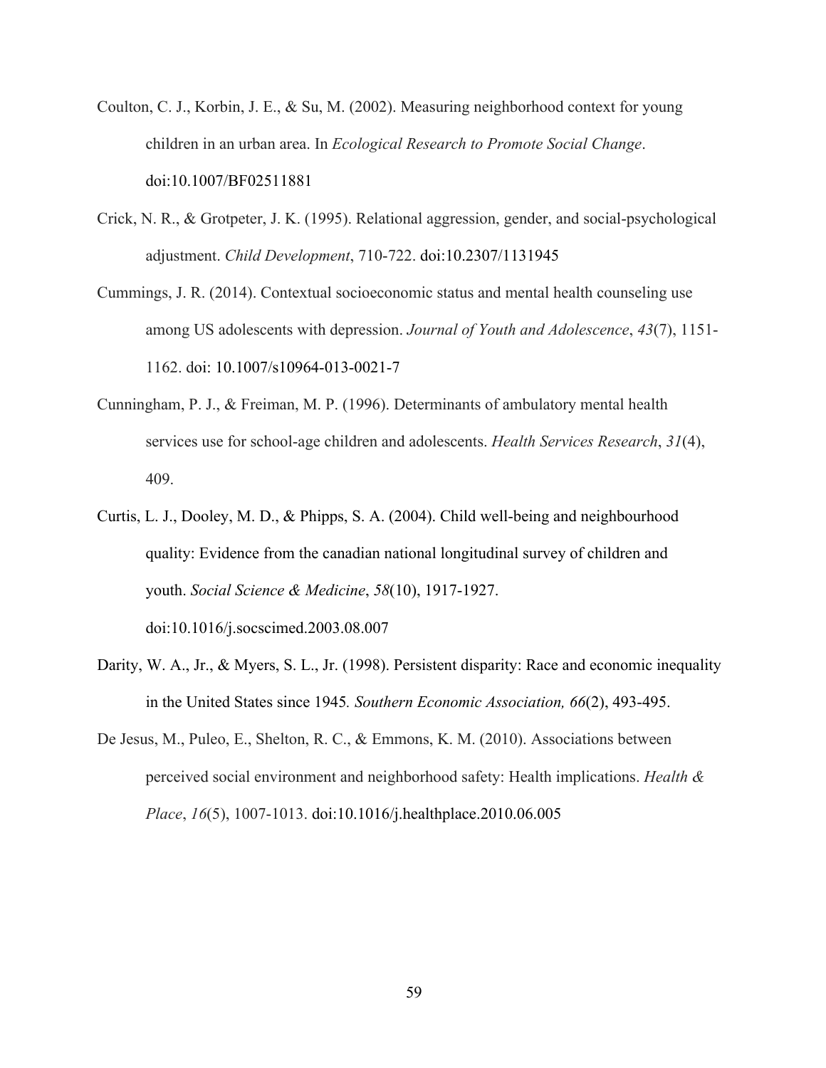Coulton, C. J., Korbin, J. E., & Su, M. (2002). Measuring neighborhood context for young children in an urban area. In *Ecological Research to Promote Social Change*. doi:10.1007/BF02511881

Crick, N. R., & Grotpeter, J. K. (1995). Relational aggression, gender, and social-psychological adjustment. *Child Development*, 710-722. doi:10.2307/1131945

Cummings, J. R. (2014). Contextual socioeconomic status and mental health counseling use among US adolescents with depression. *Journal of Youth and Adolescence*, *43*(7), 1151-1162. doi: 10.1007/s10964-013-0021-7

Cunningham, P. J., & Freiman, M. P. (1996). Determinants of ambulatory mental health services use for school-age children and adolescents. *Health Services Research*, *31*(4), 409.

Curtis, L. J., Dooley, M. D., & Phipps, S. A. (2004). Child well-being and neighbourhood quality: Evidence from the canadian national longitudinal survey of children and youth. *Social Science & Medicine*, *58*(10), 1917-1927. doi:10.1016/j.socscimed.2003.08.007

Darity, W. A., Jr., & Myers, S. L., Jr. (1998). Persistent disparity: Race and economic inequality in the United States since 1945*. Southern Economic Association, 66*(2), 493-495.

De Jesus, M., Puleo, E., Shelton, R. C., & Emmons, K. M. (2010). Associations between perceived social environment and neighborhood safety: Health implications. *Health & Place*, *16*(5), 1007-1013. doi:10.1016/j.healthplace.2010.06.005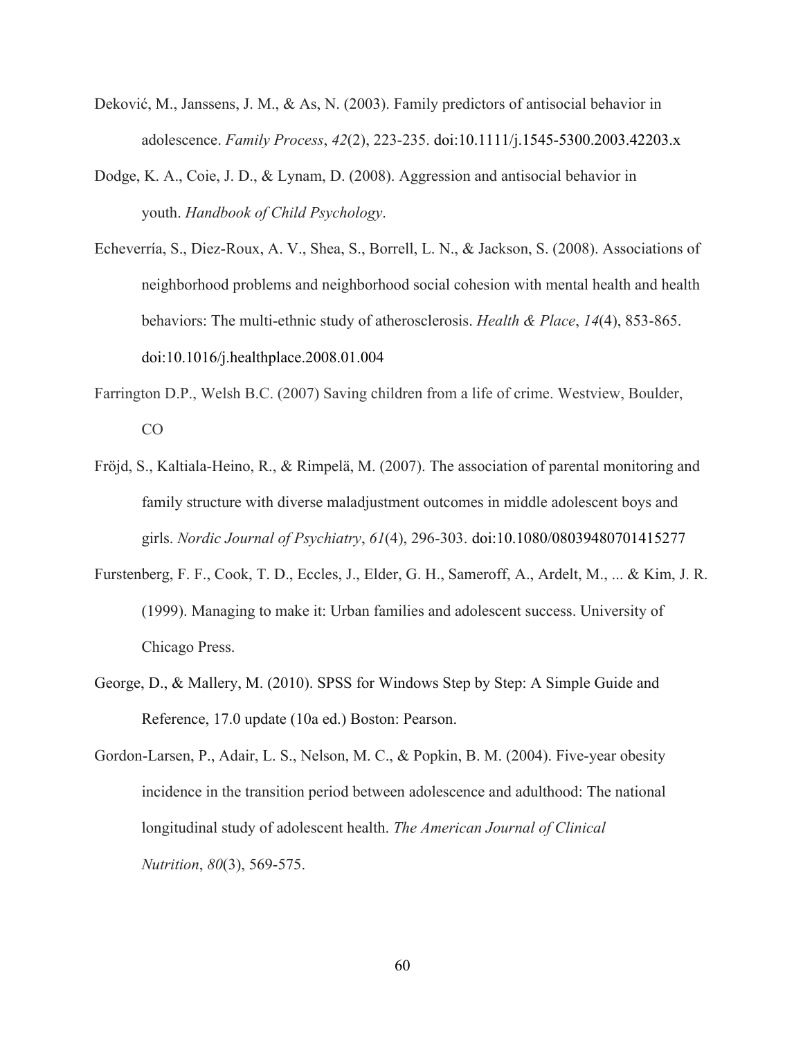Deković, M., Janssens, J. M., & As, N. (2003). Family predictors of antisocial behavior in adolescence. *Family Process*, *42*(2), 223-235. doi:10.1111/j.1545-5300.2003.42203.x

Dodge, K. A., Coie, J. D., & Lynam, D. (2008). Aggression and antisocial behavior in youth. *Handbook of Child Psychology*.

Echeverría, S., Diez-Roux, A. V., Shea, S., Borrell, L. N., & Jackson, S. (2008). Associations of neighborhood problems and neighborhood social cohesion with mental health and health behaviors: The multi-ethnic study of atherosclerosis. *Health & Place*, *14*(4), 853-865. doi:10.1016/j.healthplace.2008.01.004

Farrington D.P., Welsh B.C. (2007) Saving children from a life of crime. Westview, Boulder, CO

Fröjd, S., Kaltiala-Heino, R., & Rimpelä, M. (2007). The association of parental monitoring and family structure with diverse maladjustment outcomes in middle adolescent boys and girls. *Nordic Journal of Psychiatry*, *61*(4), 296-303. doi:10.1080/08039480701415277

Furstenberg, F. F., Cook, T. D., Eccles, J., Elder, G. H., Sameroff, A., Ardelt, M., ... & Kim, J. R. (1999). Managing to make it: Urban families and adolescent success. University of Chicago Press.

George, D., & Mallery, M. (2010). SPSS for Windows Step by Step: A Simple Guide and Reference, 17.0 update (10a ed.) Boston: Pearson.

Gordon-Larsen, P., Adair, L. S., Nelson, M. C., & Popkin, B. M. (2004). Five-year obesity incidence in the transition period between adolescence and adulthood: The national longitudinal study of adolescent health. *The American Journal of Clinical Nutrition*, *80*(3), 569-575.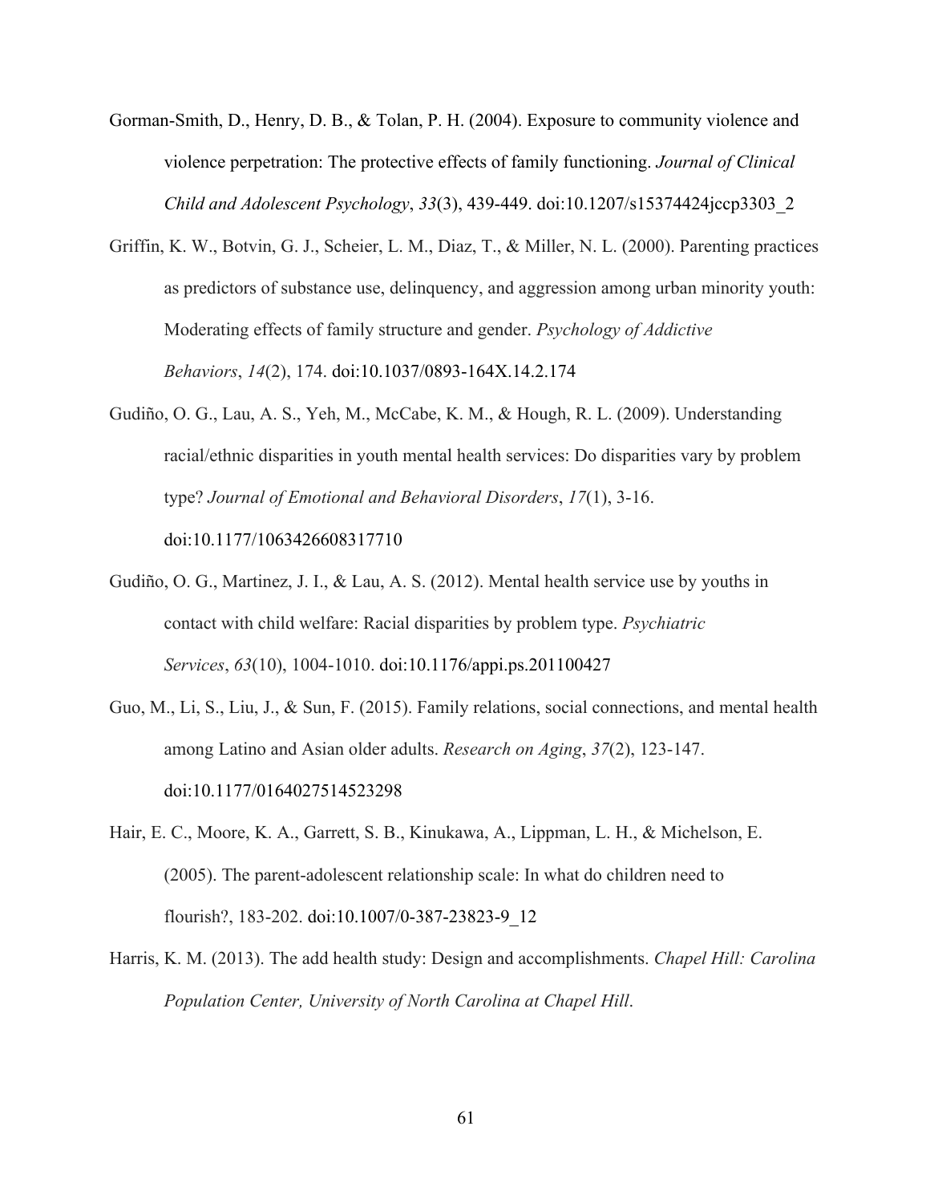Gorman-Smith, D., Henry, D. B., & Tolan, P. H. (2004). Exposure to community violence and violence perpetration: The protective effects of family functioning. *Journal of Clinical Child and Adolescent Psychology*, *33*(3), 439-449. doi:10.1207/s15374424jccp3303_2

Griffin, K. W., Botvin, G. J., Scheier, L. M., Diaz, T., & Miller, N. L. (2000). Parenting practices as predictors of substance use, delinquency, and aggression among urban minority youth: Moderating effects of family structure and gender. *Psychology of Addictive Behaviors*, *14*(2), 174. doi:10.1037/0893-164X.14.2.174

Gudiño, O. G., Lau, A. S., Yeh, M., McCabe, K. M., & Hough, R. L. (2009). Understanding racial/ethnic disparities in youth mental health services: Do disparities vary by problem type? *Journal of Emotional and Behavioral Disorders*, *17*(1), 3-16. doi:10.1177/1063426608317710

Gudiño, O. G., Martinez, J. I., & Lau, A. S. (2012). Mental health service use by youths in contact with child welfare: Racial disparities by problem type. *Psychiatric Services*, *63*(10), 1004-1010. doi:10.1176/appi.ps.201100427

Guo, M., Li, S., Liu, J., & Sun, F. (2015). Family relations, social connections, and mental health among Latino and Asian older adults. *Research on Aging*, *37*(2), 123-147. doi:10.1177/0164027514523298

Hair, E. C., Moore, K. A., Garrett, S. B., Kinukawa, A., Lippman, L. H., & Michelson, E. (2005). The parent-adolescent relationship scale: In what do children need to flourish?, 183-202. doi:10.1007/0-387-23823-9_12

Harris, K. M. (2013). The add health study: Design and accomplishments. *Chapel Hill: Carolina Population Center, University of North Carolina at Chapel Hill*.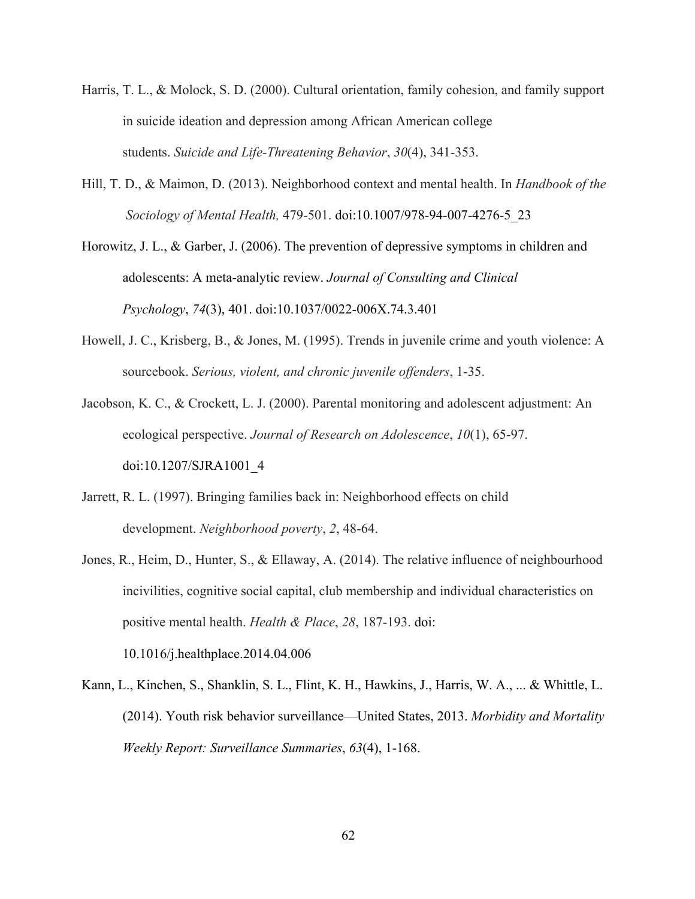Harris, T. L., & Molock, S. D. (2000). Cultural orientation, family cohesion, and family support in suicide ideation and depression among African American college students. *Suicide and Life-Threatening Behavior*, *30*(4), 341-353.

Hill, T. D., & Maimon, D. (2013). Neighborhood context and mental health. In *Handbook of the Sociology of Mental Health,* 479-501. doi:10.1007/978-94-007-4276-5_23

Horowitz, J. L., & Garber, J. (2006). The prevention of depressive symptoms in children and adolescents: A meta-analytic review. *Journal of Consulting and Clinical Psychology*, *74*(3), 401. doi:10.1037/0022-006X.74.3.401

Howell, J. C., Krisberg, B., & Jones, M. (1995). Trends in juvenile crime and youth violence: A sourcebook. *Serious, violent, and chronic juvenile offenders*, 1-35.

Jacobson, K. C., & Crockett, L. J. (2000). Parental monitoring and adolescent adjustment: An ecological perspective. *Journal of Research on Adolescence*, *10*(1), 65-97. doi:10.1207/SJRA1001_4

Jarrett, R. L. (1997). Bringing families back in: Neighborhood effects on child development. *Neighborhood poverty*, *2*, 48-64.

Jones, R., Heim, D., Hunter, S., & Ellaway, A. (2014). The relative influence of neighbourhood incivilities, cognitive social capital, club membership and individual characteristics on positive mental health. *Health & Place*, *28*, 187-193. doi: 10.1016/j.healthplace.2014.04.006

Kann, L., Kinchen, S., Shanklin, S. L., Flint, K. H., Hawkins, J., Harris, W. A., ... & Whittle, L. (2014). Youth risk behavior surveillance—United States, 2013. *Morbidity and Mortality Weekly Report: Surveillance Summaries*, *63*(4), 1-168.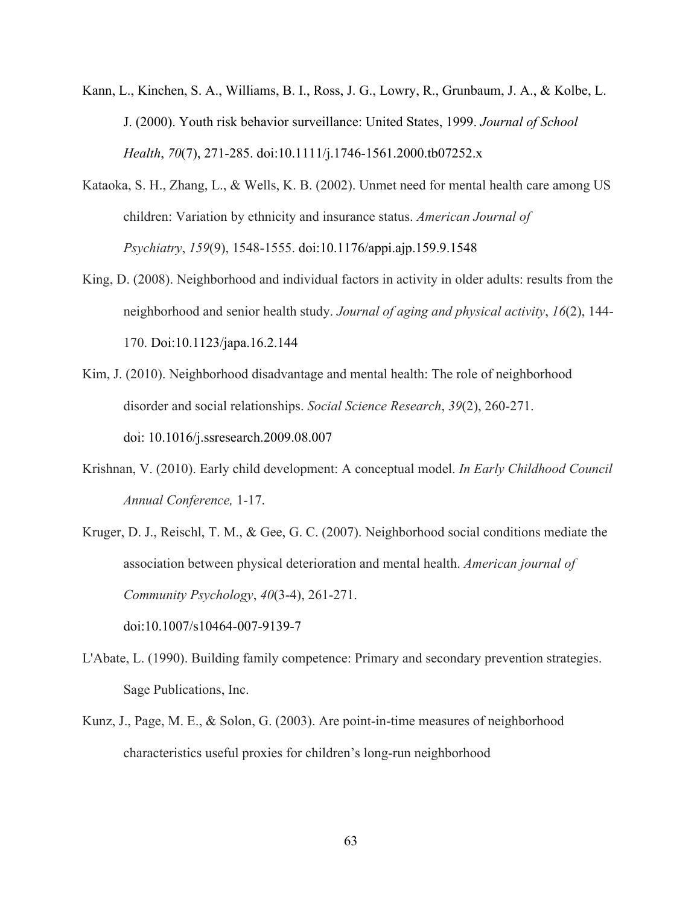Kann, L., Kinchen, S. A., Williams, B. I., Ross, J. G., Lowry, R., Grunbaum, J. A., & Kolbe, L. J. (2000). Youth risk behavior surveillance: United States, 1999. *Journal of School Health*, *70*(7), 271-285. doi:10.1111/j.1746-1561.2000.tb07252.x

Kataoka, S. H., Zhang, L., & Wells, K. B. (2002). Unmet need for mental health care among US children: Variation by ethnicity and insurance status. *American Journal of Psychiatry*, *159*(9), 1548-1555. doi:10.1176/appi.ajp.159.9.1548

King, D. (2008). Neighborhood and individual factors in activity in older adults: results from the neighborhood and senior health study. *Journal of aging and physical activity*, *16*(2), 144-170. Doi:10.1123/japa.16.2.144

Kim, J. (2010). Neighborhood disadvantage and mental health: The role of neighborhood disorder and social relationships. *Social Science Research*, *39*(2), 260-271. doi: 10.1016/j.ssresearch.2009.08.007

Krishnan, V. (2010). Early child development: A conceptual model. *In Early Childhood Council Annual Conference,* 1-17.

Kruger, D. J., Reischl, T. M., & Gee, G. C. (2007). Neighborhood social conditions mediate the association between physical deterioration and mental health. *American journal of Community Psychology*, *40*(3-4), 261-271. doi:10.1007/s10464-007-9139-7

L'Abate, L. (1990). Building family competence: Primary and secondary prevention strategies. Sage Publications, Inc.

Kunz, J., Page, M. E., & Solon, G. (2003). Are point-in-time measures of neighborhood characteristics useful proxies for children's long-run neighborhood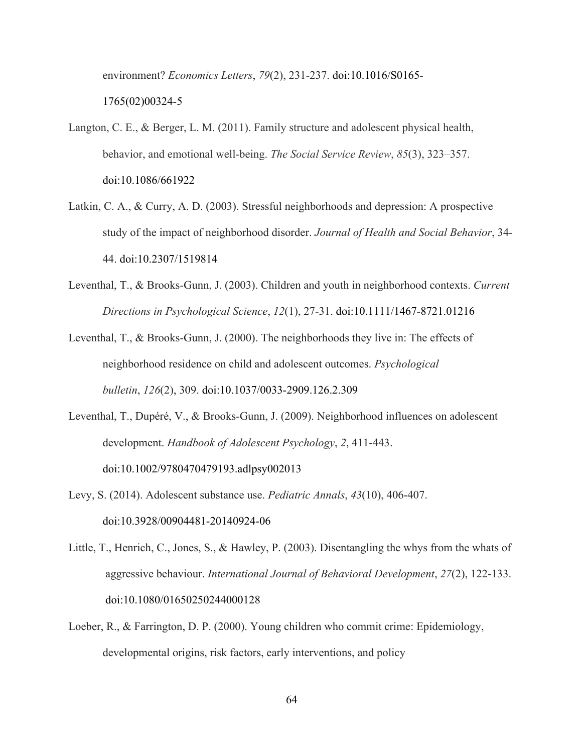environment? *Economics Letters*, *79*(2), 231-237. doi:10.1016/S0165-1765(02)00324-5

Langton, C. E., & Berger, L. M. (2011). Family structure and adolescent physical health, behavior, and emotional well-being. *The Social Service Review*, *85*(3), 323–357. doi:10.1086/661922

Latkin, C. A., & Curry, A. D. (2003). Stressful neighborhoods and depression: A prospective study of the impact of neighborhood disorder. *Journal of Health and Social Behavior*, 34-44. doi:10.2307/1519814

Leventhal, T., & Brooks-Gunn, J. (2003). Children and youth in neighborhood contexts. *Current Directions in Psychological Science*, *12*(1), 27-31. doi:10.1111/1467-8721.01216

Leventhal, T., & Brooks-Gunn, J. (2000). The neighborhoods they live in: The effects of neighborhood residence on child and adolescent outcomes. *Psychological bulletin*, *126*(2), 309. doi:10.1037/0033-2909.126.2.309

Leventhal, T., Dupéré, V., & Brooks-Gunn, J. (2009). Neighborhood influences on adolescent development. *Handbook of Adolescent Psychology*, *2*, 411-443. doi:10.1002/9780470479193.adlpsy002013

Levy, S. (2014). Adolescent substance use. *Pediatric Annals*, *43*(10), 406-407. doi:10.3928/00904481-20140924-06

Little, T., Henrich, C., Jones, S., & Hawley, P. (2003). Disentangling the whys from the whats of aggressive behaviour. *International Journal of Behavioral Development*, *27*(2), 122-133. doi:10.1080/01650250244000128

Loeber, R., & Farrington, D. P. (2000). Young children who commit crime: Epidemiology, developmental origins, risk factors, early interventions, and policy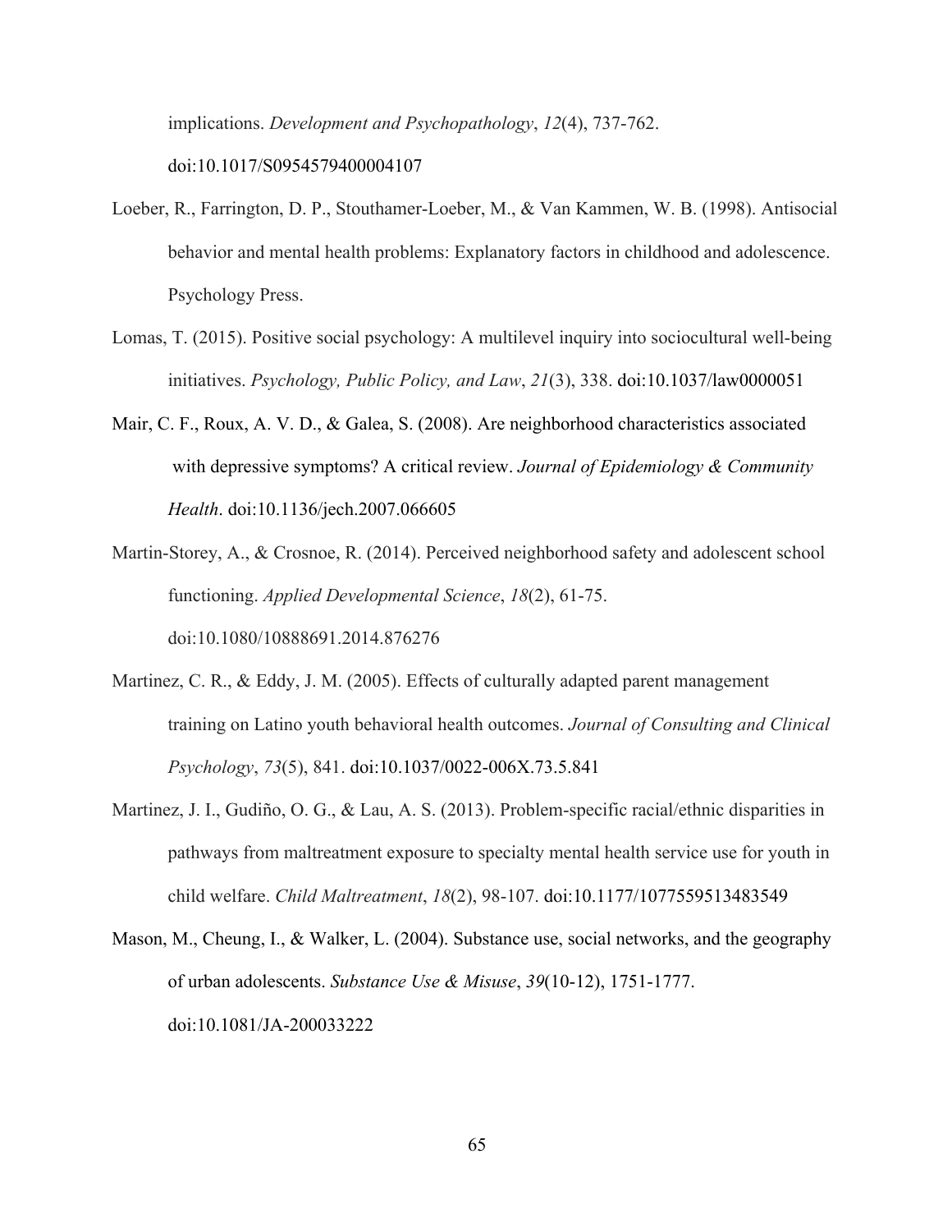implications. *Development and Psychopathology*, *12*(4), 737-762. doi:10.1017/S0954579400004107

Loeber, R., Farrington, D. P., Stouthamer-Loeber, M., & Van Kammen, W. B. (1998). Antisocial behavior and mental health problems: Explanatory factors in childhood and adolescence. Psychology Press.

Lomas, T. (2015). Positive social psychology: A multilevel inquiry into sociocultural well-being initiatives. *Psychology, Public Policy, and Law*, *21*(3), 338. doi:10.1037/law0000051

Mair, C. F., Roux, A. V. D., & Galea, S. (2008). Are neighborhood characteristics associated with depressive symptoms? A critical review. *Journal of Epidemiology & Community Health*. doi:10.1136/jech.2007.066605

Martin-Storey, A., & Crosnoe, R. (2014). Perceived neighborhood safety and adolescent school functioning. *Applied Developmental Science*, *18*(2), 61-75. doi:10.1080/10888691.2014.876276

Martinez, C. R., & Eddy, J. M. (2005). Effects of culturally adapted parent management training on Latino youth behavioral health outcomes. *Journal of Consulting and Clinical Psychology*, *73*(5), 841. doi:10.1037/0022-006X.73.5.841

Martinez, J. I., Gudiño, O. G., & Lau, A. S. (2013). Problem-specific racial/ethnic disparities in pathways from maltreatment exposure to specialty mental health service use for youth in child welfare. *Child Maltreatment*, *18*(2), 98-107. doi:10.1177/1077559513483549

Mason, M., Cheung, I., & Walker, L. (2004). Substance use, social networks, and the geography of urban adolescents. *Substance Use & Misuse*, *39*(10-12), 1751-1777. doi:10.1081/JA-200033222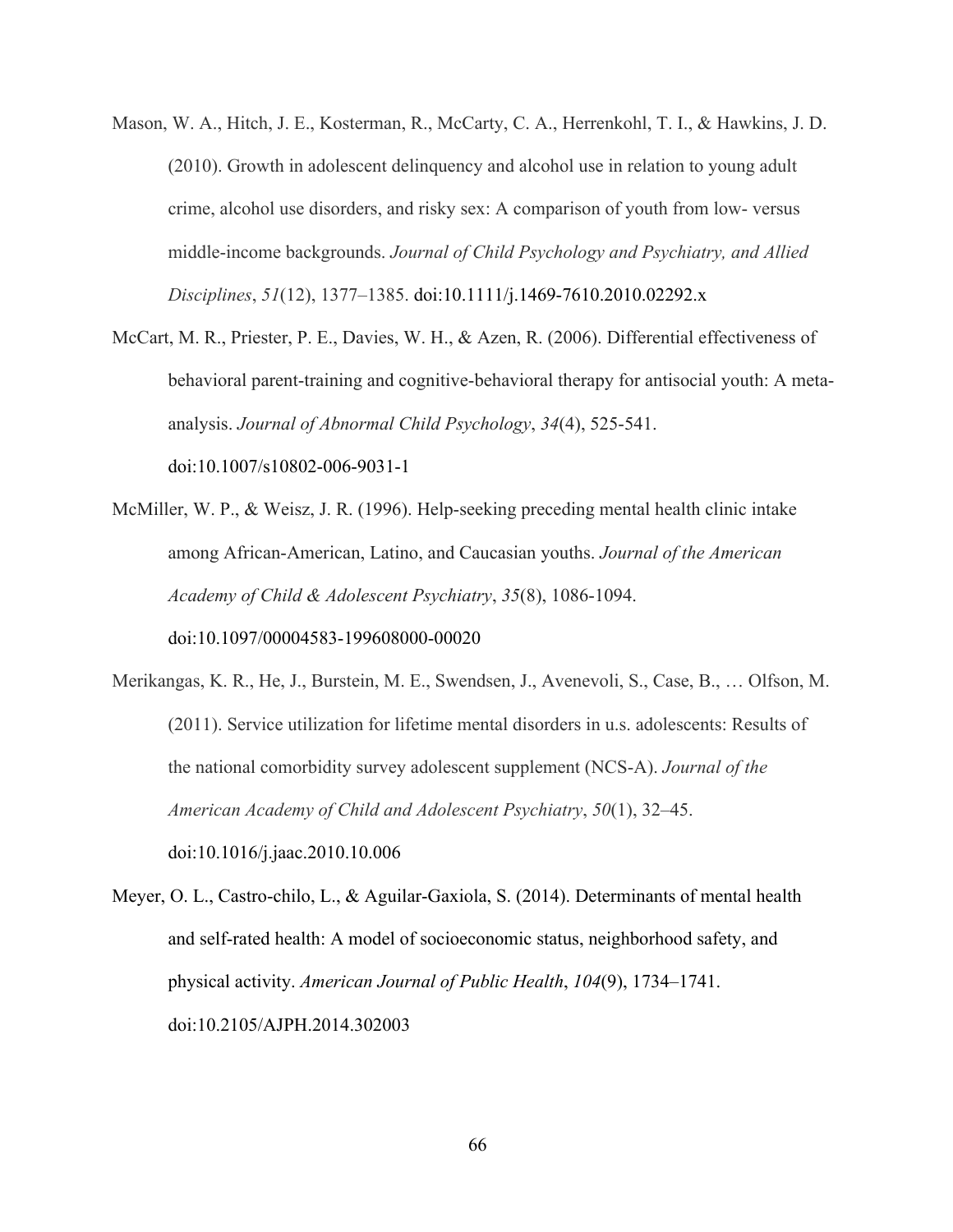Mason, W. A., Hitch, J. E., Kosterman, R., McCarty, C. A., Herrenkohl, T. I., & Hawkins, J. D. (2010). Growth in adolescent delinquency and alcohol use in relation to young adult crime, alcohol use disorders, and risky sex: A comparison of youth from low- versus middle-income backgrounds. *Journal of Child Psychology and Psychiatry, and Allied Disciplines*, *51*(12), 1377–1385. doi:10.1111/j.1469-7610.2010.02292.x

McCart, M. R., Priester, P. E., Davies, W. H., & Azen, R. (2006). Differential effectiveness of behavioral parent-training and cognitive-behavioral therapy for antisocial youth: A meta-analysis. *Journal of Abnormal Child Psychology*, *34*(4), 525-541. doi:10.1007/s10802-006-9031-1

McMiller, W. P., & Weisz, J. R. (1996). Help-seeking preceding mental health clinic intake among African-American, Latino, and Caucasian youths. *Journal of the American Academy of Child & Adolescent Psychiatry*, *35*(8), 1086-1094. doi:10.1097/00004583-199608000-00020

Merikangas, K. R., He, J., Burstein, M. E., Swendsen, J., Avenevoli, S., Case, B., … Olfson, M. (2011). Service utilization for lifetime mental disorders in u.s. adolescents: Results of the national comorbidity survey adolescent supplement (NCS-A). *Journal of the American Academy of Child and Adolescent Psychiatry*, *50*(1), 32–45. doi:10.1016/j.jaac.2010.10.006

Meyer, O. L., Castro-chilo, L., & Aguilar-Gaxiola, S. (2014). Determinants of mental health and self-rated health: A model of socioeconomic status, neighborhood safety, and physical activity. *American Journal of Public Health*, *104*(9), 1734–1741. doi:10.2105/AJPH.2014.302003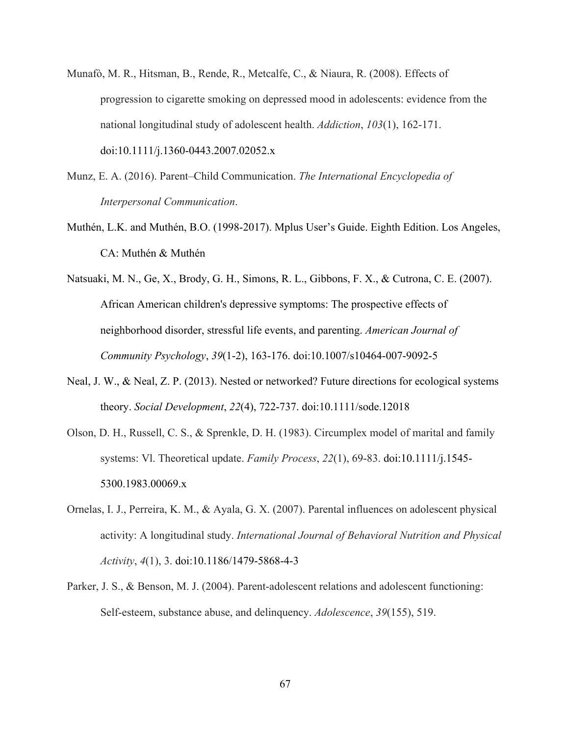Munafò, M. R., Hitsman, B., Rende, R., Metcalfe, C., & Niaura, R. (2008). Effects of progression to cigarette smoking on depressed mood in adolescents: evidence from the national longitudinal study of adolescent health. *Addiction*, *103*(1), 162-171. doi:10.1111/j.1360-0443.2007.02052.x

Munz, E. A. (2016). Parent–Child Communication. *The International Encyclopedia of Interpersonal Communication*.

Muthén, L.K. and Muthén, B.O. (1998-2017). Mplus User's Guide. Eighth Edition. Los Angeles, CA: Muthén & Muthén

Natsuaki, M. N., Ge, X., Brody, G. H., Simons, R. L., Gibbons, F. X., & Cutrona, C. E. (2007). African American children's depressive symptoms: The prospective effects of neighborhood disorder, stressful life events, and parenting. *American Journal of Community Psychology*, *39*(1-2), 163-176. doi:10.1007/s10464-007-9092-5

Neal, J. W., & Neal, Z. P. (2013). Nested or networked? Future directions for ecological systems theory. *Social Development*, *22*(4), 722-737. doi:10.1111/sode.12018

Olson, D. H., Russell, C. S., & Sprenkle, D. H. (1983). Circumplex model of marital and family systems: Vl. Theoretical update. *Family Process*, *22*(1), 69-83. doi:10.1111/j.1545-5300.1983.00069.x

Ornelas, I. J., Perreira, K. M., & Ayala, G. X. (2007). Parental influences on adolescent physical activity: A longitudinal study. *International Journal of Behavioral Nutrition and Physical Activity*, *4*(1), 3. doi:10.1186/1479-5868-4-3

Parker, J. S., & Benson, M. J. (2004). Parent-adolescent relations and adolescent functioning: Self-esteem, substance abuse, and delinquency. *Adolescence*, *39*(155), 519.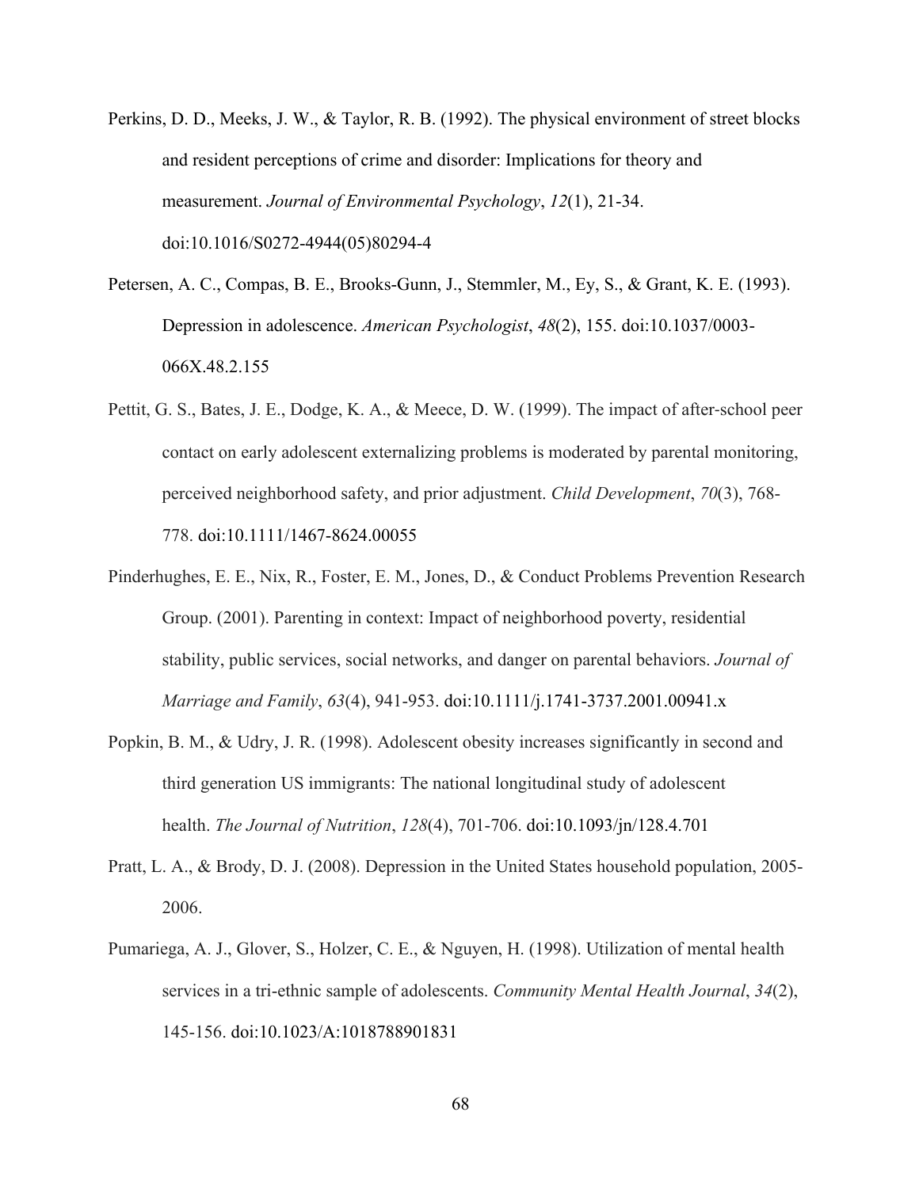Perkins, D. D., Meeks, J. W., & Taylor, R. B. (1992). The physical environment of street blocks and resident perceptions of crime and disorder: Implications for theory and measurement. *Journal of Environmental Psychology*, *12*(1), 21-34. doi:10.1016/S0272-4944(05)80294-4

Petersen, A. C., Compas, B. E., Brooks-Gunn, J., Stemmler, M., Ey, S., & Grant, K. E. (1993). Depression in adolescence. *American Psychologist*, *48*(2), 155. doi:10.1037/0003-066X.48.2.155

Pettit, G. S., Bates, J. E., Dodge, K. A., & Meece, D. W. (1999). The impact of after-school peer contact on early adolescent externalizing problems is moderated by parental monitoring, perceived neighborhood safety, and prior adjustment. *Child Development*, *70*(3), 768-778. doi:10.1111/1467-8624.00055

Pinderhughes, E. E., Nix, R., Foster, E. M., Jones, D., & Conduct Problems Prevention Research Group. (2001). Parenting in context: Impact of neighborhood poverty, residential stability, public services, social networks, and danger on parental behaviors. *Journal of Marriage and Family*, *63*(4), 941-953. doi:10.1111/j.1741-3737.2001.00941.x

Popkin, B. M., & Udry, J. R. (1998). Adolescent obesity increases significantly in second and third generation US immigrants: The national longitudinal study of adolescent health. *The Journal of Nutrition*, *128*(4), 701-706. doi:10.1093/jn/128.4.701

Pratt, L. A., & Brody, D. J. (2008). Depression in the United States household population, 2005-2006.

Pumariega, A. J., Glover, S., Holzer, C. E., & Nguyen, H. (1998). Utilization of mental health services in a tri-ethnic sample of adolescents. *Community Mental Health Journal*, *34*(2), 145-156. doi:10.1023/A:1018788901831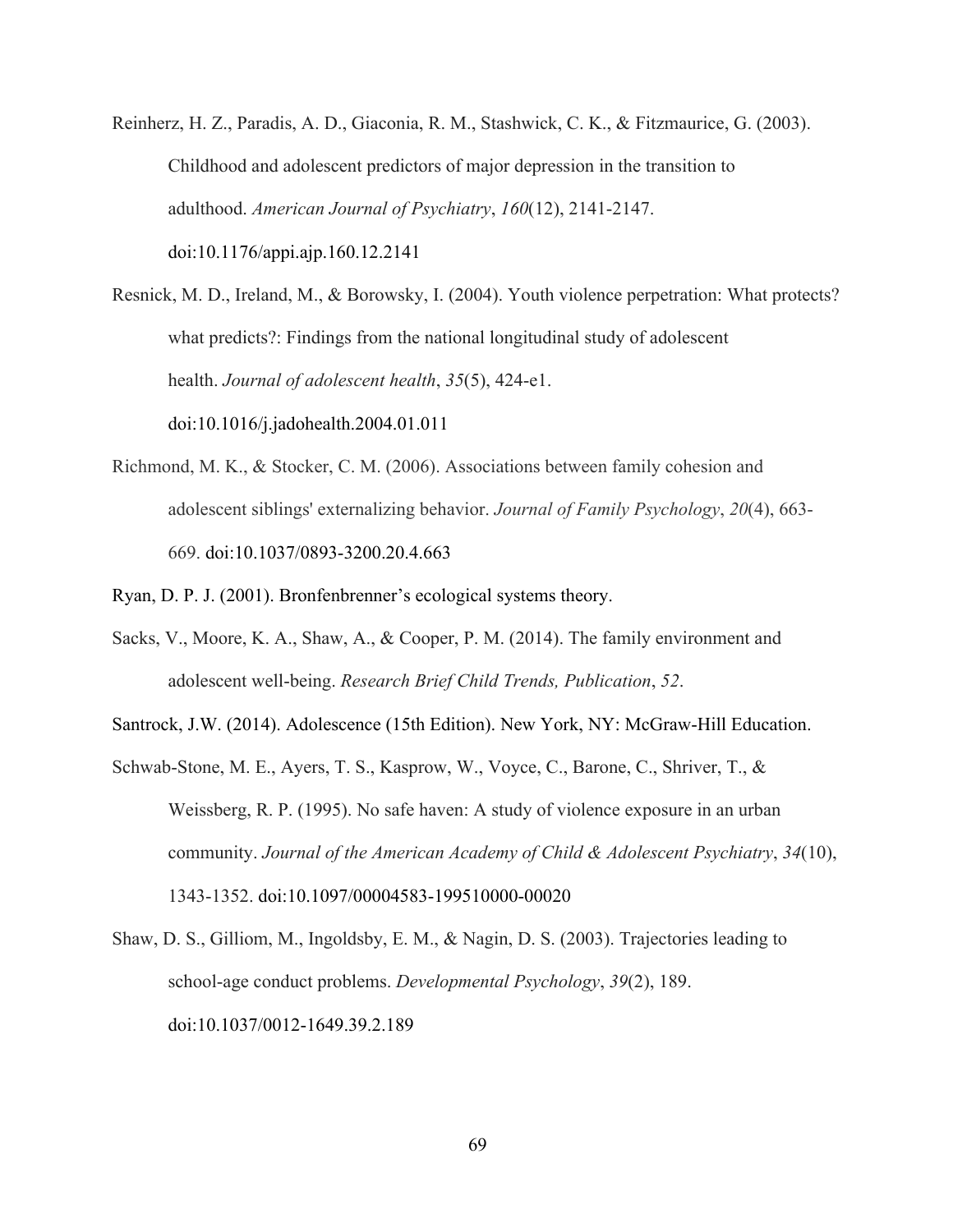Reinherz, H. Z., Paradis, A. D., Giaconia, R. M., Stashwick, C. K., & Fitzmaurice, G. (2003). Childhood and adolescent predictors of major depression in the transition to adulthood. *American Journal of Psychiatry*, *160*(12), 2141-2147. doi:10.1176/appi.ajp.160.12.2141

Resnick, M. D., Ireland, M., & Borowsky, I. (2004). Youth violence perpetration: What protects? what predicts?: Findings from the national longitudinal study of adolescent health. *Journal of adolescent health*, *35*(5), 424-e1. doi:10.1016/j.jadohealth.2004.01.011

Richmond, M. K., & Stocker, C. M. (2006). Associations between family cohesion and adolescent siblings' externalizing behavior. *Journal of Family Psychology*, *20*(4), 663-669. doi:10.1037/0893-3200.20.4.663

Ryan, D. P. J. (2001). Bronfenbrenner's ecological systems theory.

Sacks, V., Moore, K. A., Shaw, A., & Cooper, P. M. (2014). The family environment and adolescent well-being. *Research Brief Child Trends, Publication*, *52*.

Santrock, J.W. (2014). Adolescence (15th Edition). New York, NY: McGraw-Hill Education.

Schwab-Stone, M. E., Ayers, T. S., Kasprow, W., Voyce, C., Barone, C., Shriver, T., & Weissberg, R. P. (1995). No safe haven: A study of violence exposure in an urban community. *Journal of the American Academy of Child & Adolescent Psychiatry*, *34*(10), 1343-1352. doi:10.1097/00004583-199510000-00020

Shaw, D. S., Gilliom, M., Ingoldsby, E. M., & Nagin, D. S. (2003). Trajectories leading to school-age conduct problems. *Developmental Psychology*, *39*(2), 189. doi:10.1037/0012-1649.39.2.189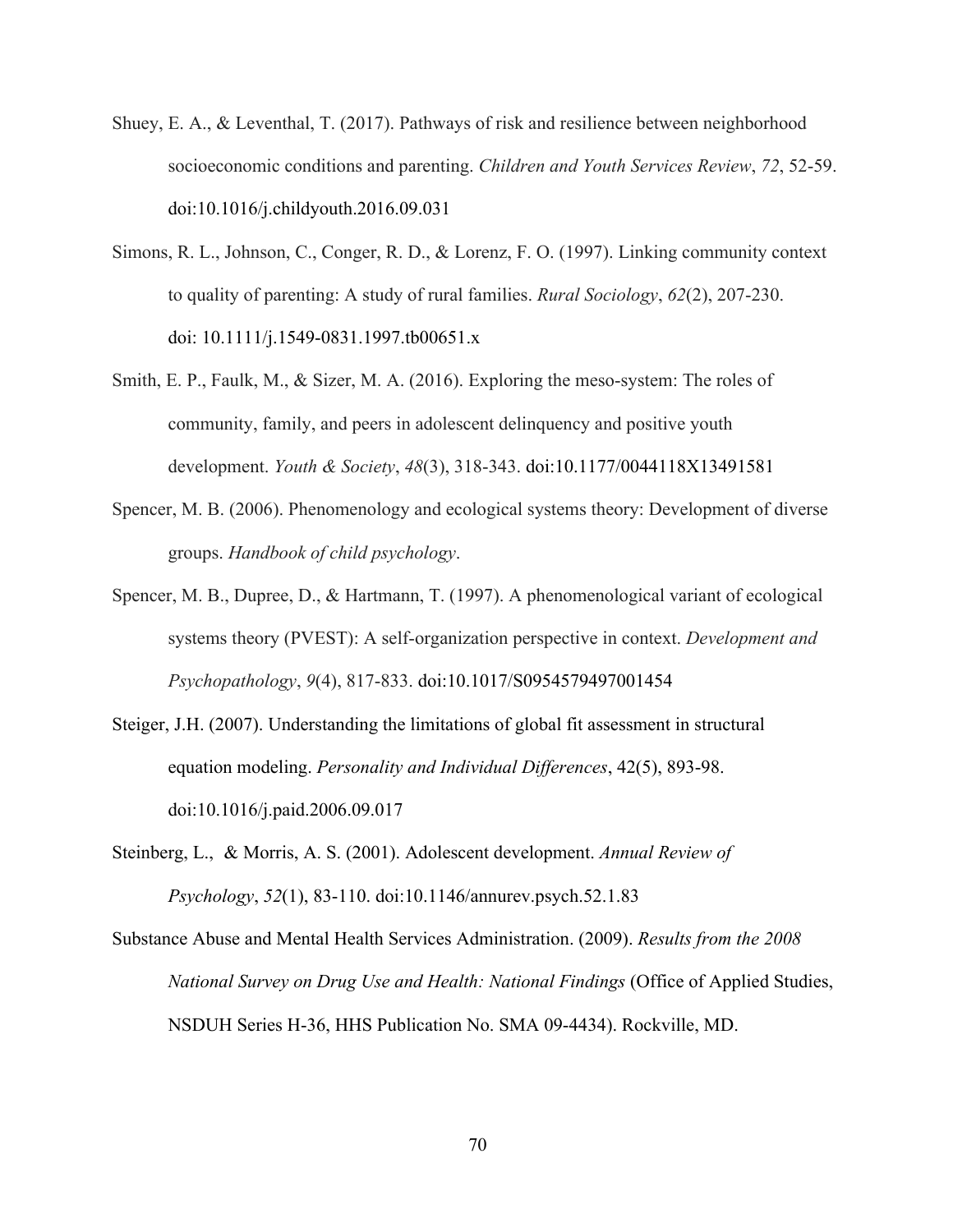Shuey, E. A., & Leventhal, T. (2017). Pathways of risk and resilience between neighborhood socioeconomic conditions and parenting. *Children and Youth Services Review*, *72*, 52-59. doi:10.1016/j.childyouth.2016.09.031

Simons, R. L., Johnson, C., Conger, R. D., & Lorenz, F. O. (1997). Linking community context to quality of parenting: A study of rural families. *Rural Sociology*, *62*(2), 207-230. doi: 10.1111/j.1549-0831.1997.tb00651.x

Smith, E. P., Faulk, M., & Sizer, M. A. (2016). Exploring the meso-system: The roles of community, family, and peers in adolescent delinquency and positive youth development. *Youth & Society*, *48*(3), 318-343. doi:10.1177/0044118X13491581

Spencer, M. B. (2006). Phenomenology and ecological systems theory: Development of diverse groups. *Handbook of child psychology*.

Spencer, M. B., Dupree, D., & Hartmann, T. (1997). A phenomenological variant of ecological systems theory (PVEST): A self-organization perspective in context. *Development and Psychopathology*, *9*(4), 817-833. doi:10.1017/S0954579497001454

Steiger, J.H. (2007). Understanding the limitations of global fit assessment in structural equation modeling. *Personality and Individual Differences*, 42(5), 893-98. doi:10.1016/j.paid.2006.09.017

Steinberg, L., & Morris, A. S. (2001). Adolescent development. *Annual Review of Psychology*, *52*(1), 83-110. doi:10.1146/annurev.psych.52.1.83

Substance Abuse and Mental Health Services Administration. (2009). *Results from the 2008 National Survey on Drug Use and Health: National Findings* (Office of Applied Studies, NSDUH Series H-36, HHS Publication No. SMA 09-4434). Rockville, MD.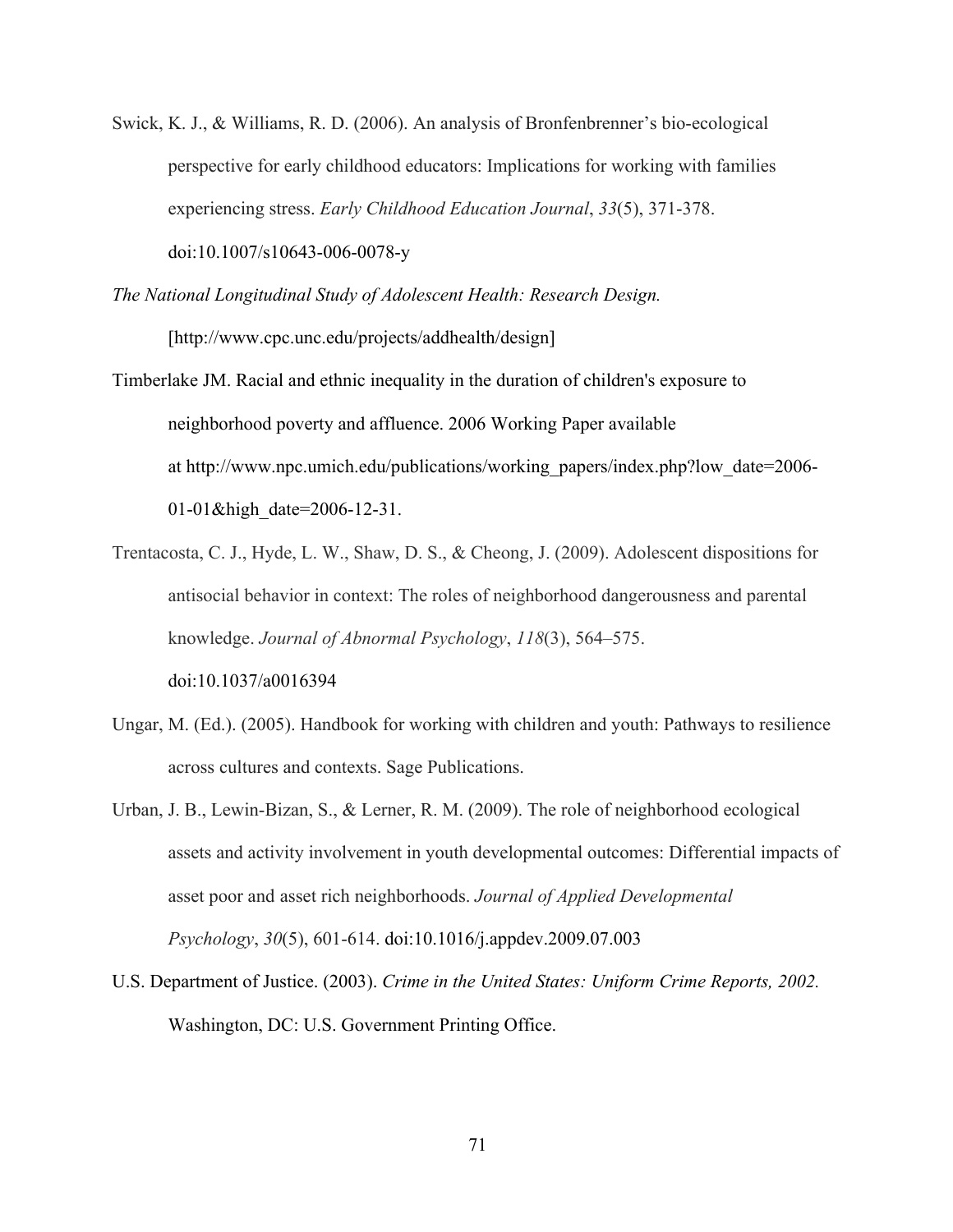Swick, K. J., & Williams, R. D. (2006). An analysis of Bronfenbrenner's bio-ecological perspective for early childhood educators: Implications for working with families experiencing stress. *Early Childhood Education Journal*, *33*(5), 371-378. doi:10.1007/s10643-006-0078-y

*The National Longitudinal Study of Adolescent Health: Research Design.* [http://www.cpc.unc.edu/projects/addhealth/design]

Timberlake JM. Racial and ethnic inequality in the duration of children's exposure to neighborhood poverty and affluence. 2006 Working Paper available at http://www.npc.umich.edu/publications/working_papers/index.php?low_date=2006-01-01&high_date=2006-12-31.

Trentacosta, C. J., Hyde, L. W., Shaw, D. S., & Cheong, J. (2009). Adolescent dispositions for antisocial behavior in context: The roles of neighborhood dangerousness and parental knowledge. *Journal of Abnormal Psychology*, *118*(3), 564–575. doi:10.1037/a0016394

Ungar, M. (Ed.). (2005). Handbook for working with children and youth: Pathways to resilience across cultures and contexts. Sage Publications.

Urban, J. B., Lewin-Bizan, S., & Lerner, R. M. (2009). The role of neighborhood ecological assets and activity involvement in youth developmental outcomes: Differential impacts of asset poor and asset rich neighborhoods. *Journal of Applied Developmental Psychology*, *30*(5), 601-614. doi:10.1016/j.appdev.2009.07.003

U.S. Department of Justice. (2003). *Crime in the United States: Uniform Crime Reports, 2002.* Washington, DC: U.S. Government Printing Office.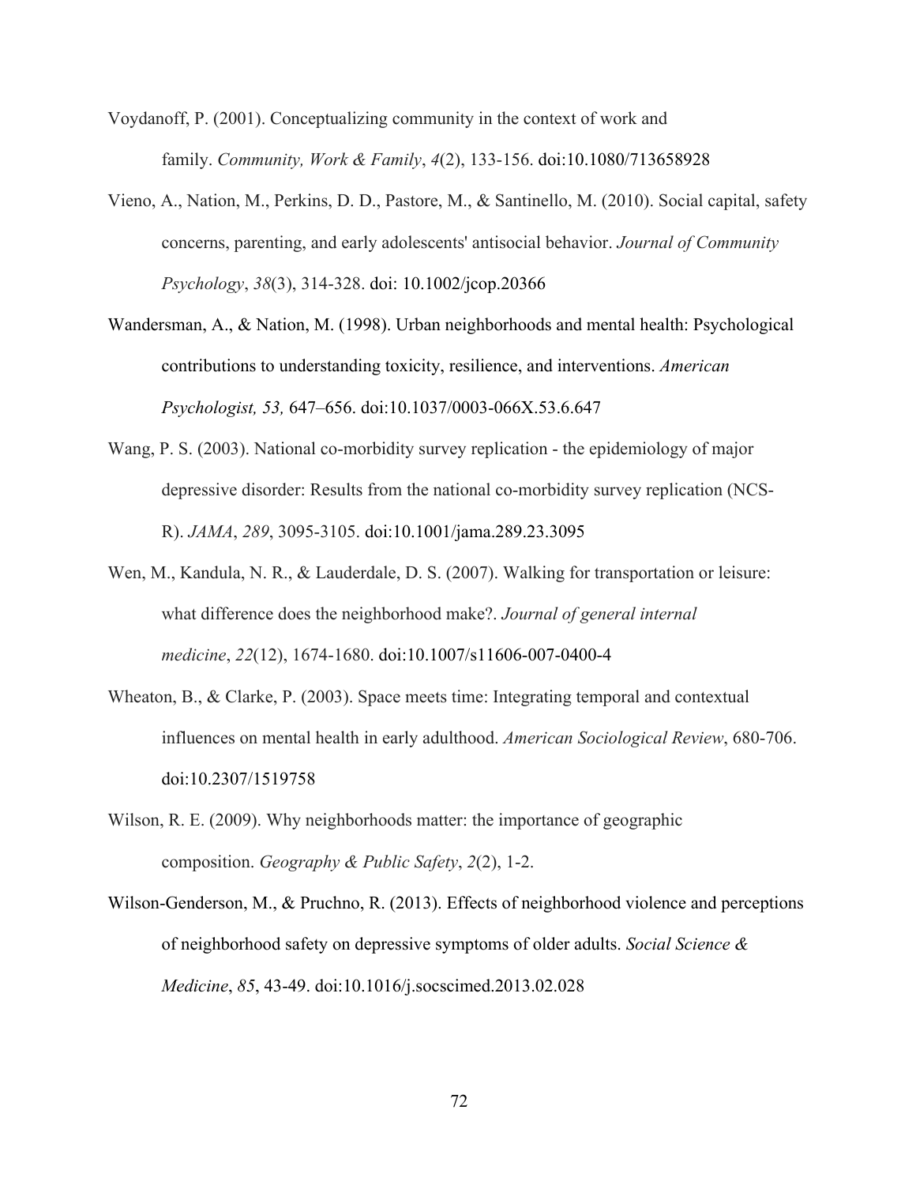Voydanoff, P. (2001). Conceptualizing community in the context of work and family. *Community, Work & Family*, *4*(2), 133-156. doi:10.1080/713658928

Vieno, A., Nation, M., Perkins, D. D., Pastore, M., & Santinello, M. (2010). Social capital, safety concerns, parenting, and early adolescents' antisocial behavior. *Journal of Community Psychology*, *38*(3), 314-328. doi: 10.1002/jcop.20366

Wandersman, A., & Nation, M. (1998). Urban neighborhoods and mental health: Psychological contributions to understanding toxicity, resilience, and interventions. *American Psychologist, 53,* 647–656. doi:10.1037/0003-066X.53.6.647

Wang, P. S. (2003). National co-morbidity survey replication - the epidemiology of major depressive disorder: Results from the national co-morbidity survey replication (NCS-R). *JAMA*, *289*, 3095-3105. doi:10.1001/jama.289.23.3095

Wen, M., Kandula, N. R., & Lauderdale, D. S. (2007). Walking for transportation or leisure: what difference does the neighborhood make?. *Journal of general internal medicine*, *22*(12), 1674-1680. doi:10.1007/s11606-007-0400-4

Wheaton, B., & Clarke, P. (2003). Space meets time: Integrating temporal and contextual influences on mental health in early adulthood. *American Sociological Review*, 680-706. doi:10.2307/1519758

Wilson, R. E. (2009). Why neighborhoods matter: the importance of geographic composition. *Geography & Public Safety*, *2*(2), 1-2.

Wilson-Genderson, M., & Pruchno, R. (2013). Effects of neighborhood violence and perceptions of neighborhood safety on depressive symptoms of older adults. *Social Science & Medicine*, *85*, 43-49. doi:10.1016/j.socscimed.2013.02.028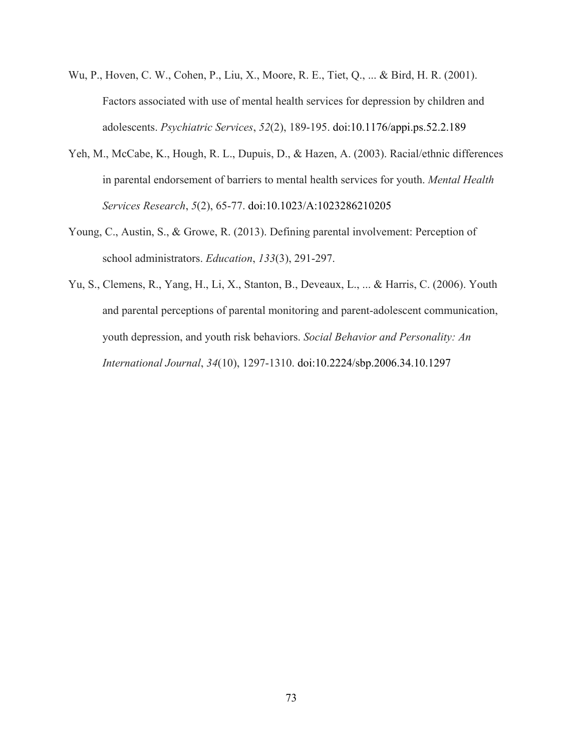Wu, P., Hoven, C. W., Cohen, P., Liu, X., Moore, R. E., Tiet, Q., ... & Bird, H. R. (2001). Factors associated with use of mental health services for depression by children and adolescents. *Psychiatric Services*, *52*(2), 189-195. doi:10.1176/appi.ps.52.2.189

Yeh, M., McCabe, K., Hough, R. L., Dupuis, D., & Hazen, A. (2003). Racial/ethnic differences in parental endorsement of barriers to mental health services for youth. *Mental Health Services Research*, *5*(2), 65-77. doi:10.1023/A:1023286210205

Young, C., Austin, S., & Growe, R. (2013). Defining parental involvement: Perception of school administrators. *Education*, *133*(3), 291-297.

Yu, S., Clemens, R., Yang, H., Li, X., Stanton, B., Deveaux, L., ... & Harris, C. (2006). Youth and parental perceptions of parental monitoring and parent-adolescent communication, youth depression, and youth risk behaviors. *Social Behavior and Personality: An International Journal*, *34*(10), 1297-1310. doi:10.2224/sbp.2006.34.10.1297